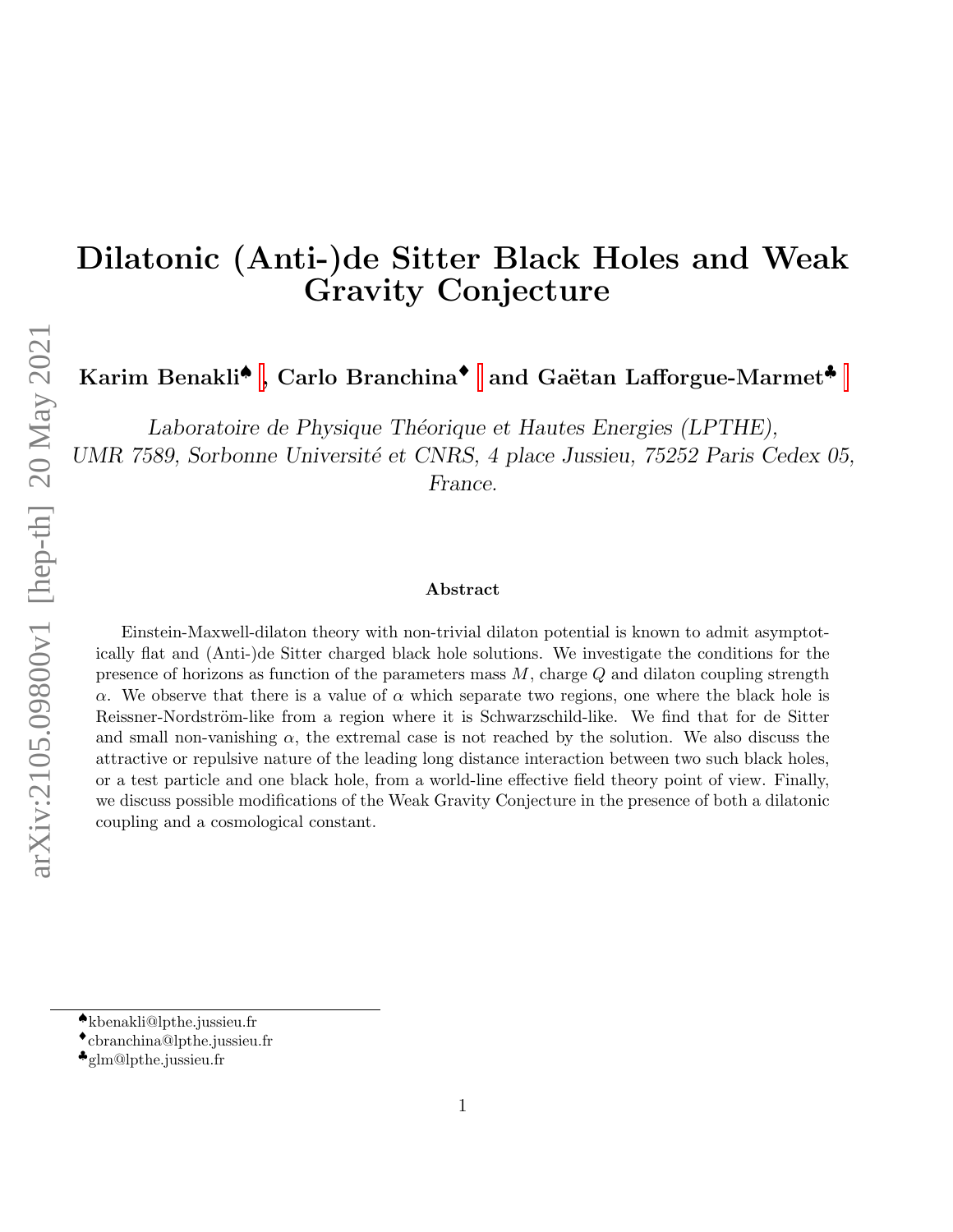# Dilatonic (Anti-)de Sitter Black Holes and Weak Gravity Conjecture

**Karim Benakli**[♠], **Carlo Branchina**[♦] **and Gaëtan Lafforgue-Marmet**[♣]

*Laboratoire de Physique Théorique et Hautes Energies (LPTHE), UMR 7589, Sorbonne Université et CNRS, 4 place Jussieu, 75252 Paris Cedex 05, France.*

### Abstract

Einstein-Maxwell-dilaton theory with non-trivial dilaton potential is known to admit asymptotically flat and (Anti-)de Sitter charged black hole solutions. We investigate the conditions for the presence of horizons as function of the parameters mass $M$, charge $Q$ and dilaton coupling strength $\alpha$. We observe that there is a value of $\alpha$ which separate two regions, one where the black hole is Reissner-Nordström-like from a region where it is Schwarzschild-like. We find that for de Sitter and small non-vanishing $\alpha$, the extremal case is not reached by the solution. We also discuss the attractive or repulsive nature of the leading long distance interaction between two such black holes, or a test particle and one black hole, from a world-line effective field theory point of view. Finally, we discuss possible modifications of the Weak Gravity Conjecture in the presence of both a dilatonic coupling and a cosmological constant.

---

[♠] kbenakli@lpthe.jussieu.fr

[♦] cbranchina@lpthe.jussieu.fr

[♣] glm@lpthe.jussieu.fr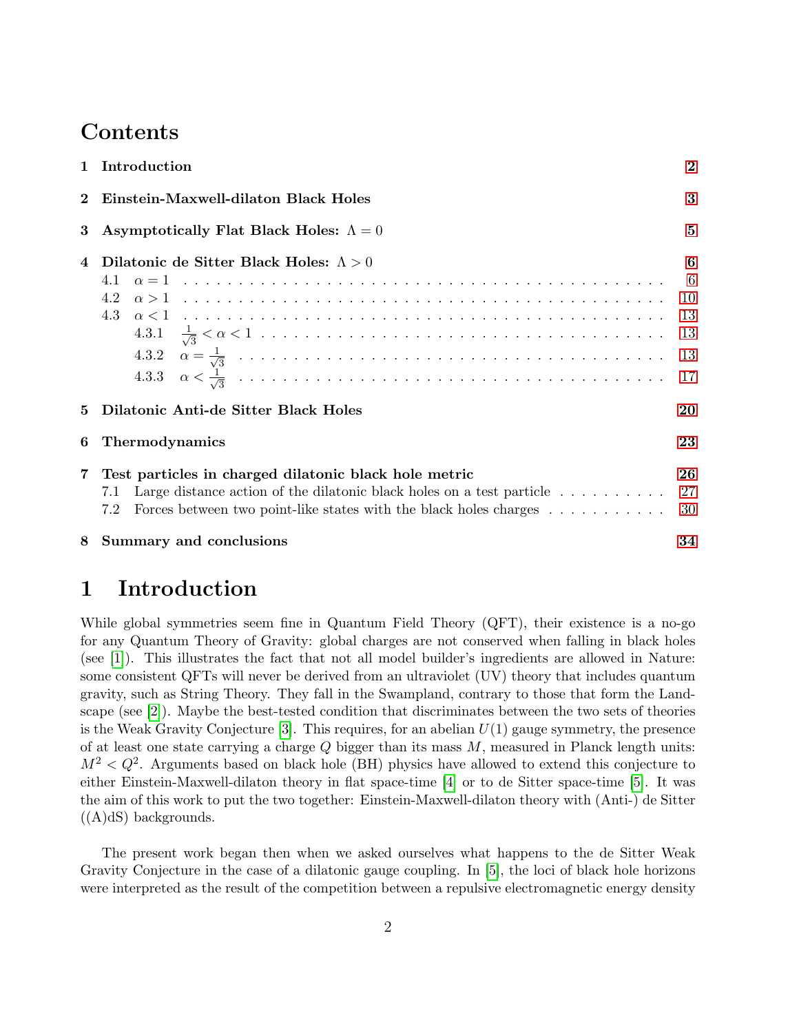# Contents

| | | |
|---|---|---|
| **1** | **Introduction** | **2** |
| **2** | **Einstein-Maxwell-dilaton Black Holes** | **3** |
| **3** | **Asymptotically Flat Black Holes: $\Lambda = 0$** | **5** |
| **4** | **Dilatonic de Sitter Black Holes: $\Lambda > 0$** | **6** |
| 4.1 | $\alpha = 1$ | 6 |
| 4.2 | $\alpha > 1$ | 10 |
| 4.3 | $\alpha < 1$ | 13 |
| 4.3.1 | $\frac{1}{\sqrt{3}} < \alpha < 1$ | 13 |
| 4.3.2 | $\alpha = \frac{1}{\sqrt{3}}$ | 13 |
| 4.3.3 | $\alpha < \frac{1}{\sqrt{3}}$ | 17 |
| **5** | **Dilatonic Anti-de Sitter Black Holes** | **20** |
| **6** | **Thermodynamics** | **23** |
| **7** | **Test particles in charged dilatonic black hole metric** | **26** |
| 7.1 | Large distance action of the dilatonic black holes on a test particle | 27 |
| 7.2 | Forces between two point-like states with the black holes charges | 30 |
| **8** | **Summary and conclusions** | **34** |

# 1 Introduction

While global symmetries seem fine in Quantum Field Theory (QFT), their existence is a no-go for any Quantum Theory of Gravity: global charges are not conserved when falling in black holes (see [1]). This illustrates the fact that not all model builder's ingredients are allowed in Nature: some consistent QFTs will never be derived from an ultraviolet (UV) theory that includes quantum gravity, such as String Theory. They fall in the Swampland, contrary to those that form the Landscape (see [2]). Maybe the best-tested condition that discriminates between the two sets of theories is the Weak Gravity Conjecture [3]. This requires, for an abelian $U(1)$ gauge symmetry, the presence of at least one state carrying a charge $Q$ bigger than its mass $M$, measured in Planck length units: $M^2 < Q^2$. Arguments based on black hole (BH) physics have allowed to extend this conjecture to either Einstein-Maxwell-dilaton theory in flat space-time [4] or to de Sitter space-time [5]. It was the aim of this work to put the two together: Einstein-Maxwell-dilaton theory with (Anti-) de Sitter ((A)dS) backgrounds.

The present work began then when we asked ourselves what happens to the de Sitter Weak Gravity Conjecture in the case of a dilatonic gauge coupling. In [5], the loci of black hole horizons were interpreted as the result of the competition between a repulsive electromagnetic energy density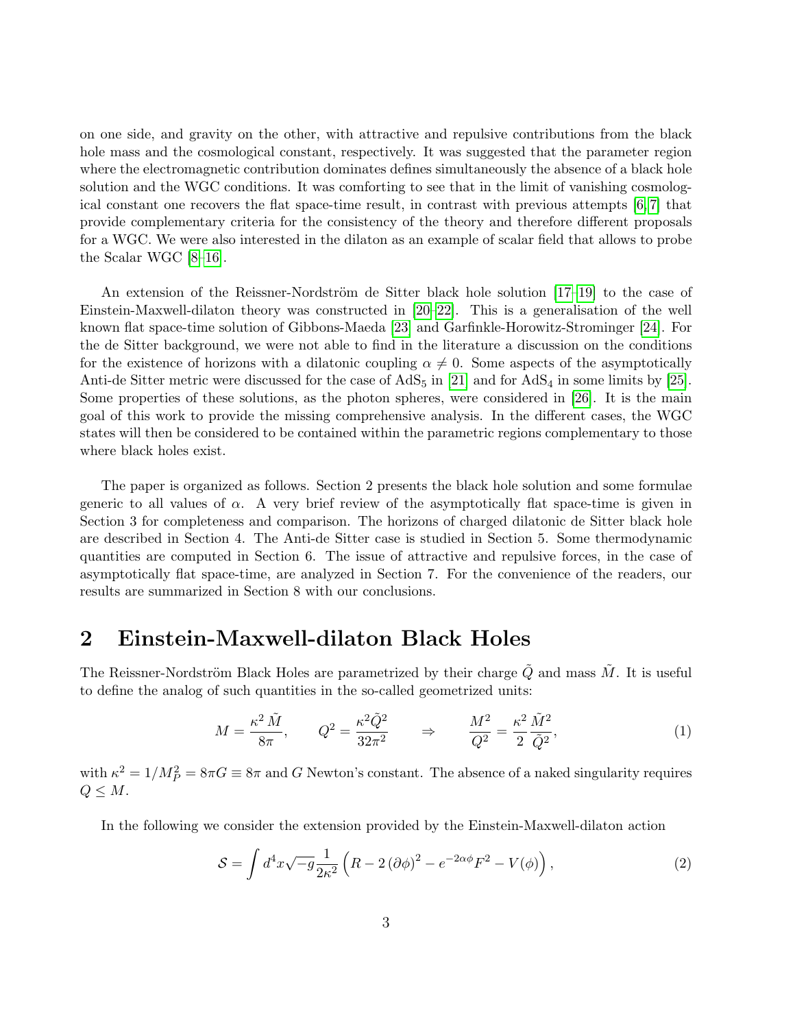on one side, and gravity on the other, with attractive and repulsive contributions from the black hole mass and the cosmological constant, respectively. It was suggested that the parameter region where the electromagnetic contribution dominates defines simultaneously the absence of a black hole solution and the WGC conditions. It was comforting to see that in the limit of vanishing cosmological constant one recovers the flat space-time result, in contrast with previous attempts [6,7] that provide complementary criteria for the consistency of the theory and therefore different proposals for a WGC. We were also interested in the dilaton as an example of scalar field that allows to probe the Scalar WGC [8–16].

An extension of the Reissner-Nordström de Sitter black hole solution [17–19] to the case of Einstein-Maxwell-dilaton theory was constructed in [20–22]. This is a generalisation of the well known flat space-time solution of Gibbons-Maeda [23] and Garfinkle-Horowitz-Strominger [24]. For the de Sitter background, we were not able to find in the literature a discussion on the conditions for the existence of horizons with a dilatonic coupling $\alpha \neq 0$. Some aspects of the asymptotically Anti-de Sitter metric were discussed for the case of $\mathrm{AdS}_5$ in [21] and for $\mathrm{AdS}_4$ in some limits by [25]. Some properties of these solutions, as the photon spheres, were considered in [26]. It is the main goal of this work to provide the missing comprehensive analysis. In the different cases, the WGC states will then be considered to be contained within the parametric regions complementary to those where black holes exist.

The paper is organized as follows. Section 2 presents the black hole solution and some formulae generic to all values of $\alpha$. A very brief review of the asymptotically flat space-time is given in Section 3 for completeness and comparison. The horizons of charged dilatonic de Sitter black hole are described in Section 4. The Anti-de Sitter case is studied in Section 5. Some thermodynamic quantities are computed in Section 6. The issue of attractive and repulsive forces, in the case of asymptotically flat space-time, are analyzed in Section 7. For the convenience of the readers, our results are summarized in Section 8 with our conclusions.

## 2 Einstein-Maxwell-dilaton Black Holes

The Reissner-Nordström Black Holes are parametrized by their charge $\tilde{Q}$ and mass $\tilde{M}$. It is useful to define the analog of such quantities in the so-called geometrized units:

$$M = \frac{\kappa^2 \tilde{M}}{8\pi}, \qquad Q^2 = \frac{\kappa^2 \tilde{Q}^2}{32\pi^2} \qquad \Rightarrow \qquad \frac{M^2}{Q^2} = \frac{\kappa^2}{2}\frac{\tilde{M}^2}{\tilde{Q}^2}, \tag{1}$$

with $\kappa^2 = 1/M_P^2 = 8\pi G \equiv 8\pi$ and $G$ Newton's constant. The absence of a naked singularity requires $Q \leq M$.

In the following we consider the extension provided by the Einstein-Maxwell-dilaton action

$$\mathcal{S} = \int d^4x \sqrt{-g}\, \frac{1}{2\kappa^2} \left( R - 2\,(\partial\phi)^2 - e^{-2\alpha\phi} F^2 - V(\phi) \right), \tag{2}$$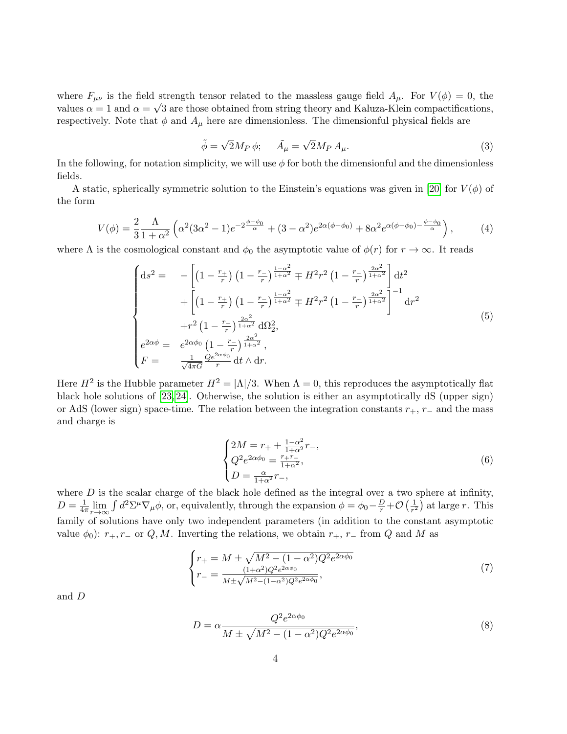where $F_{\mu\nu}$ is the field strength tensor related to the massless gauge field $A_\mu$. For $V(\phi) = 0$, the values $\alpha = 1$ and $\alpha = \sqrt{3}$ are those obtained from string theory and Kaluza-Klein compactifications, respectively. Note that $\phi$ and $A_\mu$ here are dimensionless. The dimensionful physical fields are

$$\tilde{\phi} = \sqrt{2} M_P \, \phi; \qquad \tilde{A_\mu} = \sqrt{2} M_P \, A_\mu. \tag{3}$$

In the following, for notation simplicity, we will use $\phi$ for both the dimensionful and the dimensionless fields.

A static, spherically symmetric solution to the Einstein's equations was given in [20] for $V(\phi)$ of the form

$$V(\phi) = \frac{2}{3}\frac{\Lambda}{1+\alpha^2}\left(\alpha^2(3\alpha^2-1)e^{-2\frac{\phi-\phi_0}{\alpha}} + (3-\alpha^2)e^{2\alpha(\phi-\phi_0)} + 8\alpha^2 e^{\alpha(\phi-\phi_0)-\frac{\phi-\phi_0}{\alpha}}\right), \tag{4}$$

where $\Lambda$ is the cosmological constant and $\phi_0$ the asymptotic value of $\phi(r)$ for $r \to \infty$. It reads

$$\begin{cases} \mathrm{d}s^2 = & -\left[\left(1-\frac{r_+}{r}\right)\left(1-\frac{r_-}{r}\right)^{\frac{1-\alpha^2}{1+\alpha^2}} \mp H^2 r^2 \left(1-\frac{r_-}{r}\right)^{\frac{2\alpha^2}{1+\alpha^2}}\right]\mathrm{d}t^2 \\ & +\left[\left(1-\frac{r_+}{r}\right)\left(1-\frac{r_-}{r}\right)^{\frac{1-\alpha^2}{1+\alpha^2}} \mp H^2 r^2 \left(1-\frac{r_-}{r}\right)^{\frac{2\alpha^2}{1+\alpha^2}}\right]^{-1}\mathrm{d}r^2 \\ & +r^2\left(1-\frac{r_-}{r}\right)^{\frac{2\alpha^2}{1+\alpha^2}}\mathrm{d}\Omega_2^2, \\ e^{2\alpha\phi} = & e^{2\alpha\phi_0}\left(1-\frac{r_-}{r}\right)^{\frac{2\alpha^2}{1+\alpha^2}}, \\ F = & \frac{1}{\sqrt{4\pi G}}\frac{Q e^{2\alpha\phi_0}}{r}\,\mathrm{d}t\wedge\mathrm{d}r. \end{cases} \tag{5}$$

Here $H^2$ is the Hubble parameter $H^2 = |\Lambda|/3$. When $\Lambda = 0$, this reproduces the asymptotically flat black hole solutions of [23, 24]. Otherwise, the solution is either an asymptotically dS (upper sign) or AdS (lower sign) space-time. The relation between the integration constants $r_+$, $r_-$ and the mass and charge is

$$\begin{cases} 2M = r_+ + \frac{1-\alpha^2}{1+\alpha^2}r_-, \\ Q^2 e^{2\alpha\phi_0} = \frac{r_+ r_-}{1+\alpha^2}, \\ D = \frac{\alpha}{1+\alpha^2}r_-, \end{cases} \tag{6}$$

where $D$ is the scalar charge of the black hole defined as the integral over a two sphere at infinity, $D = \frac{1}{4\pi}\lim_{r\to\infty}\int d^2\Sigma^\mu \nabla_\mu \phi$, or, equivalently, through the expansion $\phi = \phi_0 - \frac{D}{r} + \mathcal{O}\left(\frac{1}{r^2}\right)$ at large $r$. This family of solutions have only two independent parameters (in addition to the constant asymptotic value $\phi_0$): $r_+, r_-$ or $Q, M$. Inverting the relations, we obtain $r_+$, $r_-$ from $Q$ and $M$ as

$$\begin{cases} r_+ = M \pm \sqrt{M^2 - (1-\alpha^2)Q^2 e^{2\alpha\phi_0}} \\ r_- = \frac{(1+\alpha^2)Q^2 e^{2\alpha\phi_0}}{M \pm \sqrt{M^2-(1-\alpha^2)Q^2 e^{2\alpha\phi_0}}}, \end{cases} \tag{7}$$

and $D$

$$D = \alpha\frac{Q^2 e^{2\alpha\phi_0}}{M \pm \sqrt{M^2 - (1-\alpha^2)Q^2 e^{2\alpha\phi_0}}}, \tag{8}$$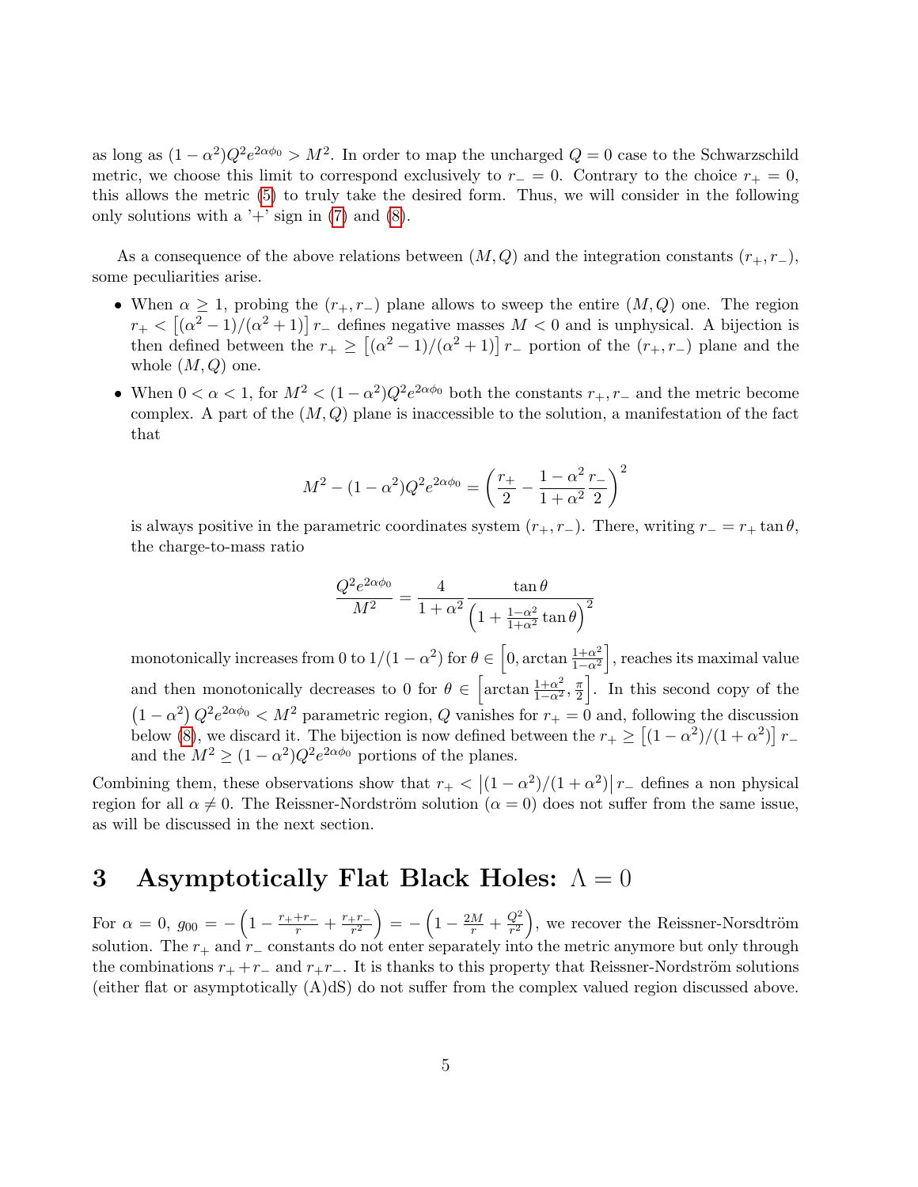as long as $(1-\alpha^2)Q^2 e^{2\alpha\phi_0} > M^2$. In order to map the uncharged $Q = 0$ case to the Schwarzschild metric, we choose this limit to correspond exclusively to $r_- = 0$. Contrary to the choice $r_+ = 0$, this allows the metric (5) to truly take the desired form. Thus, we will consider in the following only solutions with a '+' sign in (7) and (8).

As a consequence of the above relations between $(M, Q)$ and the integration constants $(r_+, r_-)$, some peculiarities arise.

- When $\alpha \geq 1$, probing the $(r_+, r_-)$ plane allows to sweep the entire $(M, Q)$ one. The region $r_+ < \left[(\alpha^2-1)/(\alpha^2+1)\right] r_-$ defines negative masses $M < 0$ and is unphysical. A bijection is then defined between the $r_+ \geq \left[(\alpha^2-1)/(\alpha^2+1)\right] r_-$ portion of the $(r_+, r_-)$ plane and the whole $(M, Q)$ one.
- When $0 < \alpha < 1$, for $M^2 < (1-\alpha^2)Q^2 e^{2\alpha\phi_0}$ both the constants $r_+, r_-$ and the metric become complex. A part of the $(M, Q)$ plane is inaccessible to the solution, a manifestation of the fact that

$$M^2 - (1-\alpha^2)Q^2 e^{2\alpha\phi_0} = \left(\frac{r_+}{2} - \frac{1-\alpha^2}{1+\alpha^2}\frac{r_-}{2}\right)^2$$

is always positive in the parametric coordinates system $(r_+, r_-)$. There, writing $r_- = r_+ \tan\theta$, the charge-to-mass ratio

$$\frac{Q^2 e^{2\alpha\phi_0}}{M^2} = \frac{4}{1+\alpha^2}\frac{\tan\theta}{\left(1 + \frac{1-\alpha^2}{1+\alpha^2}\tan\theta\right)^2}$$

monotonically increases from 0 to $1/(1-\alpha^2)$ for $\theta \in \left[0, \arctan\frac{1+\alpha^2}{1-\alpha^2}\right]$, reaches its maximal value and then monotonically decreases to 0 for $\theta \in \left[\arctan\frac{1+\alpha^2}{1-\alpha^2}, \frac{\pi}{2}\right]$. In this second copy of the $\left(1-\alpha^2\right)Q^2 e^{2\alpha\phi_0} < M^2$ parametric region, $Q$ vanishes for $r_+ = 0$ and, following the discussion below (8), we discard it. The bijection is now defined between the $r_+ \geq \left[(1-\alpha^2)/(1+\alpha^2)\right] r_-$ and the $M^2 \geq (1-\alpha^2)Q^2 e^{2\alpha\phi_0}$ portions of the planes.

Combining them, these observations show that $r_+ < \left|(1-\alpha^2)/(1+\alpha^2)\right| r_-$ defines a non physical region for all $\alpha \neq 0$. The Reissner-Nordström solution ($\alpha = 0$) does not suffer from the same issue, as will be discussed in the next section.

# 3 Asymptotically Flat Black Holes: $\Lambda = 0$

For $\alpha = 0$, $g_{00} = -\left(1 - \frac{r_+ + r_-}{r} + \frac{r_+ r_-}{r^2}\right) = -\left(1 - \frac{2M}{r} + \frac{Q^2}{r^2}\right)$, we recover the Reissner-Norsdtröm solution. The $r_+$ and $r_-$ constants do not enter separately into the metric anymore but only through the combinations $r_+ + r_-$ and $r_+ r_-$. It is thanks to this property that Reissner-Nordström solutions (either flat or asymptotically (A)dS) do not suffer from the complex valued region discussed above.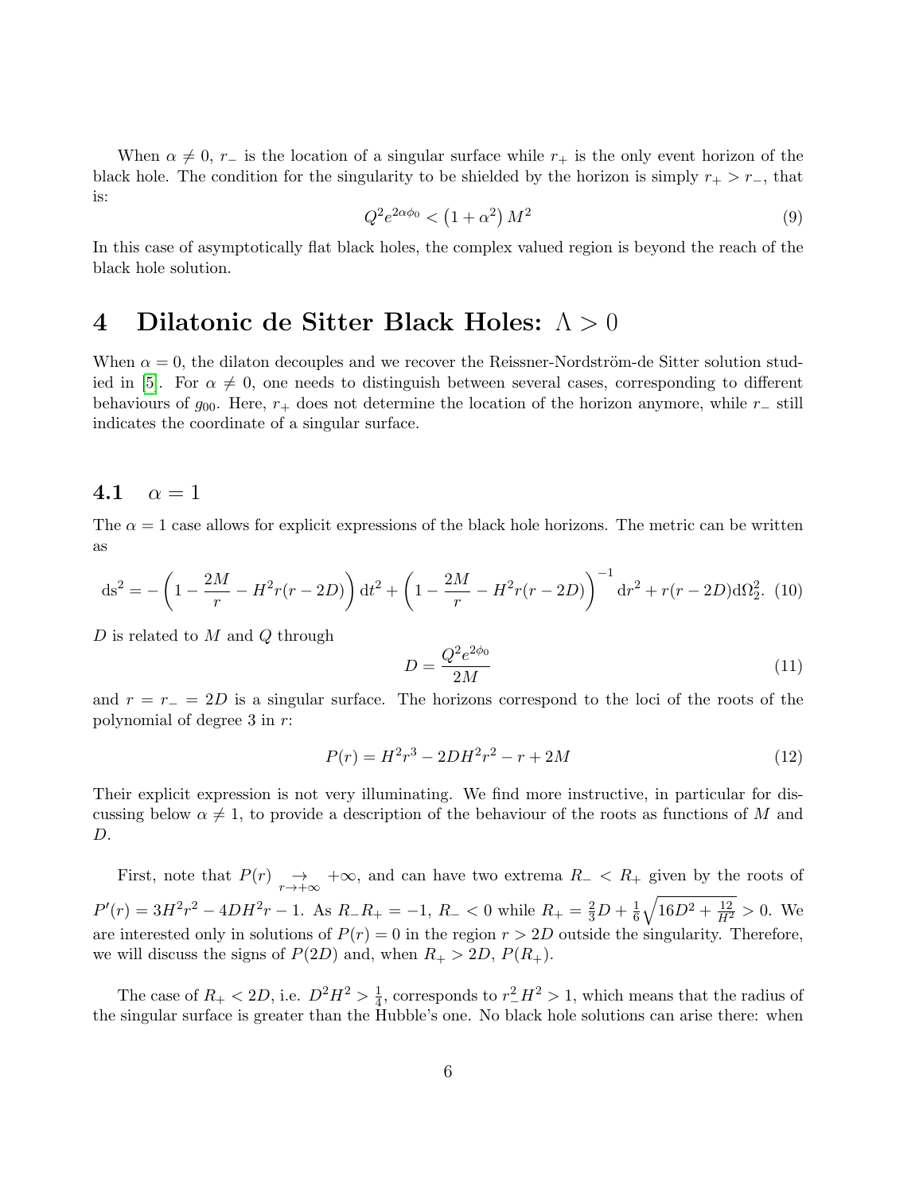When $\alpha \neq 0$, $r_-$ is the location of a singular surface while $r_+$ is the only event horizon of the black hole. The condition for the singularity to be shielded by the horizon is simply $r_+ > r_-$, that is:

$$Q^2 e^{2\alpha\phi_0} < \left(1+\alpha^2\right) M^2 \tag{9}$$

In this case of asymptotically flat black holes, the complex valued region is beyond the reach of the black hole solution.

# 4 Dilatonic de Sitter Black Holes: $\Lambda > 0$

When $\alpha = 0$, the dilaton decouples and we recover the Reissner-Nordström-de Sitter solution studied in [5]. For $\alpha \neq 0$, one needs to distinguish between several cases, corresponding to different behaviours of $g_{00}$. Here, $r_+$ does not determine the location of the horizon anymore, while $r_-$ still indicates the coordinate of a singular surface.

## 4.1 $\alpha = 1$

The $\alpha = 1$ case allows for explicit expressions of the black hole horizons. The metric can be written as

$$\mathrm{d}s^2 = -\left(1 - \frac{2M}{r} - H^2 r(r-2D)\right)\mathrm{d}t^2 + \left(1 - \frac{2M}{r} - H^2 r(r-2D)\right)^{-1}\mathrm{d}r^2 + r(r-2D)\mathrm{d}\Omega_2^2. \tag{10}$$

$D$ is related to $M$ and $Q$ through

$$D = \frac{Q^2 e^{2\phi_0}}{2M} \tag{11}$$

and $r = r_- = 2D$ is a singular surface. The horizons correspond to the loci of the roots of the polynomial of degree 3 in $r$:

$$P(r) = H^2 r^3 - 2DH^2 r^2 - r + 2M \tag{12}$$

Their explicit expression is not very illuminating. We find more instructive, in particular for discussing below $\alpha \neq 1$, to provide a description of the behaviour of the roots as functions of $M$ and $D$.

First, note that $P(r) \underset{r\to+\infty}{\to} +\infty$, and can have two extrema $R_- < R_+$ given by the roots of $P'(r) = 3H^2r^2 - 4DH^2 r - 1$. As $R_- R_+ = -1$, $R_- < 0$ while $R_+ = \frac{2}{3}D + \frac{1}{6}\sqrt{16D^2 + \frac{12}{H^2}} > 0$. We are interested only in solutions of $P(r) = 0$ in the region $r > 2D$ outside the singularity. Therefore, we will discuss the signs of $P(2D)$ and, when $R_+ > 2D$, $P(R_+)$.

The case of $R_+ < 2D$, i.e. $D^2H^2 > \frac{1}{4}$, corresponds to $r_-^2 H^2 > 1$, which means that the radius of the singular surface is greater than the Hubble's one. No black hole solutions can arise there: when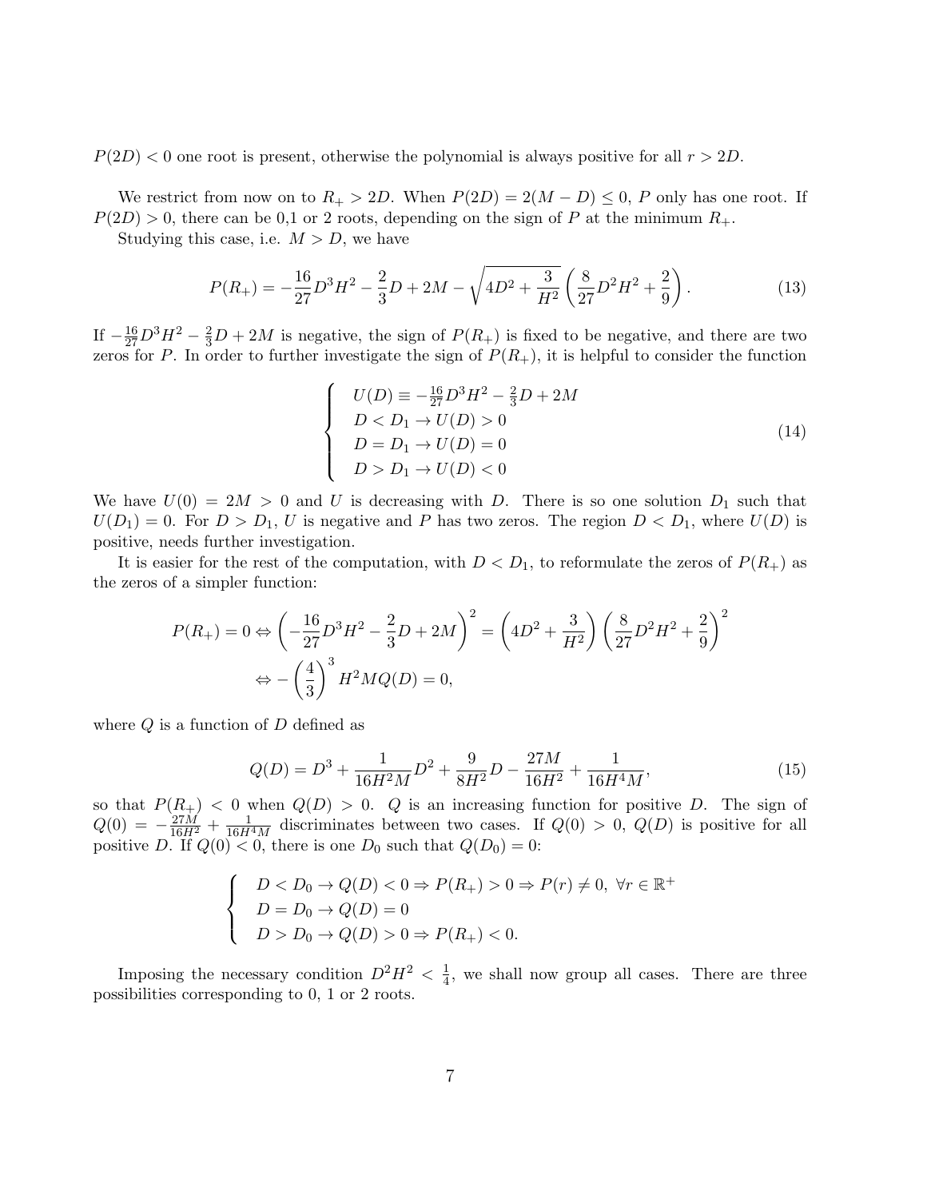$P(2D) < 0$ one root is present, otherwise the polynomial is always positive for all $r > 2D$.

We restrict from now on to $R_+ > 2D$. When $P(2D) = 2(M - D) \leq 0$, $P$ only has one root. If $P(2D) > 0$, there can be 0,1 or 2 roots, depending on the sign of $P$ at the minimum $R_+$.

Studying this case, i.e. $M > D$, we have

$$P(R_+) = -\frac{16}{27}D^3H^2 - \frac{2}{3}D + 2M - \sqrt{4D^2 + \frac{3}{H^2}}\left(\frac{8}{27}D^2H^2 + \frac{2}{9}\right). \tag{13}$$

If $-\frac{16}{27}D^3H^2 - \frac{2}{3}D + 2M$ is negative, the sign of $P(R_+)$ is fixed to be negative, and there are two zeros for $P$. In order to further investigate the sign of $P(R_+)$, it is helpful to consider the function

$$\begin{cases} U(D) \equiv -\frac{16}{27}D^3H^2 - \frac{2}{3}D + 2M \\ D < D_1 \to U(D) > 0 \\ D = D_1 \to U(D) = 0 \\ D > D_1 \to U(D) < 0 \end{cases} \tag{14}$$

We have $U(0) = 2M > 0$ and $U$ is decreasing with $D$. There is so one solution $D_1$ such that $U(D_1) = 0$. For $D > D_1$, $U$ is negative and $P$ has two zeros. The region $D < D_1$, where $U(D)$ is positive, needs further investigation.

It is easier for the rest of the computation, with $D < D_1$, to reformulate the zeros of $P(R_+)$ as the zeros of a simpler function:

$$\begin{aligned} P(R_+) = 0 &\Leftrightarrow \left(-\frac{16}{27}D^3H^2 - \frac{2}{3}D + 2M\right)^2 = \left(4D^2 + \frac{3}{H^2}\right)\left(\frac{8}{27}D^2H^2 + \frac{2}{9}\right)^2 \\ &\Leftrightarrow -\left(\frac{4}{3}\right)^3 H^2MQ(D) = 0, \end{aligned}$$

where $Q$ is a function of $D$ defined as

$$Q(D) = D^3 + \frac{1}{16H^2M}D^2 + \frac{9}{8H^2}D - \frac{27M}{16H^2} + \frac{1}{16H^4M}, \tag{15}$$

so that $P(R_+) < 0$ when $Q(D) > 0$. $Q$ is an increasing function for positive $D$. The sign of $Q(0) = -\frac{27M}{16H^2} + \frac{1}{16H^4M}$ discriminates between two cases. If $Q(0) > 0$, $Q(D)$ is positive for all positive $D$. If $Q(0) < 0$, there is one $D_0$ such that $Q(D_0) = 0$:

$$\begin{cases} D < D_0 \to Q(D) < 0 \Rightarrow P(R_+) > 0 \Rightarrow P(r) \neq 0, \ \forall r \in \mathbb{R}^+ \\ D = D_0 \to Q(D) = 0 \\ D > D_0 \to Q(D) > 0 \Rightarrow P(R_+) < 0. \end{cases}$$

Imposing the necessary condition $D^2H^2 < \frac{1}{4}$, we shall now group all cases. There are three possibilities corresponding to 0, 1 or 2 roots.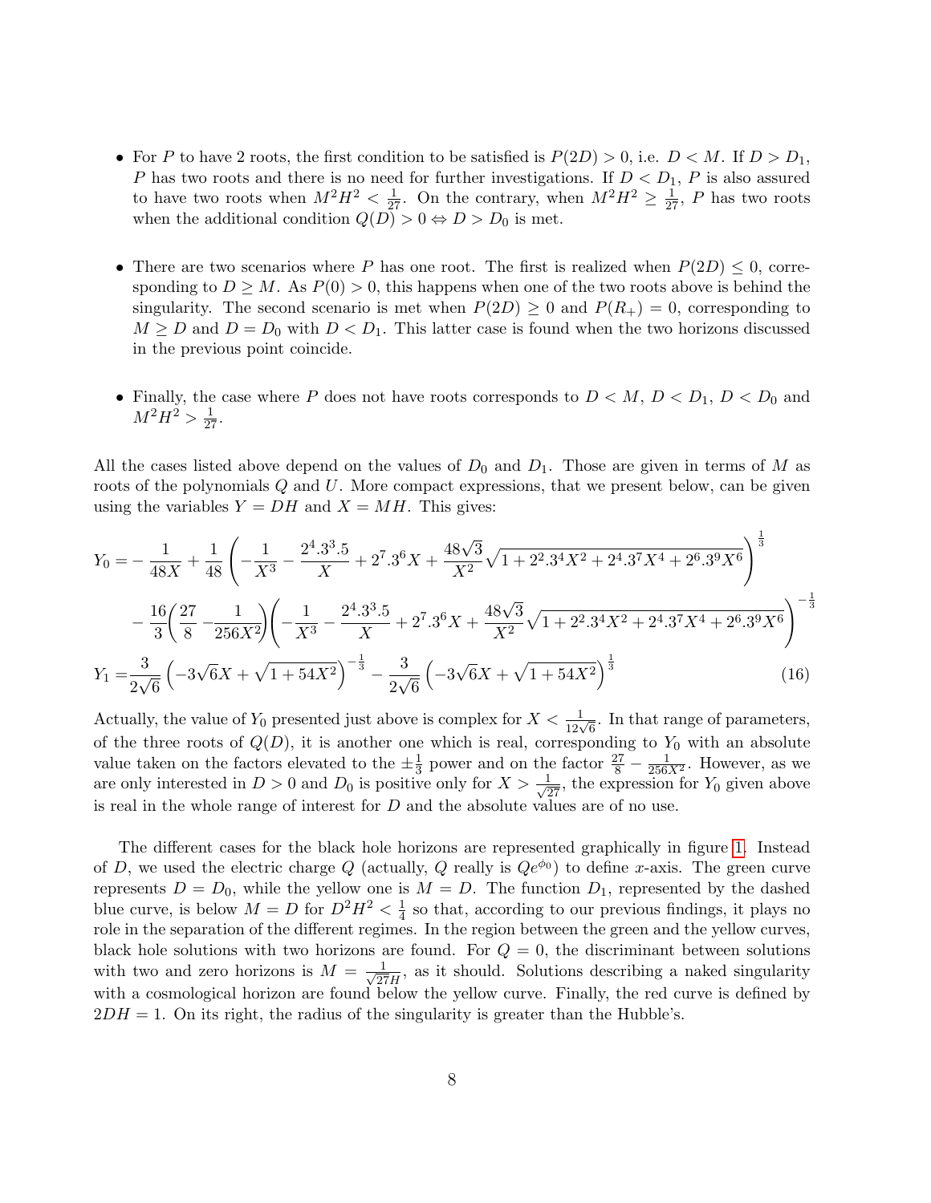- For $P$ to have 2 roots, the first condition to be satisfied is $P(2D) > 0$, i.e. $D < M$. If $D > D_1$, $P$ has two roots and there is no need for further investigations. If $D < D_1$, $P$ is also assured to have two roots when $M^2H^2 < \frac{1}{27}$. On the contrary, when $M^2H^2 \geq \frac{1}{27}$, $P$ has two roots when the additional condition $Q(D) > 0 \Leftrightarrow D > D_0$ is met.

- There are two scenarios where $P$ has one root. The first is realized when $P(2D) \leq 0$, corresponding to $D \geq M$. As $P(0) > 0$, this happens when one of the two roots above is behind the singularity. The second scenario is met when $P(2D) \geq 0$ and $P(R_+) = 0$, corresponding to $M \geq D$ and $D = D_0$ with $D < D_1$. This latter case is found when the two horizons discussed in the previous point coincide.

- Finally, the case where $P$ does not have roots corresponds to $D < M$, $D < D_1$, $D < D_0$ and $M^2H^2 > \frac{1}{27}$.

All the cases listed above depend on the values of $D_0$ and $D_1$. Those are given in terms of $M$ as roots of the polynomials $Q$ and $U$. More compact expressions, that we present below, can be given using the variables $Y = DH$ and $X = MH$. This gives:

$$
\begin{aligned}
Y_0 =& -\frac{1}{48X} + \frac{1}{48}\left(-\frac{1}{X^3} - \frac{2^4.3^3.5}{X} + 2^7.3^6X + \frac{48\sqrt{3}}{X^2}\sqrt{1 + 2^2.3^4X^2 + 2^4.3^7X^4 + 2^6.3^9X^6}\right)^{\frac{1}{3}} \\
& - \frac{16}{3}\left(\frac{27}{8} - \frac{1}{256X^2}\right)\left(-\frac{1}{X^3} - \frac{2^4.3^3.5}{X} + 2^7.3^6X + \frac{48\sqrt{3}}{X^2}\sqrt{1 + 2^2.3^4X^2 + 2^4.3^7X^4 + 2^6.3^9X^6}\right)^{-\frac{1}{3}} \\
Y_1 =& \frac{3}{2\sqrt{6}}\left(-3\sqrt{6}X + \sqrt{1+54X^2}\right)^{-\frac{1}{3}} - \frac{3}{2\sqrt{6}}\left(-3\sqrt{6}X + \sqrt{1+54X^2}\right)^{\frac{1}{3}}
\end{aligned}
\tag{16}
$$

Actually, the value of $Y_0$ presented just above is complex for $X < \frac{1}{12\sqrt{6}}$. In that range of parameters, of the three roots of $Q(D)$, it is another one which is real, corresponding to $Y_0$ with an absolute value taken on the factors elevated to the $\pm\frac{1}{3}$ power and on the factor $\frac{27}{8} - \frac{1}{256X^2}$. However, as we are only interested in $D > 0$ and $D_0$ is positive only for $X > \frac{1}{\sqrt{27}}$, the expression for $Y_0$ given above is real in the whole range of interest for $D$ and the absolute values are of no use.

The different cases for the black hole horizons are represented graphically in figure 1. Instead of $D$, we used the electric charge $Q$ (actually, $Q$ really is $Qe^{\phi_0}$) to define $x$-axis. The green curve represents $D = D_0$, while the yellow one is $M = D$. The function $D_1$, represented by the dashed blue curve, is below $M = D$ for $D^2H^2 < \frac{1}{4}$ so that, according to our previous findings, it plays no role in the separation of the different regimes. In the region between the green and the yellow curves, black hole solutions with two horizons are found. For $Q = 0$, the discriminant between solutions with two and zero horizons is $M = \frac{1}{\sqrt{27}H}$, as it should. Solutions describing a naked singularity with a cosmological horizon are found below the yellow curve. Finally, the red curve is defined by $2DH = 1$. On its right, the radius of the singularity is greater than the Hubble's.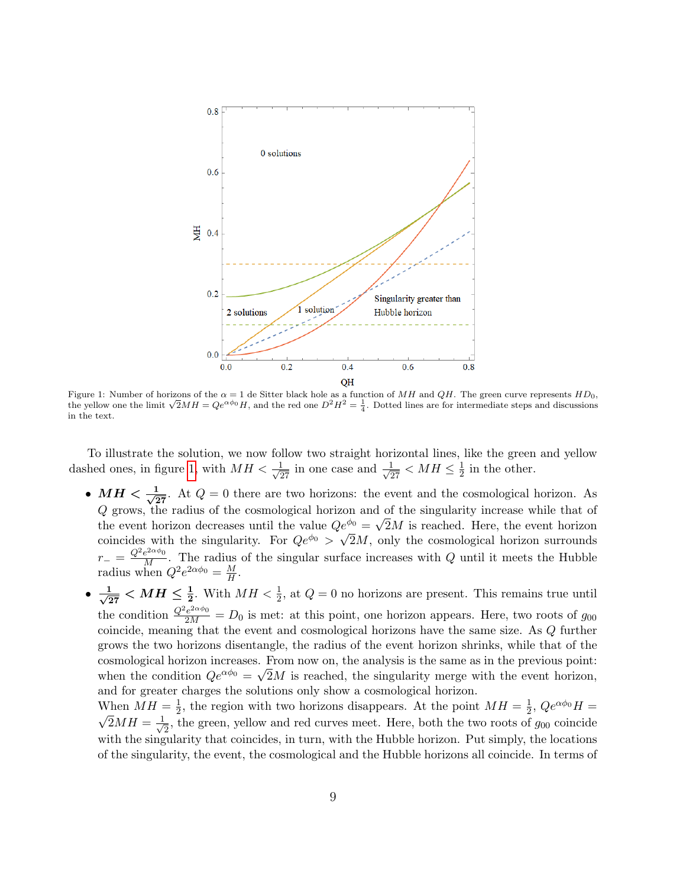Figure 1: Number of horizons of the $\alpha = 1$ de Sitter black hole as a function of $MH$ and $QH$. The green curve represents $HD_0$, the yellow one the limit $\sqrt{2}MH = Qe^{\alpha\phi_0}H$, and the red one $D^2H^2 = \frac{1}{4}$. Dotted lines are for intermediate steps and discussions in the text.

To illustrate the solution, we now follow two straight horizontal lines, like the green and yellow dashed ones, in figure 1, with $MH < \frac{1}{\sqrt{27}}$ in one case and $\frac{1}{\sqrt{27}} < MH \leq \frac{1}{2}$ in the other.

- $\boldsymbol{MH < \frac{1}{\sqrt{27}}}$. At $Q = 0$ there are two horizons: the event and the cosmological horizon. As $Q$ grows, the radius of the cosmological horizon and of the singularity increase while that of the event horizon decreases until the value $Qe^{\phi_0} = \sqrt{2}M$ is reached. Here, the event horizon coincides with the singularity. For $Qe^{\phi_0} > \sqrt{2}M$, only the cosmological horizon surrounds $r_- = \frac{Q^2 e^{2\alpha\phi_0}}{M}$. The radius of the singular surface increases with $Q$ until it meets the Hubble radius when $Q^2 e^{2\alpha\phi_0} = \frac{M}{H}$.
- $\boldsymbol{\frac{1}{\sqrt{27}} < MH \leq \frac{1}{2}}$. With $MH < \frac{1}{2}$, at $Q = 0$ no horizons are present. This remains true until the condition $\frac{Q^2 e^{2\alpha\phi_0}}{2M} = D_0$ is met: at this point, one horizon appears. Here, two roots of $g_{00}$ coincide, meaning that the event and cosmological horizons have the same size. As $Q$ further grows the two horizons disentangle, the radius of the event horizon shrinks, while that of the cosmological horizon increases. From now on, the analysis is the same as in the previous point: when the condition $Qe^{\alpha\phi_0} = \sqrt{2}M$ is reached, the singularity merge with the event horizon, and for greater charges the solutions only show a cosmological horizon.
  When $MH = \frac{1}{2}$, the region with two horizons disappears. At the point $MH = \frac{1}{2}$, $Qe^{\alpha\phi_0}H = \sqrt{2}MH = \frac{1}{\sqrt{2}}$, the green, yellow and red curves meet. Here, both the two roots of $g_{00}$ coincide with the singularity that coincides, in turn, with the Hubble horizon. Put simply, the locations of the singularity, the event, the cosmological and the Hubble horizons all coincide. In terms of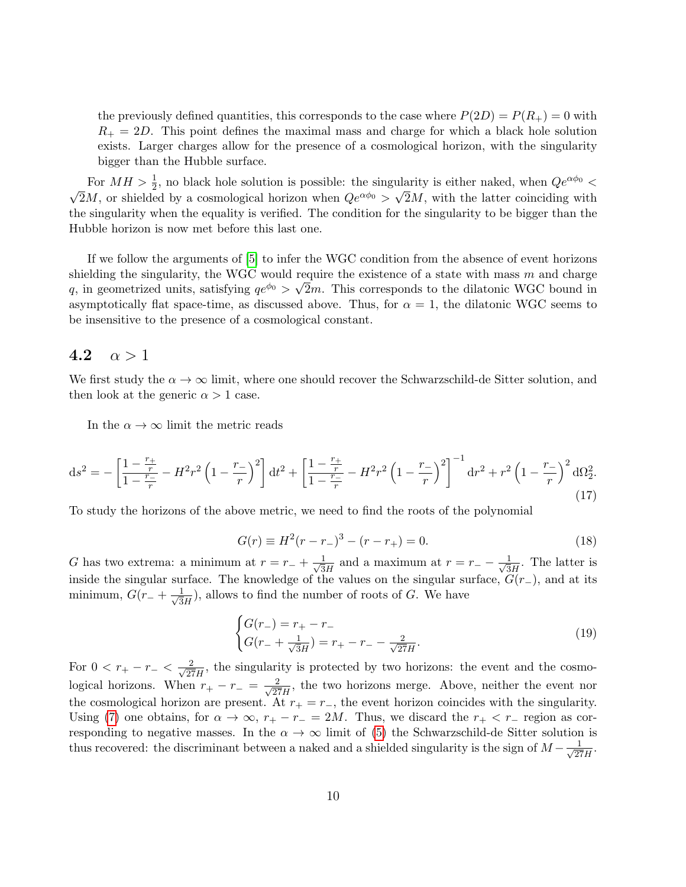the previously defined quantities, this corresponds to the case where $P(2D) = P(R_+) = 0$ with $R_+ = 2D$. This point defines the maximal mass and charge for which a black hole solution exists. Larger charges allow for the presence of a cosmological horizon, with the singularity bigger than the Hubble surface.

For $MH > \frac{1}{2}$, no black hole solution is possible: the singularity is either naked, when $Qe^{\alpha\phi_0} < \sqrt{2}M$, or shielded by a cosmological horizon when $Qe^{\alpha\phi_0} > \sqrt{2}M$, with the latter coinciding with the singularity when the equality is verified. The condition for the singularity to be bigger than the Hubble horizon is now met before this last one.

If we follow the arguments of [5] to infer the WGC condition from the absence of event horizons shielding the singularity, the WGC would require the existence of a state with mass $m$ and charge $q$, in geometrized units, satisfying $qe^{\phi_0} > \sqrt{2}m$. This corresponds to the dilatonic WGC bound in asymptotically flat space-time, as discussed above. Thus, for $\alpha = 1$, the dilatonic WGC seems to be insensitive to the presence of a cosmological constant.

## 4.2 $\alpha > 1$

We first study the $\alpha \to \infty$ limit, where one should recover the Schwarzschild-de Sitter solution, and then look at the generic $\alpha > 1$ case.

In the $\alpha \to \infty$ limit the metric reads

$$\mathrm{d}s^2 = -\left[\frac{1-\frac{r_+}{r}}{1-\frac{r_-}{r}} - H^2r^2\left(1-\frac{r_-}{r}\right)^2\right]\mathrm{d}t^2 + \left[\frac{1-\frac{r_+}{r}}{1-\frac{r_-}{r}} - H^2r^2\left(1-\frac{r_-}{r}\right)^2\right]^{-1}\mathrm{d}r^2 + r^2\left(1-\frac{r_-}{r}\right)^2\mathrm{d}\Omega_2^2. \tag{17}$$

To study the horizons of the above metric, we need to find the roots of the polynomial

$$G(r) \equiv H^2(r-r_-)^3 - (r-r_+) = 0. \tag{18}$$

$G$ has two extrema: a minimum at $r = r_- + \frac{1}{\sqrt{3}H}$ and a maximum at $r = r_- - \frac{1}{\sqrt{3}H}$. The latter is inside the singular surface. The knowledge of the values on the singular surface, $G(r_-)$, and at its minimum, $G(r_- + \frac{1}{\sqrt{3}H})$, allows to find the number of roots of $G$. We have

$$\begin{cases} G(r_-) = r_+ - r_- \\ G(r_- + \frac{1}{\sqrt{3}H}) = r_+ - r_- - \frac{2}{\sqrt{27}H}. \end{cases} \tag{19}$$

For $0 < r_+ - r_- < \frac{2}{\sqrt{27}H}$, the singularity is protected by two horizons: the event and the cosmological horizons. When $r_+ - r_- = \frac{2}{\sqrt{27}H}$, the two horizons merge. Above, neither the event nor the cosmological horizon are present. At $r_+ = r_-$, the event horizon coincides with the singularity. Using (7) one obtains, for $\alpha \to \infty$, $r_+ - r_- = 2M$. Thus, we discard the $r_+ < r_-$ region as corresponding to negative masses. In the $\alpha \to \infty$ limit of (5) the Schwarzschild-de Sitter solution is thus recovered: the discriminant between a naked and a shielded singularity is the sign of $M - \frac{1}{\sqrt{27}H}$.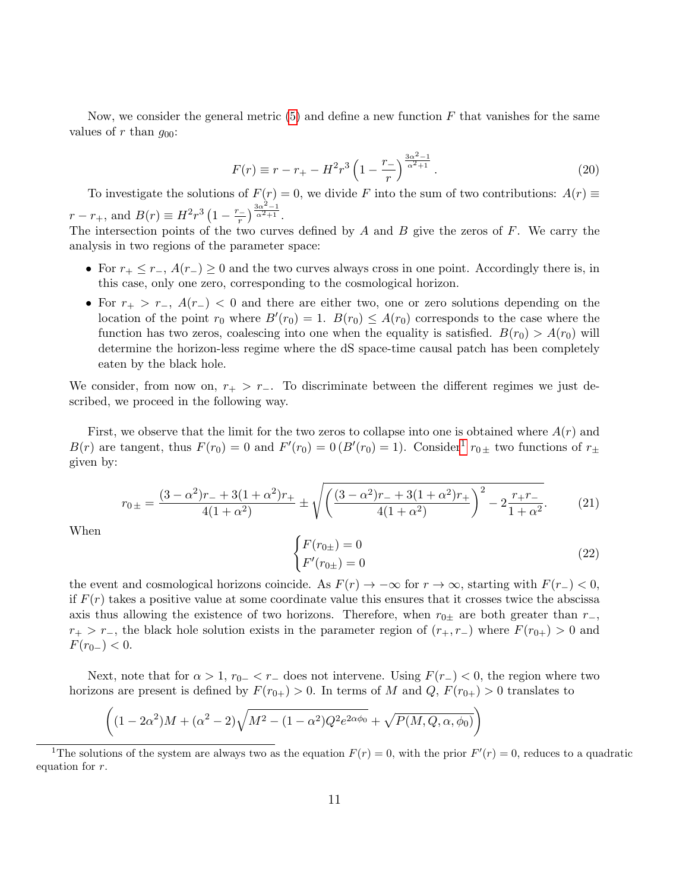Now, we consider the general metric (5) and define a new function $F$ that vanishes for the same values of $r$ than $g_{00}$:

$$F(r) \equiv r - r_+ - H^2 r^3 \left(1 - \frac{r_-}{r}\right)^{\frac{3\alpha^2-1}{\alpha^2+1}}. \tag{20}$$

To investigate the solutions of $F(r) = 0$, we divide $F$ into the sum of two contributions: $A(r) \equiv r - r_+$, and $B(r) \equiv H^2 r^3 \left(1 - \frac{r_-}{r}\right)^{\frac{3\alpha^2-1}{\alpha^2+1}}$.
The intersection points of the two curves defined by $A$ and $B$ give the zeros of $F$. We carry the analysis in two regions of the parameter space:

- For $r_+ \leq r_-$, $A(r_-) \geq 0$ and the two curves always cross in one point. Accordingly there is, in this case, only one zero, corresponding to the cosmological horizon.
- For $r_+ > r_-$, $A(r_-) < 0$ and there are either two, one or zero solutions depending on the location of the point $r_0$ where $B'(r_0) = 1$. $B(r_0) \leq A(r_0)$ corresponds to the case where the function has two zeros, coalescing into one when the equality is satisfied. $B(r_0) > A(r_0)$ will determine the horizon-less regime where the dS space-time causal patch has been completely eaten by the black hole.

We consider, from now on, $r_+ > r_-$. To discriminate between the different regimes we just described, we proceed in the following way.

First, we observe that the limit for the two zeros to collapse into one is obtained where $A(r)$ and $B(r)$ are tangent, thus $F(r_0) = 0$ and $F'(r_0) = 0\,(B'(r_0) = 1)$. Consider[1] $r_{0\pm}$ two functions of $r_\pm$ given by:

$$r_{0\pm} = \frac{(3-\alpha^2)r_- + 3(1+\alpha^2)r_+}{4(1+\alpha^2)} \pm \sqrt{\left(\frac{(3-\alpha^2)r_- + 3(1+\alpha^2)r_+}{4(1+\alpha^2)}\right)^2 - 2\frac{r_+ r_-}{1+\alpha^2}}. \tag{21}$$

When

$$\begin{cases} F(r_{0\pm}) = 0 \\ F'(r_{0\pm}) = 0 \end{cases} \tag{22}$$

the event and cosmological horizons coincide. As $F(r) \to -\infty$ for $r \to \infty$, starting with $F(r_-) < 0$, if $F(r)$ takes a positive value at some coordinate value this ensures that it crosses twice the abscissa axis thus allowing the existence of two horizons. Therefore, when $r_{0\pm}$ are both greater than $r_-$, $r_+ > r_-$, the black hole solution exists in the parameter region of $(r_+, r_-)$ where $F(r_{0+}) > 0$ and $F(r_{0-}) < 0$.

Next, note that for $\alpha > 1$, $r_{0-} < r_-$ does not intervene. Using $F(r_-) < 0$, the region where two horizons are present is defined by $F(r_{0+}) > 0$. In terms of $M$ and $Q$, $F(r_{0+}) > 0$ translates to

$$\left((1-2\alpha^2)M + (\alpha^2-2)\sqrt{M^2 - (1-\alpha^2)Q^2 e^{2\alpha\phi_0}} + \sqrt{P(M,Q,\alpha,\phi_0)}\right)$$

[1] The solutions of the system are always two as the equation $F(r) = 0$, with the prior $F'(r) = 0$, reduces to a quadratic equation for $r$.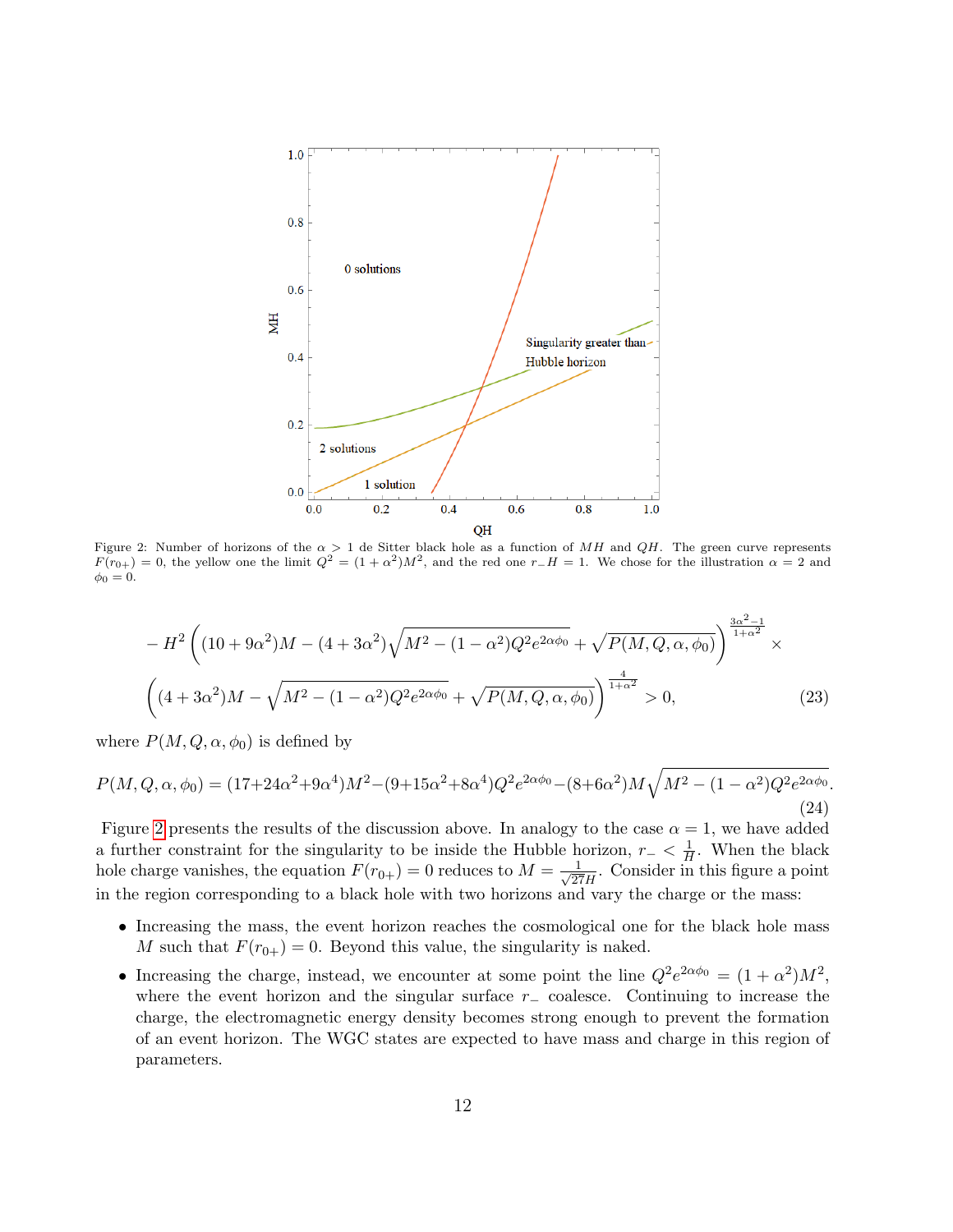Figure 2: Number of horizons of the $\alpha > 1$ de Sitter black hole as a function of $MH$ and $QH$. The green curve represents $F(r_{0+}) = 0$, the yellow one the limit $Q^2 = (1+\alpha^2)M^2$, and the red one $r_- H = 1$. We chose for the illustration $\alpha = 2$ and $\phi_0 = 0$.

$$
-H^2\left((10+9\alpha^2)M - (4+3\alpha^2)\sqrt{M^2-(1-\alpha^2)Q^2e^{2\alpha\phi_0}} + \sqrt{P(M,Q,\alpha,\phi_0)}\right)^{\frac{3\alpha^2-1}{1+\alpha^2}} \times
$$
$$
\left((4+3\alpha^2)M - \sqrt{M^2-(1-\alpha^2)Q^2e^{2\alpha\phi_0}} + \sqrt{P(M,Q,\alpha,\phi_0)}\right)^{\frac{4}{1+\alpha^2}} > 0, \tag{23}
$$

where $P(M,Q,\alpha,\phi_0)$ is defined by

$$
P(M,Q,\alpha,\phi_0) = (17+24\alpha^2+9\alpha^4)M^2 - (9+15\alpha^2+8\alpha^4)Q^2e^{2\alpha\phi_0} - (8+6\alpha^2)M\sqrt{M^2-(1-\alpha^2)Q^2e^{2\alpha\phi_0}}. \tag{24}
$$

Figure 2 presents the results of the discussion above. In analogy to the case $\alpha = 1$, we have added a further constraint for the singularity to be inside the Hubble horizon, $r_- < \frac{1}{H}$. When the black hole charge vanishes, the equation $F(r_{0+}) = 0$ reduces to $M = \frac{1}{\sqrt{27}H}$. Consider in this figure a point in the region corresponding to a black hole with two horizons and vary the charge or the mass:

- Increasing the mass, the event horizon reaches the cosmological one for the black hole mass $M$ such that $F(r_{0+}) = 0$. Beyond this value, the singularity is naked.
- Increasing the charge, instead, we encounter at some point the line $Q^2e^{2\alpha\phi_0} = (1+\alpha^2)M^2$, where the event horizon and the singular surface $r_-$ coalesce. Continuing to increase the charge, the electromagnetic energy density becomes strong enough to prevent the formation of an event horizon. The WGC states are expected to have mass and charge in this region of parameters.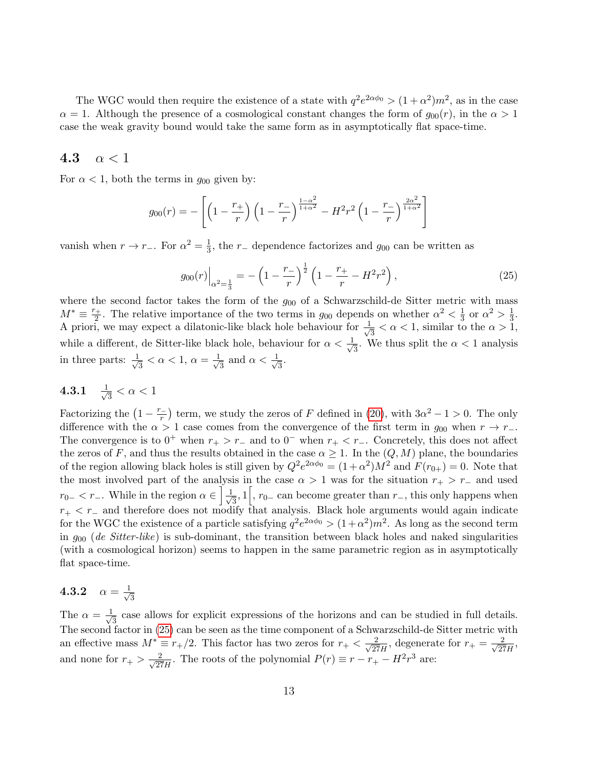The WGC would then require the existence of a state with $q^2 e^{2\alpha\phi_0} > (1+\alpha^2)m^2$, as in the case $\alpha = 1$. Although the presence of a cosmological constant changes the form of $g_{00}(r)$, in the $\alpha > 1$ case the weak gravity bound would take the same form as in asymptotically flat space-time.

### 4.3 $\alpha < 1$

For $\alpha < 1$, both the terms in $g_{00}$ given by:

$$g_{00}(r) = -\left[\left(1 - \frac{r_+}{r}\right)\left(1 - \frac{r_-}{r}\right)^{\frac{1-\alpha^2}{1+\alpha^2}} - H^2 r^2 \left(1 - \frac{r_-}{r}\right)^{\frac{2\alpha^2}{1+\alpha^2}}\right]$$

vanish when $r \to r_-$. For $\alpha^2 = \frac{1}{3}$, the $r_-$ dependence factorizes and $g_{00}$ can be written as

$$g_{00}(r)\Big|_{\alpha^2=\frac{1}{3}} = -\left(1 - \frac{r_-}{r}\right)^{\frac{1}{2}}\left(1 - \frac{r_+}{r} - H^2 r^2\right), \tag{25}$$

where the second factor takes the form of the $g_{00}$ of a Schwarzschild-de Sitter metric with mass $M^* \equiv \frac{r_+}{2}$. The relative importance of the two terms in $g_{00}$ depends on whether $\alpha^2 < \frac{1}{3}$ or $\alpha^2 > \frac{1}{3}$. A priori, we may expect a dilatonic-like black hole behaviour for $\frac{1}{\sqrt{3}} < \alpha < 1$, similar to the $\alpha > 1$, while a different, de Sitter-like black hole, behaviour for $\alpha < \frac{1}{\sqrt{3}}$. We thus split the $\alpha < 1$ analysis in three parts: $\frac{1}{\sqrt{3}} < \alpha < 1$, $\alpha = \frac{1}{\sqrt{3}}$ and $\alpha < \frac{1}{\sqrt{3}}$.

#### 4.3.1 $\frac{1}{\sqrt{3}} < \alpha < 1$

Factorizing the $\left(1 - \frac{r_-}{r}\right)$ term, we study the zeros of $F$ defined in (20), with $3\alpha^2 - 1 > 0$. The only difference with the $\alpha > 1$ case comes from the convergence of the first term in $g_{00}$ when $r \to r_-$. The convergence is to $0^+$ when $r_+ > r_-$ and to $0^-$ when $r_+ < r_-$. Concretely, this does not affect the zeros of $F$, and thus the results obtained in the case $\alpha \geq 1$. In the $(Q, M)$ plane, the boundaries of the region allowing black holes is still given by $Q^2 e^{2\alpha\phi_0} = (1+\alpha^2)M^2$ and $F(r_{0+}) = 0$. Note that the most involved part of the analysis in the case $\alpha > 1$ was for the situation $r_+ > r_-$ and used $r_{0-} < r_-$. While in the region $\alpha \in \left]\frac{1}{\sqrt{3}}, 1\right[$, $r_{0-}$ can become greater than $r_-$, this only happens when $r_+ < r_-$ and therefore does not modify that analysis. Black hole arguments would again indicate for the WGC the existence of a particle satisfying $q^2 e^{2\alpha\phi_0} > (1+\alpha^2)m^2$. As long as the second term in $g_{00}$ (*de Sitter-like*) is sub-dominant, the transition between black holes and naked singularities (with a cosmological horizon) seems to happen in the same parametric region as in asymptotically flat space-time.

#### 4.3.2 $\alpha = \frac{1}{\sqrt{3}}$

The $\alpha = \frac{1}{\sqrt{3}}$ case allows for explicit expressions of the horizons and can be studied in full details. The second factor in (25) can be seen as the time component of a Schwarzschild-de Sitter metric with an effective mass $M^* \equiv r_+/2$. This factor has two zeros for $r_+ < \frac{2}{\sqrt{27}H}$, degenerate for $r_+ = \frac{2}{\sqrt{27}H}$, and none for $r_+ > \frac{2}{\sqrt{27}H}$. The roots of the polynomial $P(r) \equiv r - r_+ - H^2 r^3$ are: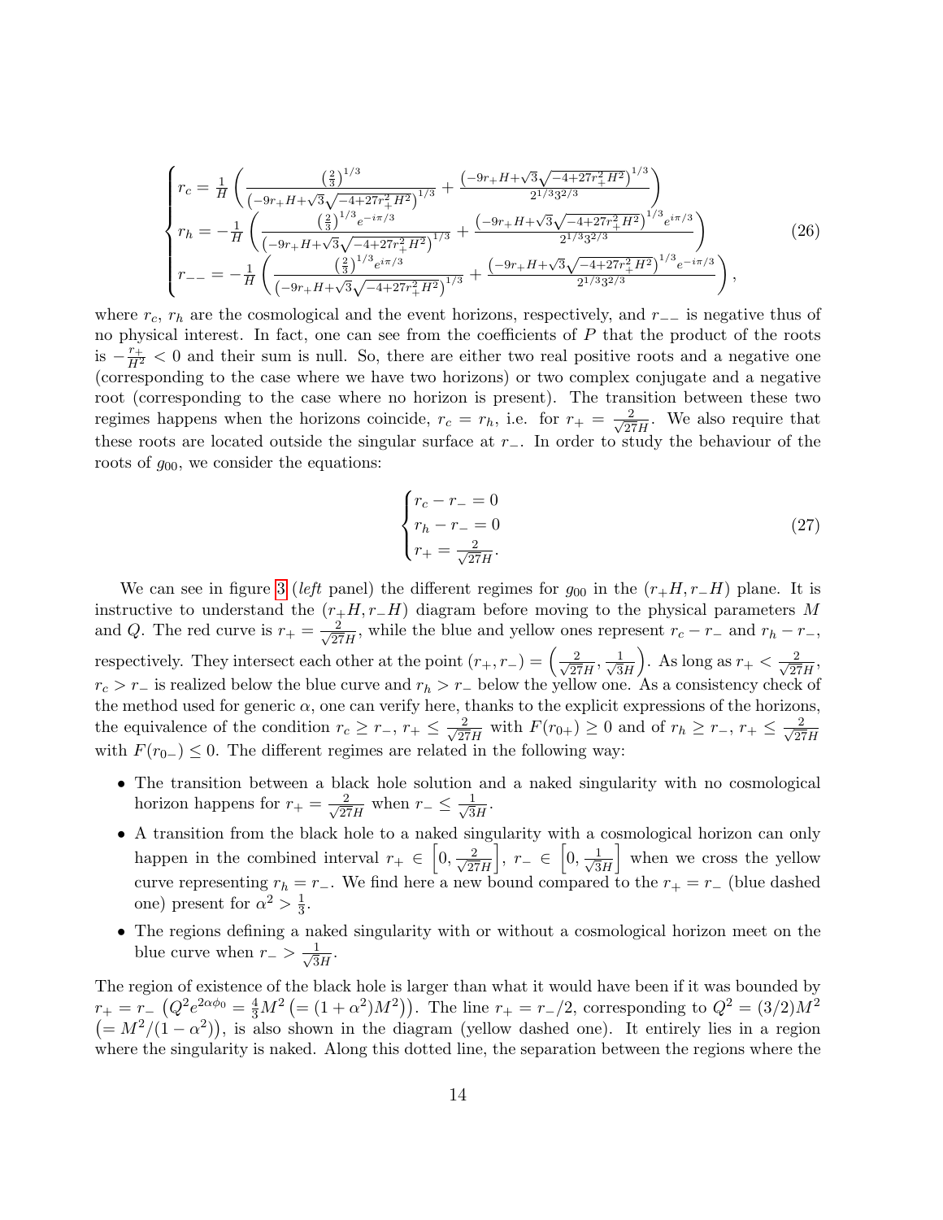$$
\begin{cases}
r_c = \frac{1}{H}\left(\frac{\left(\frac{2}{3}\right)^{1/3}}{\left(-9r_+H+\sqrt{3}\sqrt{-4+27r_+^2H^2}\right)^{1/3}} + \frac{\left(-9r_+H+\sqrt{3}\sqrt{-4+27r_+^2H^2}\right)^{1/3}}{2^{1/3}3^{2/3}}\right) \\
r_h = -\frac{1}{H}\left(\frac{\left(\frac{2}{3}\right)^{1/3}e^{-i\pi/3}}{\left(-9r_+H+\sqrt{3}\sqrt{-4+27r_+^2H^2}\right)^{1/3}} + \frac{\left(-9r_+H+\sqrt{3}\sqrt{-4+27r_+^2H^2}\right)^{1/3}e^{i\pi/3}}{2^{1/3}3^{2/3}}\right) \\
r_{--} = -\frac{1}{H}\left(\frac{\left(\frac{2}{3}\right)^{1/3}e^{i\pi/3}}{\left(-9r_+H+\sqrt{3}\sqrt{-4+27r_+^2H^2}\right)^{1/3}} + \frac{\left(-9r_+H+\sqrt{3}\sqrt{-4+27r_+^2H^2}\right)^{1/3}e^{-i\pi/3}}{2^{1/3}3^{2/3}}\right),
\end{cases}
\tag{26}
$$

where $r_c$, $r_h$ are the cosmological and the event horizons, respectively, and $r_{--}$ is negative thus of no physical interest. In fact, one can see from the coefficients of $P$ that the product of the roots is $-\frac{r_+}{H^2} < 0$ and their sum is null. So, there are either two real positive roots and a negative one (corresponding to the case where we have two horizons) or two complex conjugate and a negative root (corresponding to the case where no horizon is present). The transition between these two regimes happens when the horizons coincide, $r_c = r_h$, i.e. for $r_+ = \frac{2}{\sqrt{27}H}$. We also require that these roots are located outside the singular surface at $r_-$. In order to study the behaviour of the roots of $g_{00}$, we consider the equations:

$$
\begin{cases}
r_c - r_- = 0 \\
r_h - r_- = 0 \\
r_+ = \frac{2}{\sqrt{27}H}.
\end{cases}
\tag{27}
$$

We can see in figure 3 (*left* panel) the different regimes for $g_{00}$ in the $(r_+H, r_-H)$ plane. It is instructive to understand the $(r_+H, r_-H)$ diagram before moving to the physical parameters $M$ and $Q$. The red curve is $r_+ = \frac{2}{\sqrt{27}H}$, while the blue and yellow ones represent $r_c - r_-$ and $r_h - r_-$, respectively. They intersect each other at the point $(r_+, r_-) = \left(\frac{2}{\sqrt{27}H}, \frac{1}{\sqrt{3}H}\right)$. As long as $r_+ < \frac{2}{\sqrt{27}H}$, $r_c > r_-$ is realized below the blue curve and $r_h > r_-$ below the yellow one. As a consistency check of the method used for generic $\alpha$, one can verify here, thanks to the explicit expressions of the horizons, the equivalence of the condition $r_c \geq r_-$, $r_+ \leq \frac{2}{\sqrt{27}H}$ with $F(r_{0+}) \geq 0$ and of $r_h \geq r_-$, $r_+ \leq \frac{2}{\sqrt{27}H}$ with $F(r_{0-}) \leq 0$. The different regimes are related in the following way:

- The transition between a black hole solution and a naked singularity with no cosmological horizon happens for $r_+ = \frac{2}{\sqrt{27}H}$ when $r_- \leq \frac{1}{\sqrt{3}H}$.
- A transition from the black hole to a naked singularity with a cosmological horizon can only happen in the combined interval $r_+ \in \left[0, \frac{2}{\sqrt{27}H}\right]$, $r_- \in \left[0, \frac{1}{\sqrt{3}H}\right]$ when we cross the yellow curve representing $r_h = r_-$. We find here a new bound compared to the $r_+ = r_-$ (blue dashed one) present for $\alpha^2 > \frac{1}{3}$.
- The regions defining a naked singularity with or without a cosmological horizon meet on the blue curve when $r_- > \frac{1}{\sqrt{3}H}$.

The region of existence of the black hole is larger than what it would have been if it was bounded by $r_+ = r_-$ $\left(Q^2 e^{2\alpha\phi_0} = \frac{4}{3}M^2 \left(= (1+\alpha^2)M^2\right)\right)$. The line $r_+ = r_-/2$, corresponding to $Q^2 = (3/2)M^2$ $\left(= M^2/(1-\alpha^2)\right)$, is also shown in the diagram (yellow dashed one). It entirely lies in a region where the singularity is naked. Along this dotted line, the separation between the regions where the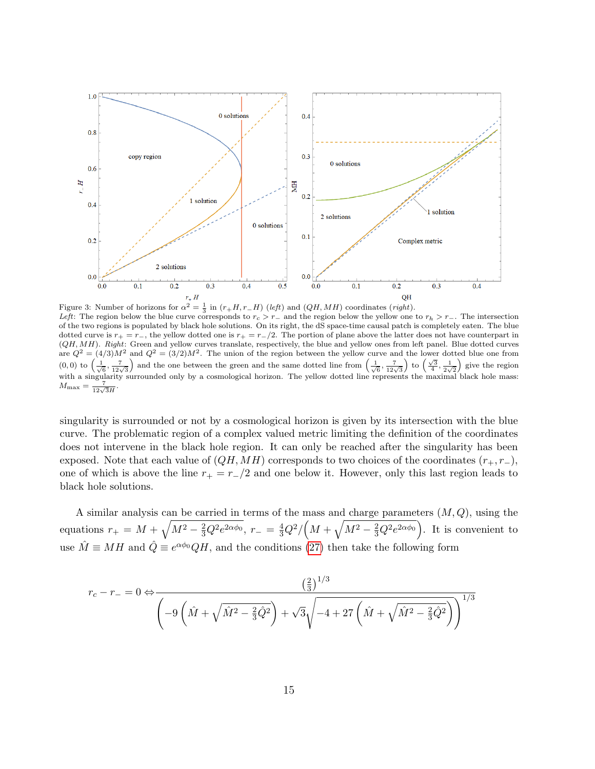Figure 3: Number of horizons for $\alpha^2 = \frac{1}{3}$ in $(r_+H, r_-H)$ (*left*) and $(QH, MH)$ coordinates (*right*).
*Left*: The region below the blue curve corresponds to $r_c > r_-$ and the region below the yellow one to $r_h > r_-$. The intersection of the two regions is populated by black hole solutions. On its right, the dS space-time causal patch is completely eaten. The blue dotted curve is $r_+ = r_-$, the yellow dotted one is $r_+ = r_-/2$. The portion of plane above the latter does not have counterpart in $(QH, MH)$. *Right*: Green and yellow curves translate, respectively, the blue and yellow ones from left panel. Blue dotted curves are $Q^2 = (4/3)M^2$ and $Q^2 = (3/2)M^2$. The union of the region between the yellow curve and the lower dotted blue one from $(0,0)$ to $\left(\frac{1}{\sqrt{6}}, \frac{7}{12\sqrt{3}}\right)$ and the one between the green and the same dotted line from $\left(\frac{1}{\sqrt{6}}, \frac{7}{12\sqrt{3}}\right)$ to $\left(\frac{\sqrt{3}}{4}, \frac{1}{2\sqrt{2}}\right)$ give the region with a singularity surrounded only by a cosmological horizon. The yellow dotted line represents the maximal black hole mass: $M_{\max} = \frac{7}{12\sqrt{3}H}$.

singularity is surrounded or not by a cosmological horizon is given by its intersection with the blue curve. The problematic region of a complex valued metric limiting the definition of the coordinates does not intervene in the black hole region. It can only be reached after the singularity has been exposed. Note that each value of $(QH, MH)$ corresponds to two choices of the coordinates $(r_+, r_-)$, one of which is above the line $r_+ = r_-/2$ and one below it. However, only this last region leads to black hole solutions.

A similar analysis can be carried in terms of the mass and charge parameters $(M, Q)$, using the equations $r_+ = M + \sqrt{M^2 - \frac{2}{3}Q^2 e^{2\alpha\phi_0}}$, $r_- = \frac{4}{3}Q^2 / \left(M + \sqrt{M^2 - \frac{2}{3}Q^2 e^{2\alpha\phi_0}}\right)$. It is convenient to use $\hat{M} \equiv MH$ and $\hat{Q} \equiv e^{\alpha\phi_0} QH$, and the conditions (27) then take the following form

$$
r_c - r_- = 0 \Leftrightarrow \frac{\left(\frac{2}{3}\right)^{1/3}}{\left(-9\left(\hat{M} + \sqrt{\hat{M}^2 - \frac{2}{3}\hat{Q}^2}\right) + \sqrt{3}\sqrt{-4 + 27\left(\hat{M} + \sqrt{\hat{M}^2 - \frac{2}{3}\hat{Q}^2}\right)}\right)^{1/3}}
$$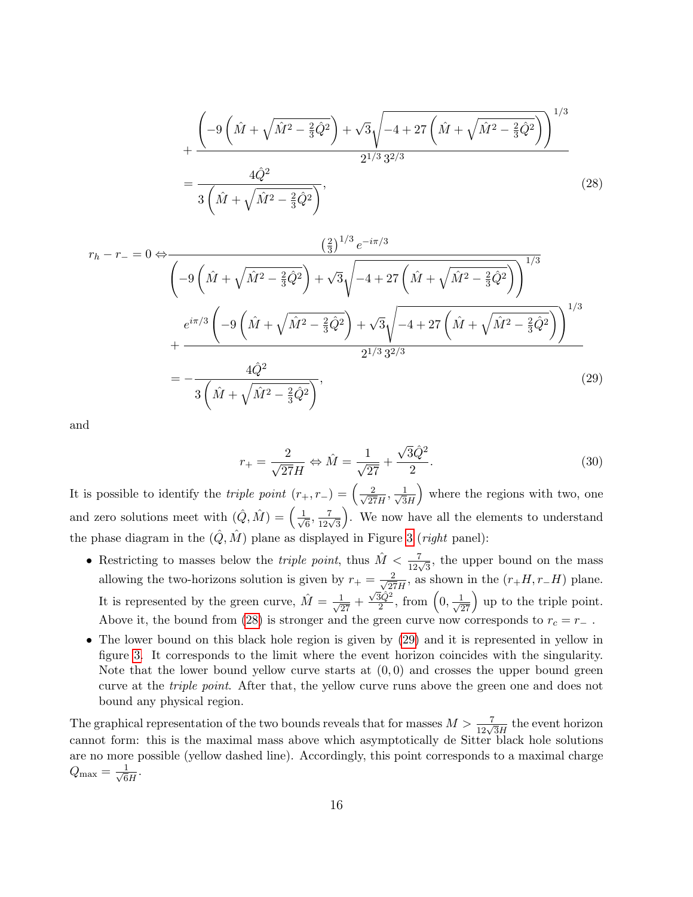$$
+\frac{\left(-9\left(\hat{M}+\sqrt{\hat{M}^2-\frac{2}{3}\hat{Q}^2}\right)+\sqrt{3}\sqrt{-4+27\left(\hat{M}+\sqrt{\hat{M}^2-\frac{2}{3}\hat{Q}^2}\right)}\right)^{1/3}}{2^{1/3}\,3^{2/3}}
$$

$$
=\frac{4\hat{Q}^2}{3\left(\hat{M}+\sqrt{\hat{M}^2-\frac{2}{3}\hat{Q}^2}\right)}, \tag{28}
$$

$$
r_h - r_- = 0 \Leftrightarrow \frac{\left(\frac{2}{3}\right)^{1/3}e^{-i\pi/3}}{\left(-9\left(\hat{M}+\sqrt{\hat{M}^2-\frac{2}{3}\hat{Q}^2}\right)+\sqrt{3}\sqrt{-4+27\left(\hat{M}+\sqrt{\hat{M}^2-\frac{2}{3}\hat{Q}^2}\right)}\right)^{1/3}}
$$

$$
+\frac{e^{i\pi/3}\left(-9\left(\hat{M}+\sqrt{\hat{M}^2-\frac{2}{3}\hat{Q}^2}\right)+\sqrt{3}\sqrt{-4+27\left(\hat{M}+\sqrt{\hat{M}^2-\frac{2}{3}\hat{Q}^2}\right)}\right)^{1/3}}{2^{1/3}\,3^{2/3}}
$$

$$
=-\frac{4\hat{Q}^2}{3\left(\hat{M}+\sqrt{\hat{M}^2-\frac{2}{3}\hat{Q}^2}\right)}, \tag{29}
$$

and

$$
r_+ = \frac{2}{\sqrt{27}H} \Leftrightarrow \hat{M} = \frac{1}{\sqrt{27}} + \frac{\sqrt{3}\hat{Q}^2}{2}. \tag{30}
$$

It is possible to identify the *triple point* $(r_+, r_-) = \left(\frac{2}{\sqrt{27}H}, \frac{1}{\sqrt{3}H}\right)$ where the regions with two, one and zero solutions meet with $(\hat{Q}, \hat{M}) = \left(\frac{1}{\sqrt{6}}, \frac{7}{12\sqrt{3}}\right)$. We now have all the elements to understand the phase diagram in the $(\hat{Q}, \hat{M})$ plane as displayed in Figure 3 (*right* panel):

- Restricting to masses below the *triple point*, thus $\hat{M} < \frac{7}{12\sqrt{3}}$, the upper bound on the mass allowing the two-horizons solution is given by $r_+ = \frac{2}{\sqrt{27}H}$, as shown in the $(r_+H, r_-H)$ plane. It is represented by the green curve, $\hat{M} = \frac{1}{\sqrt{27}} + \frac{\sqrt{3}\hat{Q}^2}{2}$, from $\left(0, \frac{1}{\sqrt{27}}\right)$ up to the triple point. Above it, the bound from (28) is stronger and the green curve now corresponds to $r_c = r_-$ .
- The lower bound on this black hole region is given by (29) and it is represented in yellow in figure 3. It corresponds to the limit where the event horizon coincides with the singularity. Note that the lower bound yellow curve starts at $(0, 0)$ and crosses the upper bound green curve at the *triple point*. After that, the yellow curve runs above the green one and does not bound any physical region.

The graphical representation of the two bounds reveals that for masses $M > \frac{7}{12\sqrt{3}H}$ the event horizon cannot form: this is the maximal mass above which asymptotically de Sitter black hole solutions are no more possible (yellow dashed line). Accordingly, this point corresponds to a maximal charge $Q_{\max} = \frac{1}{\sqrt{6}H}$.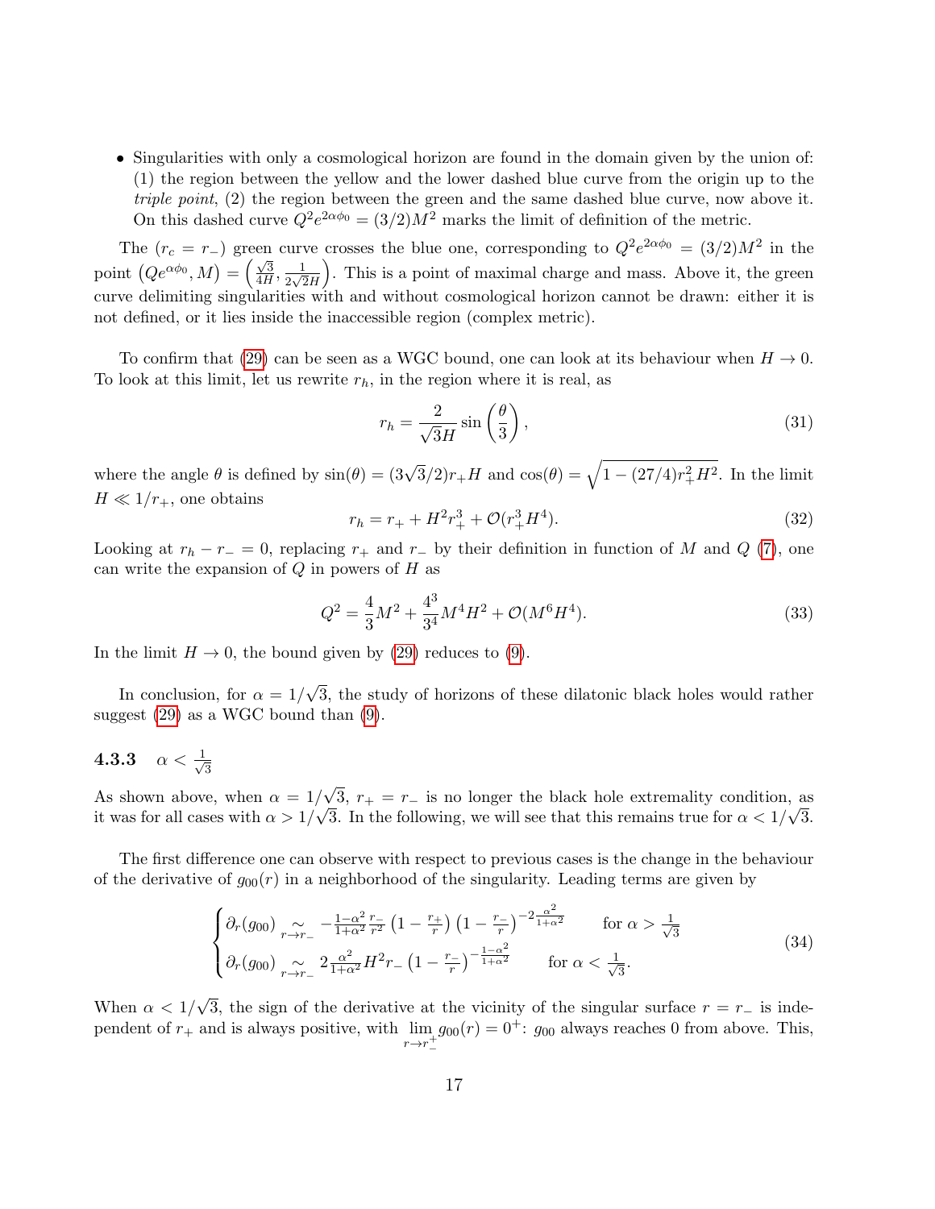- Singularities with only a cosmological horizon are found in the domain given by the union of: (1) the region between the yellow and the lower dashed blue curve from the origin up to the *triple point*, (2) the region between the green and the same dashed blue curve, now above it. On this dashed curve $Q^2 e^{2\alpha\phi_0} = (3/2)M^2$ marks the limit of definition of the metric.

The ($r_c = r_-$) green curve crosses the blue one, corresponding to $Q^2 e^{2\alpha\phi_0} = (3/2)M^2$ in the point $\left(Qe^{\alpha\phi_0}, M\right) = \left(\frac{\sqrt{3}}{4H}, \frac{1}{2\sqrt{2}H}\right)$. This is a point of maximal charge and mass. Above it, the green curve delimiting singularities with and without cosmological horizon cannot be drawn: either it is not defined, or it lies inside the inaccessible region (complex metric).

To confirm that (29) can be seen as a WGC bound, one can look at its behaviour when $H \to 0$. To look at this limit, let us rewrite $r_h$, in the region where it is real, as

$$r_h = \frac{2}{\sqrt{3}H} \sin\left(\frac{\theta}{3}\right), \tag{31}$$

where the angle $\theta$ is defined by $\sin(\theta) = (3\sqrt{3}/2)r_+ H$ and $\cos(\theta) = \sqrt{1 - (27/4)r_+^2 H^2}$. In the limit $H \ll 1/r_+$, one obtains

$$r_h = r_+ + H^2 r_+^3 + \mathcal{O}(r_+^3 H^4). \tag{32}$$

Looking at $r_h - r_- = 0$, replacing $r_+$ and $r_-$ by their definition in function of $M$ and $Q$ (7), one can write the expansion of $Q$ in powers of $H$ as

$$Q^2 = \frac{4}{3}M^2 + \frac{4^3}{3^4}M^4 H^2 + \mathcal{O}(M^6 H^4). \tag{33}$$

In the limit $H \to 0$, the bound given by (29) reduces to (9).

In conclusion, for $\alpha = 1/\sqrt{3}$, the study of horizons of these dilatonic black holes would rather suggest (29) as a WGC bound than (9).

### 4.3.3 $\alpha < \frac{1}{\sqrt{3}}$

As shown above, when $\alpha = 1/\sqrt{3}$, $r_+ = r_-$ is no longer the black hole extremality condition, as it was for all cases with $\alpha > 1/\sqrt{3}$. In the following, we will see that this remains true for $\alpha < 1/\sqrt{3}$.

The first difference one can observe with respect to previous cases is the change in the behaviour of the derivative of $g_{00}(r)$ in a neighborhood of the singularity. Leading terms are given by

$$\begin{cases} \partial_r(g_{00}) \underset{r \to r_-}{\sim} -\frac{1-\alpha^2}{1+\alpha^2}\frac{r_-}{r^2}\left(1 - \frac{r_+}{r}\right)\left(1 - \frac{r_-}{r}\right)^{-2\frac{\alpha^2}{1+\alpha^2}} & \text{for } \alpha > \frac{1}{\sqrt{3}} \\ \partial_r(g_{00}) \underset{r \to r_-}{\sim} 2\frac{\alpha^2}{1+\alpha^2}H^2 r_- \left(1 - \frac{r_-}{r}\right)^{-\frac{1-\alpha^2}{1+\alpha^2}} & \text{for } \alpha < \frac{1}{\sqrt{3}}. \end{cases} \tag{34}$$

When $\alpha < 1/\sqrt{3}$, the sign of the derivative at the vicinity of the singular surface $r = r_-$ is independent of $r_+$ and is always positive, with $\lim\limits_{r \to r_-^+} g_{00}(r) = 0^+$: $g_{00}$ always reaches 0 from above. This,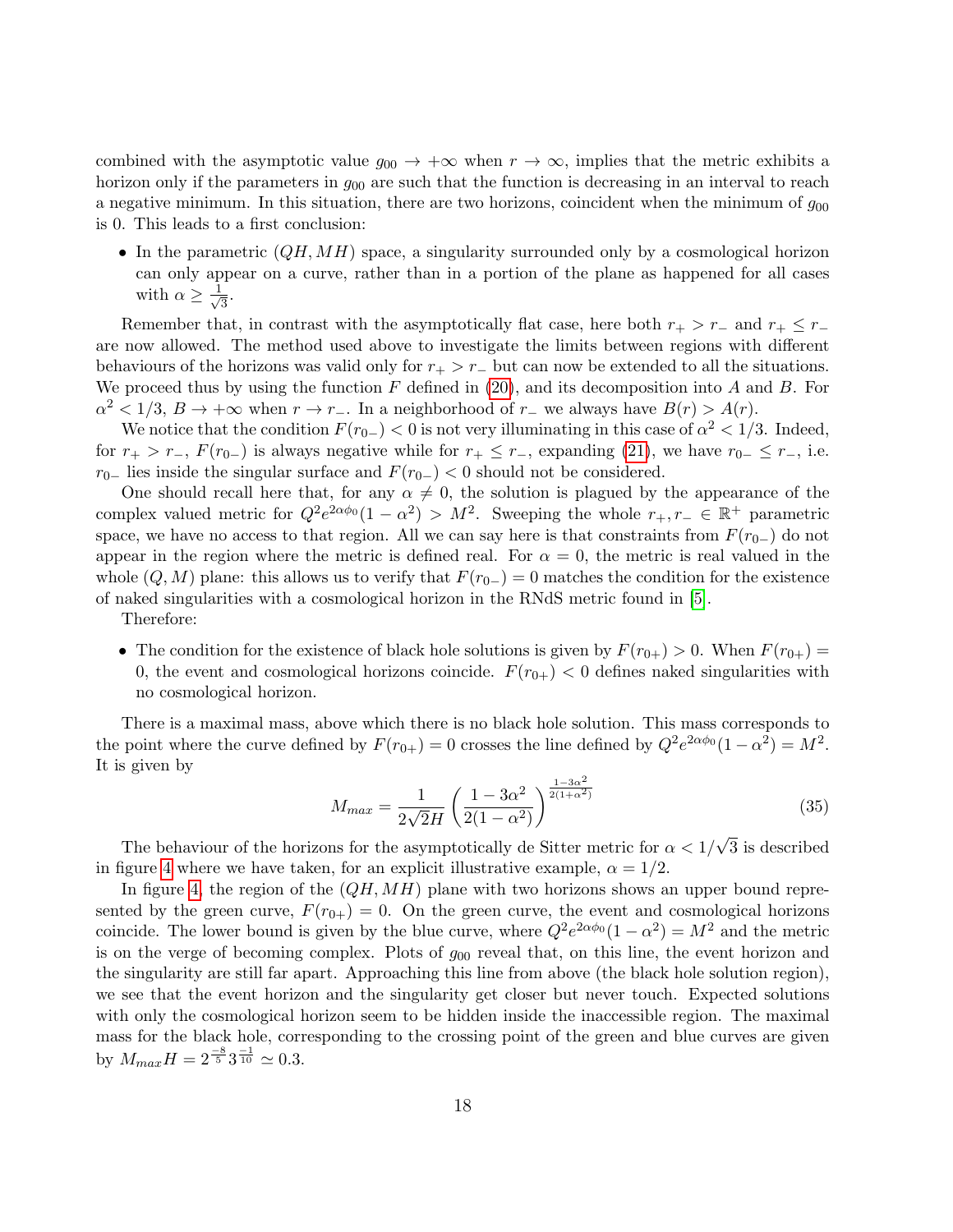combined with the asymptotic value $g_{00} \to +\infty$ when $r \to \infty$, implies that the metric exhibits a horizon only if the parameters in $g_{00}$ are such that the function is decreasing in an interval to reach a negative minimum. In this situation, there are two horizons, coincident when the minimum of $g_{00}$ is 0. This leads to a first conclusion:

- In the parametric $(QH, MH)$ space, a singularity surrounded only by a cosmological horizon can only appear on a curve, rather than in a portion of the plane as happened for all cases with $\alpha \geq \frac{1}{\sqrt{3}}$.

Remember that, in contrast with the asymptotically flat case, here both $r_+ > r_-$ and $r_+ \leq r_-$ are now allowed. The method used above to investigate the limits between regions with different behaviours of the horizons was valid only for $r_+ > r_-$ but can now be extended to all the situations. We proceed thus by using the function $F$ defined in (20), and its decomposition into $A$ and $B$. For $\alpha^2 < 1/3$, $B \to +\infty$ when $r \to r_-$. In a neighborhood of $r_-$ we always have $B(r) > A(r)$.

We notice that the condition $F(r_{0-}) < 0$ is not very illuminating in this case of $\alpha^2 < 1/3$. Indeed, for $r_+ > r_-$, $F(r_{0-})$ is always negative while for $r_+ \leq r_-$, expanding (21), we have $r_{0-} \leq r_-$, i.e. $r_{0-}$ lies inside the singular surface and $F(r_{0-}) < 0$ should not be considered.

One should recall here that, for any $\alpha \neq 0$, the solution is plagued by the appearance of the complex valued metric for $Q^2 e^{2\alpha\phi_0}(1-\alpha^2) > M^2$. Sweeping the whole $r_+, r_- \in \mathbb{R}^+$ parametric space, we have no access to that region. All we can say here is that constraints from $F(r_{0-})$ do not appear in the region where the metric is defined real. For $\alpha = 0$, the metric is real valued in the whole $(Q, M)$ plane: this allows us to verify that $F(r_{0-}) = 0$ matches the condition for the existence of naked singularities with a cosmological horizon in the RNdS metric found in [5].

Therefore:

- The condition for the existence of black hole solutions is given by $F(r_{0+}) > 0$. When $F(r_{0+}) = 0$, the event and cosmological horizons coincide. $F(r_{0+}) < 0$ defines naked singularities with no cosmological horizon.

There is a maximal mass, above which there is no black hole solution. This mass corresponds to the point where the curve defined by $F(r_{0+}) = 0$ crosses the line defined by $Q^2 e^{2\alpha\phi_0}(1-\alpha^2) = M^2$. It is given by

$$M_{max} = \frac{1}{2\sqrt{2}H}\left(\frac{1-3\alpha^2}{2(1-\alpha^2)}\right)^{\frac{1-3\alpha^2}{2(1+\alpha^2)}} \tag{35}$$

The behaviour of the horizons for the asymptotically de Sitter metric for $\alpha < 1/\sqrt{3}$ is described in figure 4 where we have taken, for an explicit illustrative example, $\alpha = 1/2$.

In figure 4, the region of the $(QH, MH)$ plane with two horizons shows an upper bound represented by the green curve, $F(r_{0+}) = 0$. On the green curve, the event and cosmological horizons coincide. The lower bound is given by the blue curve, where $Q^2 e^{2\alpha\phi_0}(1-\alpha^2) = M^2$ and the metric is on the verge of becoming complex. Plots of $g_{00}$ reveal that, on this line, the event horizon and the singularity are still far apart. Approaching this line from above (the black hole solution region), we see that the event horizon and the singularity get closer but never touch. Expected solutions with only the cosmological horizon seem to be hidden inside the inaccessible region. The maximal mass for the black hole, corresponding to the crossing point of the green and blue curves are given by $M_{max}H = 2^{\frac{-8}{5}} 3^{\frac{-1}{10}} \simeq 0.3$.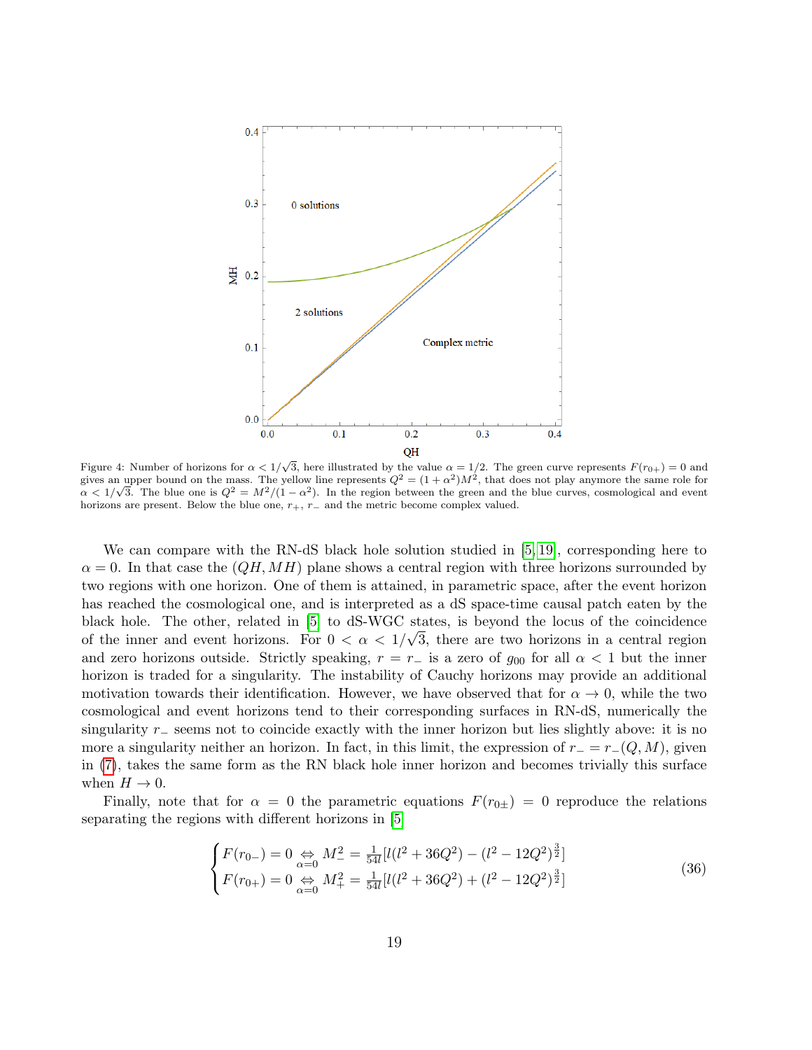Figure 4: Number of horizons for $\alpha < 1/\sqrt{3}$, here illustrated by the value $\alpha = 1/2$. The green curve represents $F(r_{0+}) = 0$ and gives an upper bound on the mass. The yellow line represents $Q^2 = (1+\alpha^2)M^2$, that does not play anymore the same role for $\alpha < 1/\sqrt{3}$. The blue one is $Q^2 = M^2/(1-\alpha^2)$. In the region between the green and the blue curves, cosmological and event horizons are present. Below the blue one, $r_+$, $r_-$ and the metric become complex valued.

We can compare with the RN-dS black hole solution studied in [5, 19], corresponding here to $\alpha = 0$. In that case the $(QH, MH)$ plane shows a central region with three horizons surrounded by two regions with one horizon. One of them is attained, in parametric space, after the event horizon has reached the cosmological one, and is interpreted as a dS space-time causal patch eaten by the black hole. The other, related in [5] to dS-WGC states, is beyond the locus of the coincidence of the inner and event horizons. For $0 < \alpha < 1/\sqrt{3}$, there are two horizons in a central region and zero horizons outside. Strictly speaking, $r = r_-$ is a zero of $g_{00}$ for all $\alpha < 1$ but the inner horizon is traded for a singularity. The instability of Cauchy horizons may provide an additional motivation towards their identification. However, we have observed that for $\alpha \to 0$, while the two cosmological and event horizons tend to their corresponding surfaces in RN-dS, numerically the singularity $r_-$ seems not to coincide exactly with the inner horizon but lies slightly above: it is no more a singularity neither an horizon. In fact, in this limit, the expression of $r_- = r_-(Q, M)$, given in (7), takes the same form as the RN black hole inner horizon and becomes trivially this surface when $H \to 0$.

Finally, note that for $\alpha = 0$ the parametric equations $F(r_{0\pm}) = 0$ reproduce the relations separating the regions with different horizons in [5]

$$
\begin{cases}
F(r_{0-}) = 0 \underset{\alpha=0}{\Leftrightarrow} M_-^2 = \frac{1}{54l}[l(l^2+36Q^2) - (l^2-12Q^2)^{\frac{3}{2}}] \\
F(r_{0+}) = 0 \underset{\alpha=0}{\Leftrightarrow} M_+^2 = \frac{1}{54l}[l(l^2+36Q^2) + (l^2-12Q^2)^{\frac{3}{2}}]
\end{cases}
\tag{36}
$$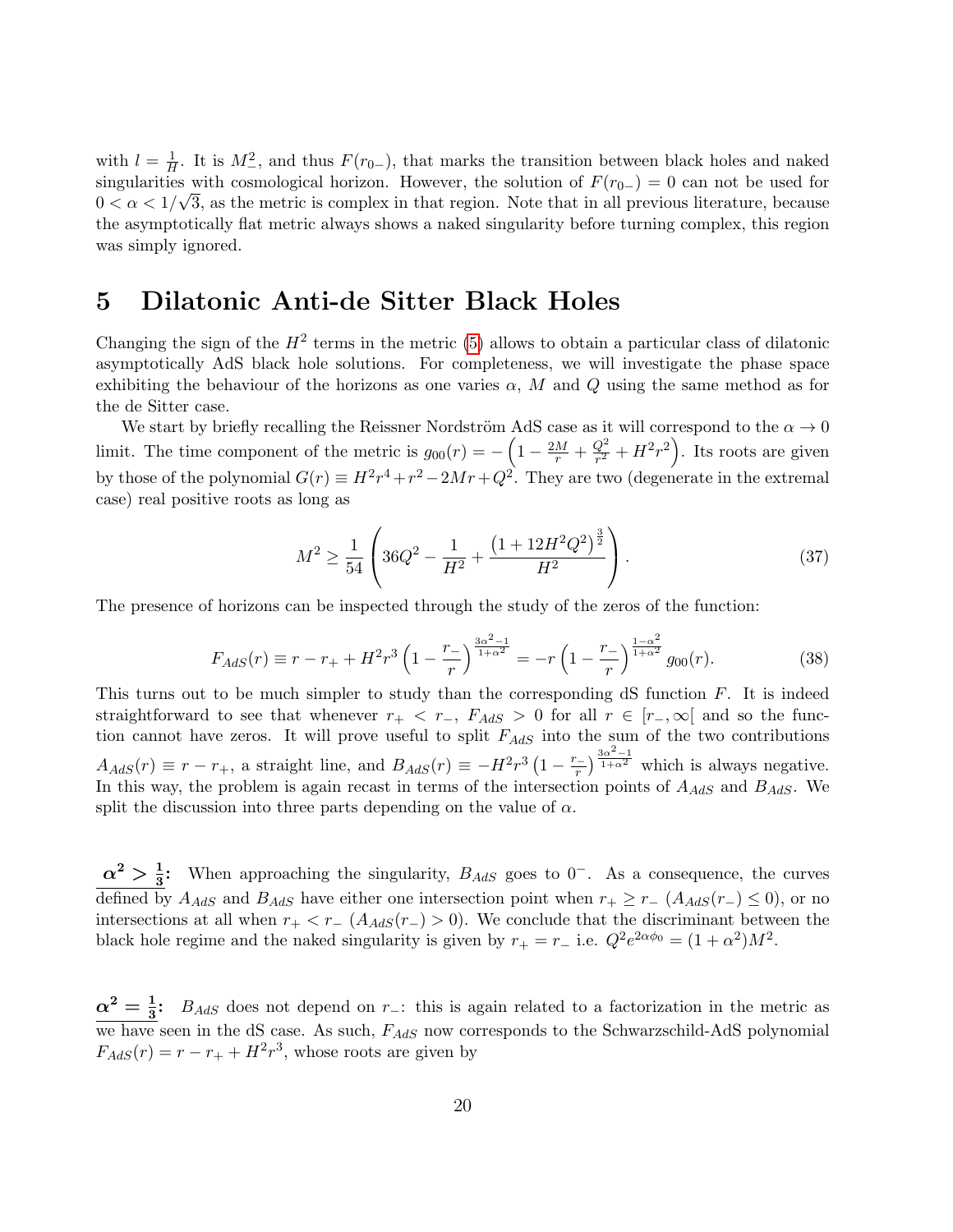with $l = \frac{1}{H}$. It is $M_-^2$, and thus $F(r_{0-})$, that marks the transition between black holes and naked singularities with cosmological horizon. However, the solution of $F(r_{0-}) = 0$ can not be used for $0 < \alpha < 1/\sqrt{3}$, as the metric is complex in that region. Note that in all previous literature, because the asymptotically flat metric always shows a naked singularity before turning complex, this region was simply ignored.

# 5 Dilatonic Anti-de Sitter Black Holes

Changing the sign of the $H^2$ terms in the metric (5) allows to obtain a particular class of dilatonic asymptotically AdS black hole solutions. For completeness, we will investigate the phase space exhibiting the behaviour of the horizons as one varies $\alpha$, $M$ and $Q$ using the same method as for the de Sitter case.

We start by briefly recalling the Reissner Nordström AdS case as it will correspond to the $\alpha \to 0$ limit. The time component of the metric is $g_{00}(r) = -\left(1 - \frac{2M}{r} + \frac{Q^2}{r^2} + H^2 r^2\right)$. Its roots are given by those of the polynomial $G(r) \equiv H^2 r^4 + r^2 - 2Mr + Q^2$. They are two (degenerate in the extremal case) real positive roots as long as

$$M^2 \geq \frac{1}{54}\left(36Q^2 - \frac{1}{H^2} + \frac{\left(1 + 12H^2Q^2\right)^{\frac{3}{2}}}{H^2}\right). \tag{37}$$

The presence of horizons can be inspected through the study of the zeros of the function:

$$F_{AdS}(r) \equiv r - r_+ + H^2 r^3 \left(1 - \frac{r_-}{r}\right)^{\frac{3\alpha^2 - 1}{1+\alpha^2}} = -r\left(1 - \frac{r_-}{r}\right)^{\frac{1-\alpha^2}{1+\alpha^2}} g_{00}(r). \tag{38}$$

This turns out to be much simpler to study than the corresponding dS function $F$. It is indeed straightforward to see that whenever $r_+ < r_-$, $F_{AdS} > 0$ for all $r \in [r_-, \infty[$ and so the function cannot have zeros. It will prove useful to split $F_{AdS}$ into the sum of the two contributions $A_{AdS}(r) \equiv r - r_+$, a straight line, and $B_{AdS}(r) \equiv -H^2 r^3 \left(1 - \frac{r_-}{r}\right)^{\frac{3\alpha^2-1}{1+\alpha^2}}$ which is always negative. In this way, the problem is again recast in terms of the intersection points of $A_{AdS}$ and $B_{AdS}$. We split the discussion into three parts depending on the value of $\alpha$.

**$\alpha^2 > \frac{1}{3}$:** When approaching the singularity, $B_{AdS}$ goes to $0^-$. As a consequence, the curves defined by $A_{AdS}$ and $B_{AdS}$ have either one intersection point when $r_+ \geq r_-$ ($A_{AdS}(r_-) \leq 0$), or no intersections at all when $r_+ < r_-$ ($A_{AdS}(r_-) > 0$). We conclude that the discriminant between the black hole regime and the naked singularity is given by $r_+ = r_-$ i.e. $Q^2 e^{2\alpha\phi_0} = (1 + \alpha^2)M^2$.

**$\alpha^2 = \frac{1}{3}$:** $B_{AdS}$ does not depend on $r_-$: this is again related to a factorization in the metric as we have seen in the dS case. As such, $F_{AdS}$ now corresponds to the Schwarzschild-AdS polynomial $F_{AdS}(r) = r - r_+ + H^2 r^3$, whose roots are given by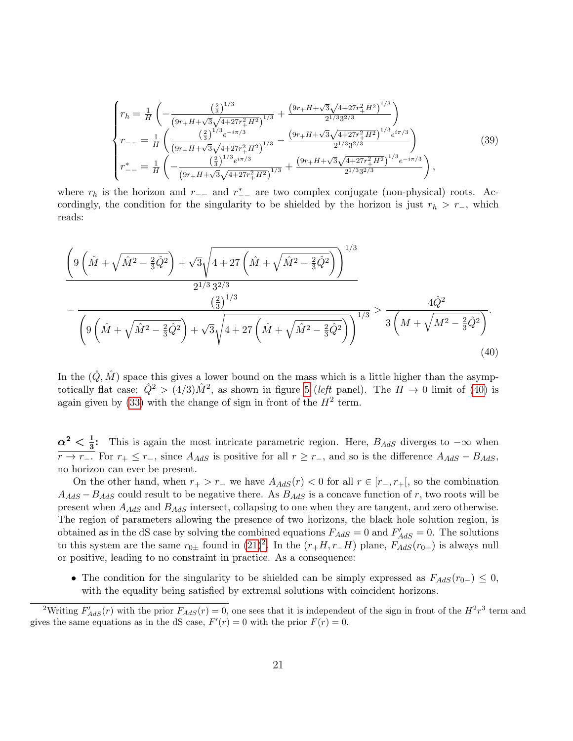$$
\begin{cases}
r_h = \frac{1}{H}\left(-\frac{\left(\frac{2}{3}\right)^{1/3}}{\left(9r_+H+\sqrt{3}\sqrt{4+27r_+^2H^2}\right)^{1/3}} + \frac{\left(9r_+H+\sqrt{3}\sqrt{4+27r_+^2H^2}\right)^{1/3}}{2^{1/3}3^{2/3}}\right) \\
r_{--} = \frac{1}{H}\left(\frac{\left(\frac{2}{3}\right)^{1/3}e^{-i\pi/3}}{\left(9r_+H+\sqrt{3}\sqrt{4+27r_+^2H^2}\right)^{1/3}} - \frac{\left(9r_+H+\sqrt{3}\sqrt{4+27r_+^2H^2}\right)^{1/3}e^{i\pi/3}}{2^{1/3}3^{2/3}}\right) \\
r_{--}^{*} = \frac{1}{H}\left(-\frac{\left(\frac{2}{3}\right)^{1/3}e^{i\pi/3}}{\left(9r_+H+\sqrt{3}\sqrt{4+27r_+^2H^2}\right)^{1/3}} + \frac{\left(9r_+H+\sqrt{3}\sqrt{4+27r_+^2H^2}\right)^{1/3}e^{-i\pi/3}}{2^{1/3}3^{2/3}}\right),
\end{cases}
\tag{39}
$$

where $r_h$ is the horizon and $r_{--}$ and $r_{--}^{*}$ are two complex conjugate (non-physical) roots. Accordingly, the condition for the singularity to be shielded by the horizon is just $r_h > r_-$, which reads:

$$
\frac{\left(9\left(\hat{M}+\sqrt{\hat{M}^2-\frac{2}{3}\hat{Q}^2}\right)+\sqrt{3}\sqrt{4+27\left(\hat{M}+\sqrt{\hat{M}^2-\frac{2}{3}\hat{Q}^2}\right)}\right)^{1/3}}{2^{1/3}\,3^{2/3}}
- \frac{\left(\frac{2}{3}\right)^{1/3}}{\left(9\left(\hat{M}+\sqrt{\hat{M}^2-\frac{2}{3}\hat{Q}^2}\right)+\sqrt{3}\sqrt{4+27\left(\hat{M}+\sqrt{\hat{M}^2-\frac{2}{3}\hat{Q}^2}\right)}\right)^{1/3}} > \frac{4\hat{Q}^2}{3\left(M+\sqrt{M^2-\frac{2}{3}\hat{Q}^2}\right)}.
\tag{40}
$$

In the $(\hat{Q},\hat{M})$ space this gives a lower bound on the mass which is a little higher than the asymptotically flat case: $\hat{Q}^2 > (4/3)\hat{M}^2$, as shown in figure 5 (*left* panel). The $H \to 0$ limit of (40) is again given by (33) with the change of sign in front of the $H^2$ term.

**$\alpha^2 < \frac{1}{3}$:** This is again the most intricate parametric region. Here, $B_{AdS}$ diverges to $-\infty$ when $r \to r_-$. For $r_+ \leq r_-$, since $A_{AdS}$ is positive for all $r \geq r_-$, and so is the difference $A_{AdS} - B_{AdS}$, no horizon can ever be present.

On the other hand, when $r_+ > r_-$ we have $A_{AdS}(r) < 0$ for all $r \in [r_-, r_+[$, so the combination $A_{AdS} - B_{AdS}$ could result to be negative there. As $B_{AdS}$ is a concave function of $r$, two roots will be present when $A_{AdS}$ and $B_{AdS}$ intersect, collapsing to one when they are tangent, and zero otherwise. The region of parameters allowing the presence of two horizons, the black hole solution region, is obtained as in the dS case by solving the combined equations $F_{AdS} = 0$ and $F'_{AdS} = 0$. The solutions to this system are the same $r_{0\pm}$ found in (21)[2]. In the $(r_+H, r_-H)$ plane, $F_{AdS}(r_{0+})$ is always null or positive, leading to no constraint in practice. As a consequence:

- The condition for the singularity to be shielded can be simply expressed as $F_{AdS}(r_{0-}) \leq 0$, with the equality being satisfied by extremal solutions with coincident horizons.

[2] Writing $F'_{AdS}(r)$ with the prior $F_{AdS}(r) = 0$, one sees that it is independent of the sign in front of the $H^2r^3$ term and gives the same equations as in the dS case, $F'(r) = 0$ with the prior $F(r) = 0$.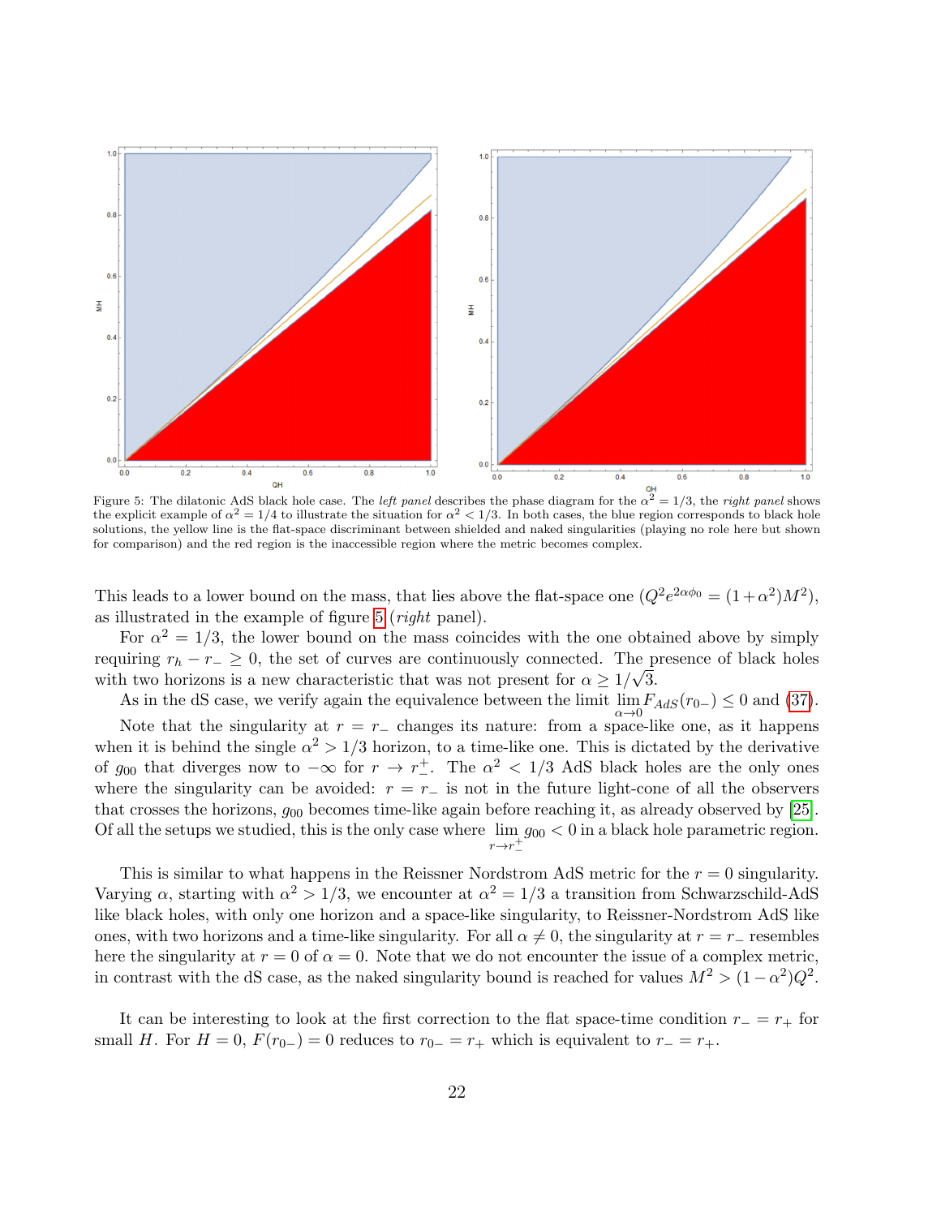Figure 5: The dilatonic AdS black hole case. The *left panel* describes the phase diagram for the $\alpha^2 = 1/3$, the *right panel* shows the explicit example of $\alpha^2 = 1/4$ to illustrate the situation for $\alpha^2 < 1/3$. In both cases, the blue region corresponds to black hole solutions, the yellow line is the flat-space discriminant between shielded and naked singularities (playing no role here but shown for comparison) and the red region is the inaccessible region where the metric becomes complex.

This leads to a lower bound on the mass, that lies above the flat-space one ($Q^2 e^{2\alpha\phi_0} = (1+\alpha^2)M^2$), as illustrated in the example of figure 5 (*right* panel).

For $\alpha^2 = 1/3$, the lower bound on the mass coincides with the one obtained above by simply requiring $r_h - r_- \geq 0$, the set of curves are continuously connected. The presence of black holes with two horizons is a new characteristic that was not present for $\alpha \geq 1/\sqrt{3}$.

As in the dS case, we verify again the equivalence between the limit $\lim_{\alpha \to 0} F_{AdS}(r_{0-}) \leq 0$ and (37).

Note that the singularity at $r = r_-$ changes its nature: from a space-like one, as it happens when it is behind the single $\alpha^2 > 1/3$ horizon, to a time-like one. This is dictated by the derivative of $g_{00}$ that diverges now to $-\infty$ for $r \to r_-^+$. The $\alpha^2 < 1/3$ AdS black holes are the only ones where the singularity can be avoided: $r = r_-$ is not in the future light-cone of all the observers that crosses the horizons, $g_{00}$ becomes time-like again before reaching it, as already observed by [25]. Of all the setups we studied, this is the only case where $\lim_{r \to r_-^+} g_{00} < 0$ in a black hole parametric region.

This is similar to what happens in the Reissner Nordstrom AdS metric for the $r = 0$ singularity. Varying $\alpha$, starting with $\alpha^2 > 1/3$, we encounter at $\alpha^2 = 1/3$ a transition from Schwarzschild-AdS like black holes, with only one horizon and a space-like singularity, to Reissner-Nordstrom AdS like ones, with two horizons and a time-like singularity. For all $\alpha \neq 0$, the singularity at $r = r_-$ resembles here the singularity at $r = 0$ of $\alpha = 0$. Note that we do not encounter the issue of a complex metric, in contrast with the dS case, as the naked singularity bound is reached for values $M^2 > (1 - \alpha^2)Q^2$.

It can be interesting to look at the first correction to the flat space-time condition $r_- = r_+$ for small $H$. For $H = 0$, $F(r_{0-}) = 0$ reduces to $r_{0-} = r_+$ which is equivalent to $r_- = r_+$.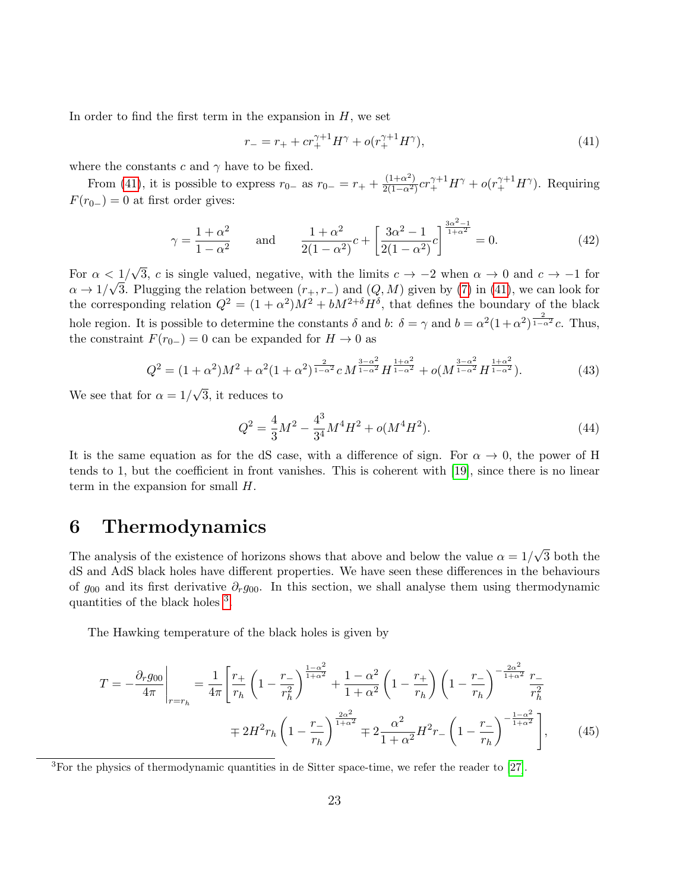In order to find the first term in the expansion in $H$, we set

$$r_- = r_+ + c r_+^{\gamma+1} H^\gamma + o(r_+^{\gamma+1} H^\gamma), \tag{41}$$

where the constants $c$ and $\gamma$ have to be fixed.

From (41), it is possible to express $r_{0-}$ as $r_{0-} = r_+ + \frac{(1+\alpha^2)}{2(1-\alpha^2)} c r_+^{\gamma+1} H^\gamma + o(r_+^{\gamma+1} H^\gamma)$. Requiring $F(r_{0-}) = 0$ at first order gives:

$$\gamma = \frac{1+\alpha^2}{1-\alpha^2} \qquad \text{and} \qquad \frac{1+\alpha^2}{2(1-\alpha^2)} c + \left[ \frac{3\alpha^2 - 1}{2(1-\alpha^2)} c \right]^{\frac{3\alpha^2-1}{1+\alpha^2}} = 0. \tag{42}$$

For $\alpha < 1/\sqrt{3}$, $c$ is single valued, negative, with the limits $c \to -2$ when $\alpha \to 0$ and $c \to -1$ for $\alpha \to 1/\sqrt{3}$. Plugging the relation between $(r_+, r_-)$ and $(Q, M)$ given by (7) in (41), we can look for the corresponding relation $Q^2 = (1+\alpha^2)M^2 + bM^{2+\delta} H^\delta$, that defines the boundary of the black hole region. It is possible to determine the constants $\delta$ and $b$: $\delta = \gamma$ and $b = \alpha^2 (1+\alpha^2)^{\frac{2}{1-\alpha^2}} c$. Thus, the constraint $F(r_{0-}) = 0$ can be expanded for $H \to 0$ as

$$Q^2 = (1+\alpha^2) M^2 + \alpha^2 (1+\alpha^2)^{\frac{2}{1-\alpha^2}} c \, M^{\frac{3-\alpha^2}{1-\alpha^2}} H^{\frac{1+\alpha^2}{1-\alpha^2}} + o(M^{\frac{3-\alpha^2}{1-\alpha^2}} H^{\frac{1+\alpha^2}{1-\alpha^2}}). \tag{43}$$

We see that for $\alpha = 1/\sqrt{3}$, it reduces to

$$Q^2 = \frac{4}{3} M^2 - \frac{4^3}{3^4} M^4 H^2 + o(M^4 H^2). \tag{44}$$

It is the same equation as for the dS case, with a difference of sign. For $\alpha \to 0$, the power of H tends to 1, but the coefficient in front vanishes. This is coherent with [19], since there is no linear term in the expansion for small $H$.

# 6 Thermodynamics

The analysis of the existence of horizons shows that above and below the value $\alpha = 1/\sqrt{3}$ both the dS and AdS black holes have different properties. We have seen these differences in the behaviours of $g_{00}$ and its first derivative $\partial_r g_{00}$. In this section, we shall analyse them using thermodynamic quantities of the black holes [3].

The Hawking temperature of the black holes is given by

$$T = -\frac{\partial_r g_{00}}{4\pi}\bigg|_{r=r_h} = \frac{1}{4\pi} \left[ \frac{r_+}{r_h} \left(1 - \frac{r_-}{r_h^2}\right)^{\frac{1-\alpha^2}{1+\alpha^2}} + \frac{1-\alpha^2}{1+\alpha^2} \left(1 - \frac{r_+}{r_h}\right) \left(1 - \frac{r_-}{r_h}\right)^{-\frac{2\alpha^2}{1+\alpha^2}} \frac{r_-}{r_h^2} \right.$$
$$\left. \mp 2H^2 r_h \left(1 - \frac{r_-}{r_h}\right)^{\frac{2\alpha^2}{1+\alpha^2}} \mp 2\frac{\alpha^2}{1+\alpha^2} H^2 r_- \left(1 - \frac{r_-}{r_h}\right)^{-\frac{1-\alpha^2}{1+\alpha^2}} \right], \tag{45}$$

[3] For the physics of thermodynamic quantities in de Sitter space-time, we refer the reader to [27].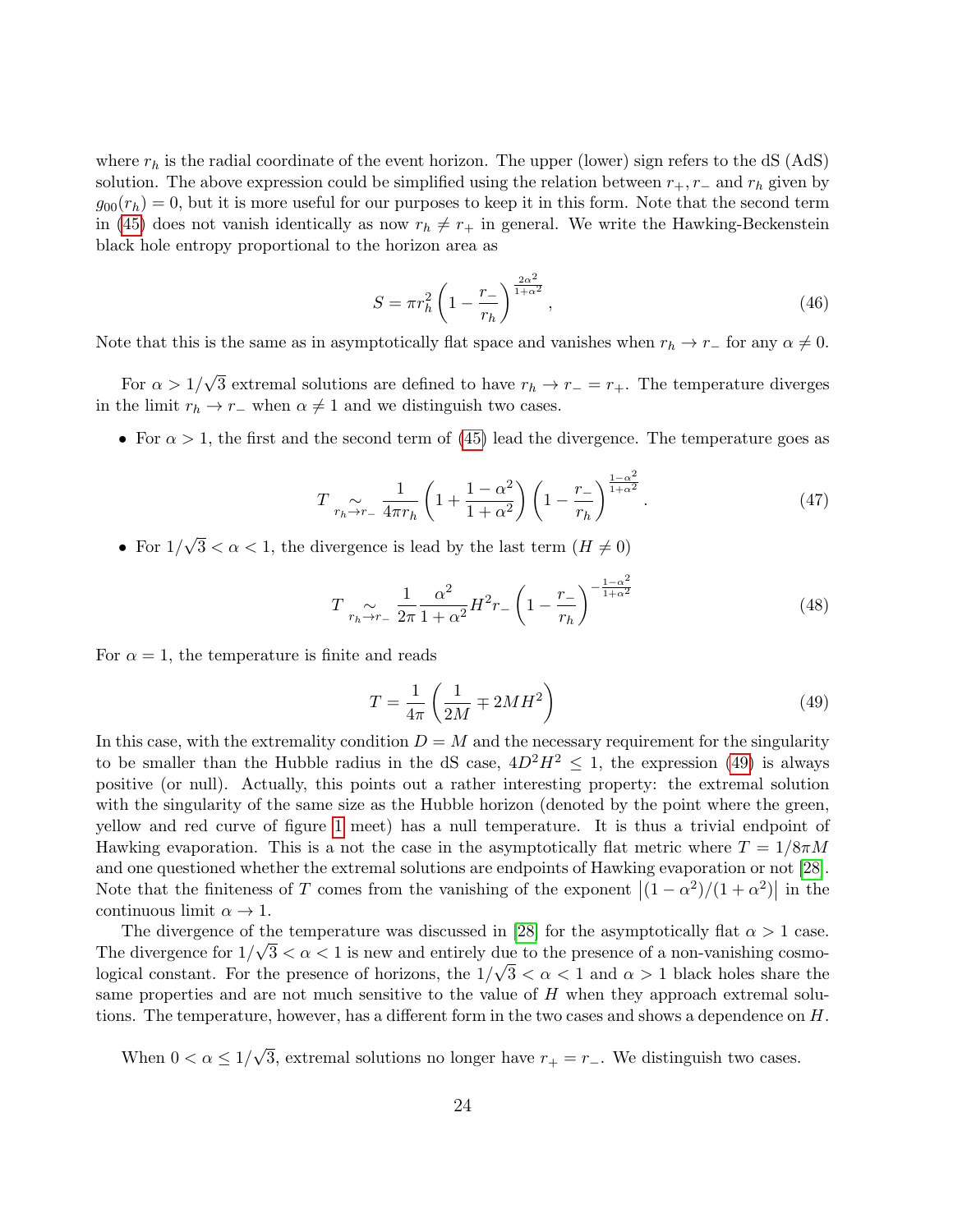where $r_h$ is the radial coordinate of the event horizon. The upper (lower) sign refers to the dS (AdS) solution. The above expression could be simplified using the relation between $r_+, r_-$ and $r_h$ given by $g_{00}(r_h) = 0$, but it is more useful for our purposes to keep it in this form. Note that the second term in (45) does not vanish identically as now $r_h \neq r_+$ in general. We write the Hawking-Beckenstein black hole entropy proportional to the horizon area as

$$S = \pi r_h^2 \left(1 - \frac{r_-}{r_h}\right)^{\frac{2\alpha^2}{1+\alpha^2}}, \tag{46}$$

Note that this is the same as in asymptotically flat space and vanishes when $r_h \to r_-$ for any $\alpha \neq 0$.

For $\alpha > 1/\sqrt{3}$ extremal solutions are defined to have $r_h \to r_- = r_+$. The temperature diverges in the limit $r_h \to r_-$ when $\alpha \neq 1$ and we distinguish two cases.

- For $\alpha > 1$, the first and the second term of (45) lead the divergence. The temperature goes as

$$T \underset{r_h \to r_-}{\sim} \frac{1}{4\pi r_h}\left(1 + \frac{1-\alpha^2}{1+\alpha^2}\right)\left(1 - \frac{r_-}{r_h}\right)^{\frac{1-\alpha^2}{1+\alpha^2}}. \tag{47}$$

- For $1/\sqrt{3} < \alpha < 1$, the divergence is lead by the last term ($H \neq 0$)

$$T \underset{r_h \to r_-}{\sim} \frac{1}{2\pi}\frac{\alpha^2}{1+\alpha^2} H^2 r_- \left(1 - \frac{r_-}{r_h}\right)^{-\frac{1-\alpha^2}{1+\alpha^2}} \tag{48}$$

For $\alpha = 1$, the temperature is finite and reads

$$T = \frac{1}{4\pi}\left(\frac{1}{2M} \mp 2MH^2\right) \tag{49}$$

In this case, with the extremality condition $D = M$ and the necessary requirement for the singularity to be smaller than the Hubble radius in the dS case, $4D^2H^2 \leq 1$, the expression (49) is always positive (or null). Actually, this points out a rather interesting property: the extremal solution with the singularity of the same size as the Hubble horizon (denoted by the point where the green, yellow and red curve of figure 1 meet) has a null temperature. It is thus a trivial endpoint of Hawking evaporation. This is a not the case in the asymptotically flat metric where $T = 1/8\pi M$ and one questioned whether the extremal solutions are endpoints of Hawking evaporation or not [28]. Note that the finiteness of $T$ comes from the vanishing of the exponent $\left|(1-\alpha^2)/(1+\alpha^2)\right|$ in the continuous limit $\alpha \to 1$.

The divergence of the temperature was discussed in [28] for the asymptotically flat $\alpha > 1$ case. The divergence for $1/\sqrt{3} < \alpha < 1$ is new and entirely due to the presence of a non-vanishing cosmological constant. For the presence of horizons, the $1/\sqrt{3} < \alpha < 1$ and $\alpha > 1$ black holes share the same properties and are not much sensitive to the value of $H$ when they approach extremal solutions. The temperature, however, has a different form in the two cases and shows a dependence on $H$.

When $0 < \alpha \leq 1/\sqrt{3}$, extremal solutions no longer have $r_+ = r_-$. We distinguish two cases.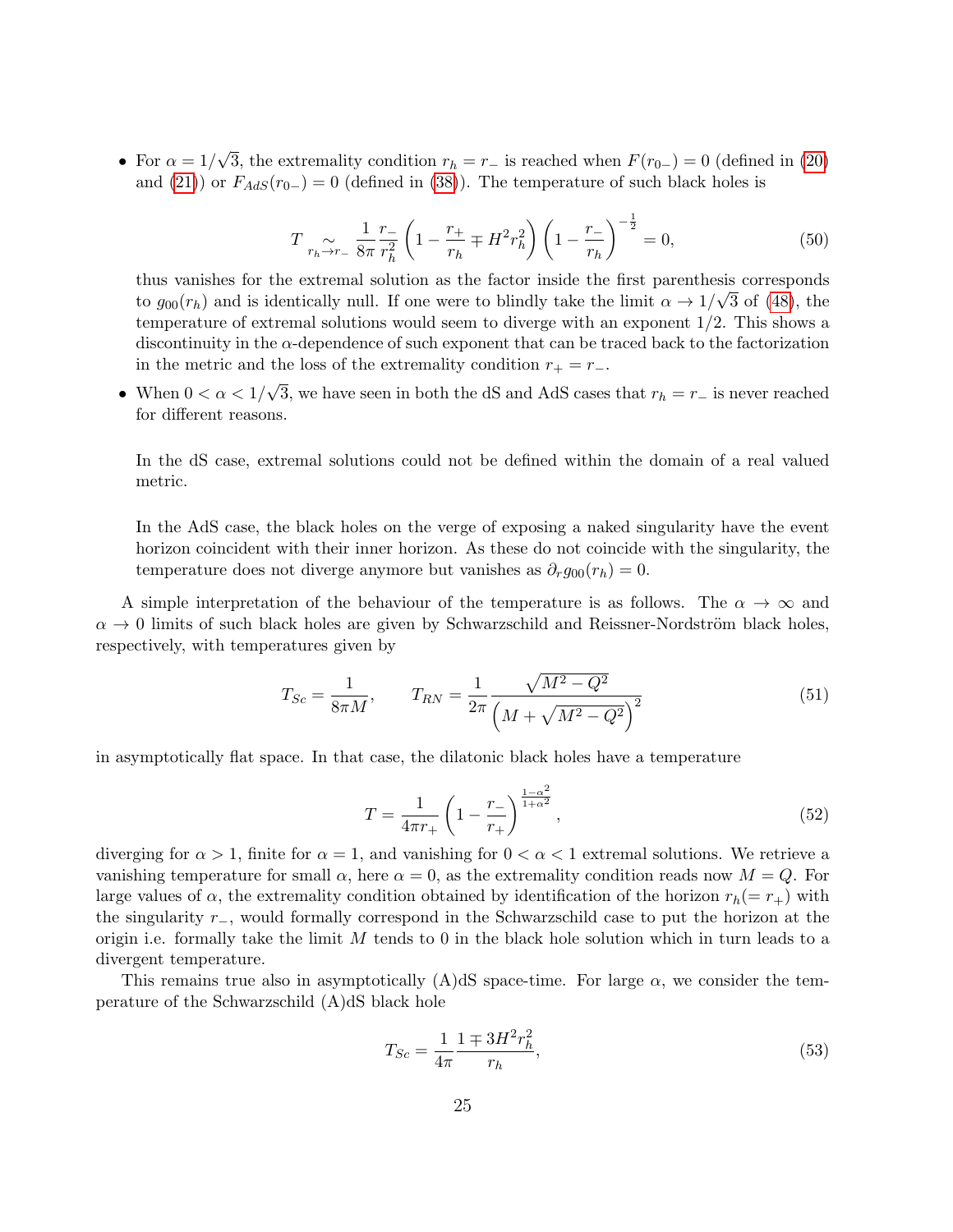- For $\alpha = 1/\sqrt{3}$, the extremality condition $r_h = r_-$ is reached when $F(r_{0-}) = 0$ (defined in (20) and (21)) or $F_{AdS}(r_{0-}) = 0$ (defined in (38)). The temperature of such black holes is

$$T \underset{r_h \to r_-}{\sim} \frac{1}{8\pi} \frac{r_-}{r_h^2} \left(1 - \frac{r_+}{r_h} \mp H^2 r_h^2\right) \left(1 - \frac{r_-}{r_h}\right)^{-\frac{1}{2}} = 0, \tag{50}$$

thus vanishes for the extremal solution as the factor inside the first parenthesis corresponds to $g_{00}(r_h)$ and is identically null. If one were to blindly take the limit $\alpha \to 1/\sqrt{3}$ of (48), the temperature of extremal solutions would seem to diverge with an exponent $1/2$. This shows a discontinuity in the $\alpha$-dependence of such exponent that can be traced back to the factorization in the metric and the loss of the extremality condition $r_+ = r_-$.

- When $0 < \alpha < 1/\sqrt{3}$, we have seen in both the dS and AdS cases that $r_h = r_-$ is never reached for different reasons.

  In the dS case, extremal solutions could not be defined within the domain of a real valued metric.

  In the AdS case, the black holes on the verge of exposing a naked singularity have the event horizon coincident with their inner horizon. As these do not coincide with the singularity, the temperature does not diverge anymore but vanishes as $\partial_r g_{00}(r_h) = 0$.

A simple interpretation of the behaviour of the temperature is as follows. The $\alpha \to \infty$ and $\alpha \to 0$ limits of such black holes are given by Schwarzschild and Reissner-Nordström black holes, respectively, with temperatures given by

$$T_{Sc} = \frac{1}{8\pi M}, \qquad T_{RN} = \frac{1}{2\pi} \frac{\sqrt{M^2 - Q^2}}{\left(M + \sqrt{M^2 - Q^2}\right)^2} \tag{51}$$

in asymptotically flat space. In that case, the dilatonic black holes have a temperature

$$T = \frac{1}{4\pi r_+} \left(1 - \frac{r_-}{r_+}\right)^{\frac{1-\alpha^2}{1+\alpha^2}}, \tag{52}$$

diverging for $\alpha > 1$, finite for $\alpha = 1$, and vanishing for $0 < \alpha < 1$ extremal solutions. We retrieve a vanishing temperature for small $\alpha$, here $\alpha = 0$, as the extremality condition reads now $M = Q$. For large values of $\alpha$, the extremality condition obtained by identification of the horizon $r_h (= r_+)$ with the singularity $r_-$, would formally correspond in the Schwarzschild case to put the horizon at the origin i.e. formally take the limit $M$ tends to 0 in the black hole solution which in turn leads to a divergent temperature.

This remains true also in asymptotically (A)dS space-time. For large $\alpha$, we consider the temperature of the Schwarzschild (A)dS black hole

$$T_{Sc} = \frac{1}{4\pi} \frac{1 \mp 3H^2 r_h^2}{r_h}, \tag{53}$$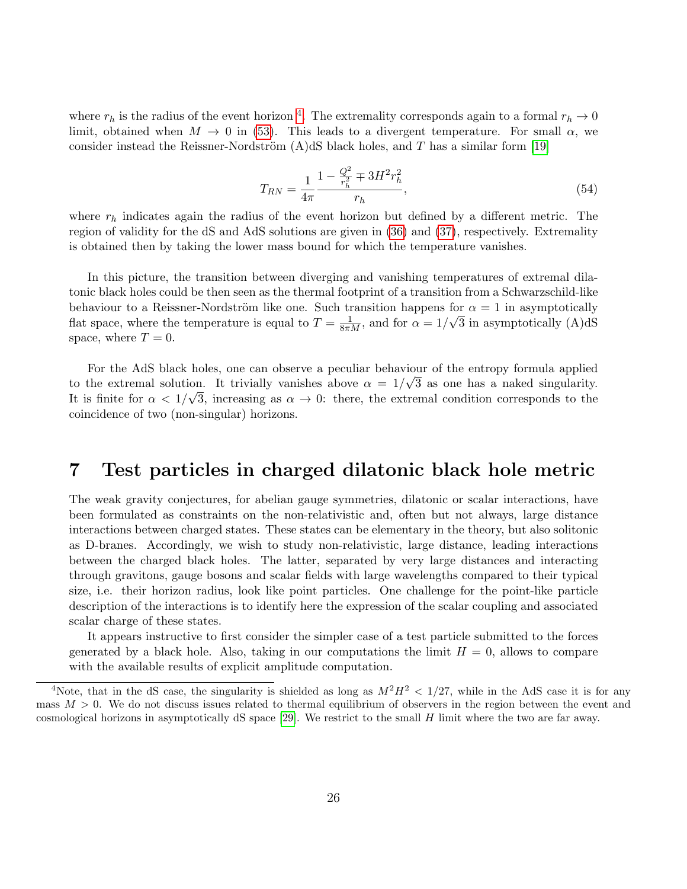where $r_h$ is the radius of the event horizon [4]. The extremality corresponds again to a formal $r_h \to 0$ limit, obtained when $M \to 0$ in (53). This leads to a divergent temperature. For small $\alpha$, we consider instead the Reissner-Nordström (A)dS black holes, and $T$ has a similar form [19]

$$
T_{RN} = \frac{1}{4\pi} \frac{1 - \frac{Q^2}{r_h^2} \mp 3H^2 r_h^2}{r_h}, \tag{54}
$$

where $r_h$ indicates again the radius of the event horizon but defined by a different metric. The region of validity for the dS and AdS solutions are given in (36) and (37), respectively. Extremality is obtained then by taking the lower mass bound for which the temperature vanishes.

In this picture, the transition between diverging and vanishing temperatures of extremal dilatonic black holes could be then seen as the thermal footprint of a transition from a Schwarzschild-like behaviour to a Reissner-Nordström like one. Such transition happens for $\alpha = 1$ in asymptotically flat space, where the temperature is equal to $T = \frac{1}{8\pi M}$, and for $\alpha = 1/\sqrt{3}$ in asymptotically (A)dS space, where $T = 0$.

For the AdS black holes, one can observe a peculiar behaviour of the entropy formula applied to the extremal solution. It trivially vanishes above $\alpha = 1/\sqrt{3}$ as one has a naked singularity. It is finite for $\alpha < 1/\sqrt{3}$, increasing as $\alpha \to 0$: there, the extremal condition corresponds to the coincidence of two (non-singular) horizons.

# 7 Test particles in charged dilatonic black hole metric

The weak gravity conjectures, for abelian gauge symmetries, dilatonic or scalar interactions, have been formulated as constraints on the non-relativistic and, often but not always, large distance interactions between charged states. These states can be elementary in the theory, but also solitonic as D-branes. Accordingly, we wish to study non-relativistic, large distance, leading interactions between the charged black holes. The latter, separated by very large distances and interacting through gravitons, gauge bosons and scalar fields with large wavelengths compared to their typical size, i.e. their horizon radius, look like point particles. One challenge for the point-like particle description of the interactions is to identify here the expression of the scalar coupling and associated scalar charge of these states.

It appears instructive to first consider the simpler case of a test particle submitted to the forces generated by a black hole. Also, taking in our computations the limit $H = 0$, allows to compare with the available results of explicit amplitude computation.

[4] Note, that in the dS case, the singularity is shielded as long as $M^2H^2 < 1/27$, while in the AdS case it is for any mass $M > 0$. We do not discuss issues related to thermal equilibrium of observers in the region between the event and cosmological horizons in asymptotically dS space [29]. We restrict to the small $H$ limit where the two are far away.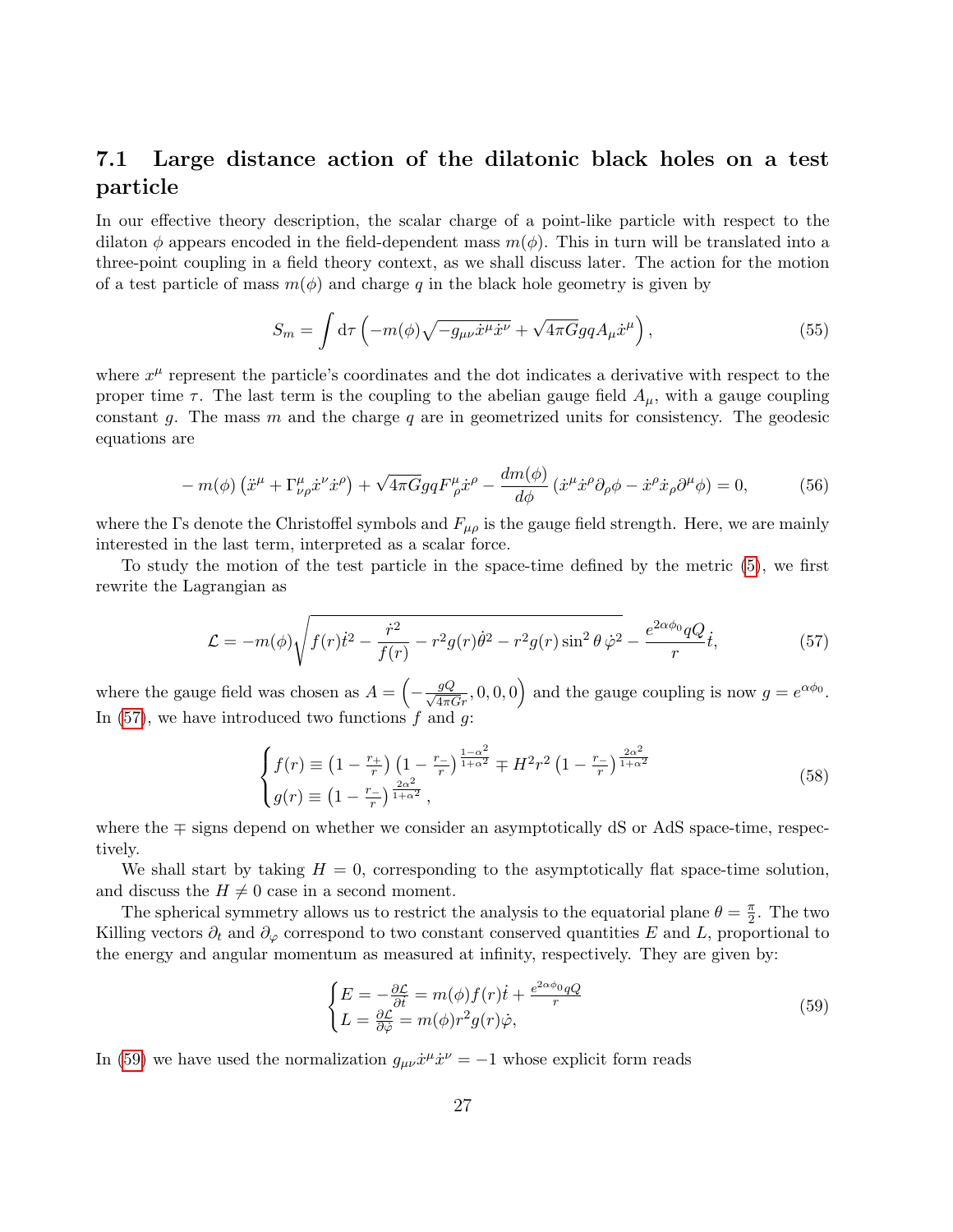### 7.1 Large distance action of the dilatonic black holes on a test particle

In our effective theory description, the scalar charge of a point-like particle with respect to the dilaton $\phi$ appears encoded in the field-dependent mass $m(\phi)$. This in turn will be translated into a three-point coupling in a field theory context, as we shall discuss later. The action for the motion of a test particle of mass $m(\phi)$ and charge $q$ in the black hole geometry is given by

$$S_m = \int \mathrm{d}\tau \left( -m(\phi)\sqrt{-g_{\mu\nu}\dot{x}^\mu \dot{x}^\nu} + \sqrt{4\pi G} g q A_\mu \dot{x}^\mu \right), \tag{55}$$

where $x^\mu$ represent the particle's coordinates and the dot indicates a derivative with respect to the proper time $\tau$. The last term is the coupling to the abelian gauge field $A_\mu$, with a gauge coupling constant $g$. The mass $m$ and the charge $q$ are in geometrized units for consistency. The geodesic equations are

$$-m(\phi)\left(\ddot{x}^\mu + \Gamma^\mu_{\nu\rho}\dot{x}^\nu \dot{x}^\rho\right) + \sqrt{4\pi G} g q F^\mu{}_\rho \dot{x}^\rho - \frac{dm(\phi)}{d\phi}\left(\dot{x}^\mu \dot{x}^\rho \partial_\rho \phi - \dot{x}^\rho \dot{x}_\rho \partial^\mu \phi\right) = 0, \tag{56}$$

where the $\Gamma$s denote the Christoffel symbols and $F_{\mu\rho}$ is the gauge field strength. Here, we are mainly interested in the last term, interpreted as a scalar force.

To study the motion of the test particle in the space-time defined by the metric (5), we first rewrite the Lagrangian as

$$\mathcal{L} = -m(\phi)\sqrt{f(r)\dot{t}^2 - \frac{\dot{r}^2}{f(r)} - r^2 g(r)\dot{\theta}^2 - r^2 g(r)\sin^2\theta\, \dot{\varphi}^2} - \frac{e^{2\alpha\phi_0} q Q}{r}\dot{t}, \tag{57}$$

where the gauge field was chosen as $A = \left(-\frac{gQ}{\sqrt{4\pi G} r}, 0, 0, 0\right)$ and the gauge coupling is now $g = e^{\alpha\phi_0}$. In (57), we have introduced two functions $f$ and $g$:

$$\begin{cases} f(r) \equiv \left(1 - \frac{r_+}{r}\right)\left(1 - \frac{r_-}{r}\right)^{\frac{1-\alpha^2}{1+\alpha^2}} \mp H^2 r^2 \left(1 - \frac{r_-}{r}\right)^{\frac{2\alpha^2}{1+\alpha^2}} \\ g(r) \equiv \left(1 - \frac{r_-}{r}\right)^{\frac{2\alpha^2}{1+\alpha^2}}, \end{cases} \tag{58}$$

where the $\mp$ signs depend on whether we consider an asymptotically dS or AdS space-time, respectively.

We shall start by taking $H = 0$, corresponding to the asymptotically flat space-time solution, and discuss the $H \neq 0$ case in a second moment.

The spherical symmetry allows us to restrict the analysis to the equatorial plane $\theta = \frac{\pi}{2}$. The two Killing vectors $\partial_t$ and $\partial_\varphi$ correspond to two constant conserved quantities $E$ and $L$, proportional to the energy and angular momentum as measured at infinity, respectively. They are given by:

$$\begin{cases} E = -\frac{\partial \mathcal{L}}{\partial \dot{t}} = m(\phi) f(r)\dot{t} + \frac{e^{2\alpha\phi_0} q Q}{r} \\ L = \frac{\partial \mathcal{L}}{\partial \dot{\varphi}} = m(\phi) r^2 g(r)\dot{\varphi}, \end{cases} \tag{59}$$

In (59) we have used the normalization $g_{\mu\nu}\dot{x}^\mu \dot{x}^\nu = -1$ whose explicit form reads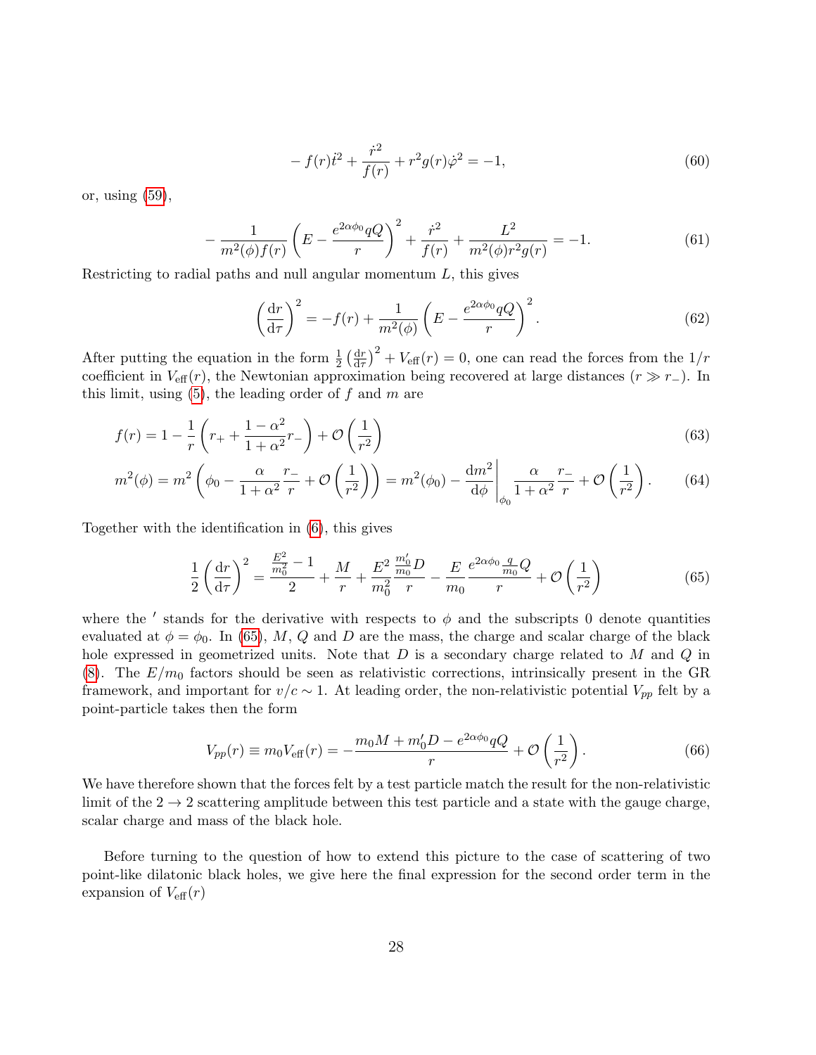$$
-f(r)\dot{t}^2 + \frac{\dot{r}^2}{f(r)} + r^2 g(r)\dot{\varphi}^2 = -1, \tag{60}
$$

or, using (59),

$$
-\frac{1}{m^2(\phi)f(r)}\left(E - \frac{e^{2\alpha\phi_0}qQ}{r}\right)^2 + \frac{\dot{r}^2}{f(r)} + \frac{L^2}{m^2(\phi)r^2 g(r)} = -1. \tag{61}
$$

Restricting to radial paths and null angular momentum $L$, this gives

$$
\left(\frac{\mathrm{d}r}{\mathrm{d}\tau}\right)^2 = -f(r) + \frac{1}{m^2(\phi)}\left(E - \frac{e^{2\alpha\phi_0}qQ}{r}\right)^2. \tag{62}
$$

After putting the equation in the form $\frac{1}{2}\left(\frac{\mathrm{d}r}{\mathrm{d}\tau}\right)^2 + V_{\text{eff}}(r) = 0$, one can read the forces from the $1/r$ coefficient in $V_{\text{eff}}(r)$, the Newtonian approximation being recovered at large distances ($r \gg r_-$). In this limit, using (5), the leading order of $f$ and $m$ are

$$
f(r) = 1 - \frac{1}{r}\left(r_+ + \frac{1-\alpha^2}{1+\alpha^2}r_-\right) + \mathcal{O}\left(\frac{1}{r^2}\right) \tag{63}
$$

$$
m^2(\phi) = m^2\left(\phi_0 - \frac{\alpha}{1+\alpha^2}\frac{r_-}{r} + \mathcal{O}\left(\frac{1}{r^2}\right)\right) = m^2(\phi_0) - \left.\frac{\mathrm{d}m^2}{\mathrm{d}\phi}\right|_{\phi_0}\frac{\alpha}{1+\alpha^2}\frac{r_-}{r} + \mathcal{O}\left(\frac{1}{r^2}\right). \tag{64}
$$

Together with the identification in (6), this gives

$$
\frac{1}{2}\left(\frac{\mathrm{d}r}{\mathrm{d}\tau}\right)^2 = \frac{\frac{E^2}{m_0^2} - 1}{2} + \frac{M}{r} + \frac{E^2}{m_0^2}\frac{\frac{m_0'}{m_0}D}{r} - \frac{E}{m_0}\frac{e^{2\alpha\phi_0}\frac{q}{m_0}Q}{r} + \mathcal{O}\left(\frac{1}{r^2}\right) \tag{65}
$$

where the $'$ stands for the derivative with respects to $\phi$ and the subscripts 0 denote quantities evaluated at $\phi = \phi_0$. In (65), $M$, $Q$ and $D$ are the mass, the charge and scalar charge of the black hole expressed in geometrized units. Note that $D$ is a secondary charge related to $M$ and $Q$ in (8). The $E/m_0$ factors should be seen as relativistic corrections, intrinsically present in the GR framework, and important for $v/c \sim 1$. At leading order, the non-relativistic potential $V_{pp}$ felt by a point-particle takes then the form

$$
V_{pp}(r) \equiv m_0 V_{\text{eff}}(r) = -\frac{m_0 M + m_0' D - e^{2\alpha\phi_0}qQ}{r} + \mathcal{O}\left(\frac{1}{r^2}\right). \tag{66}
$$

We have therefore shown that the forces felt by a test particle match the result for the non-relativistic limit of the $2 \to 2$ scattering amplitude between this test particle and a state with the gauge charge, scalar charge and mass of the black hole.

Before turning to the question of how to extend this picture to the case of scattering of two point-like dilatonic black holes, we give here the final expression for the second order term in the expansion of $V_{\text{eff}}(r)$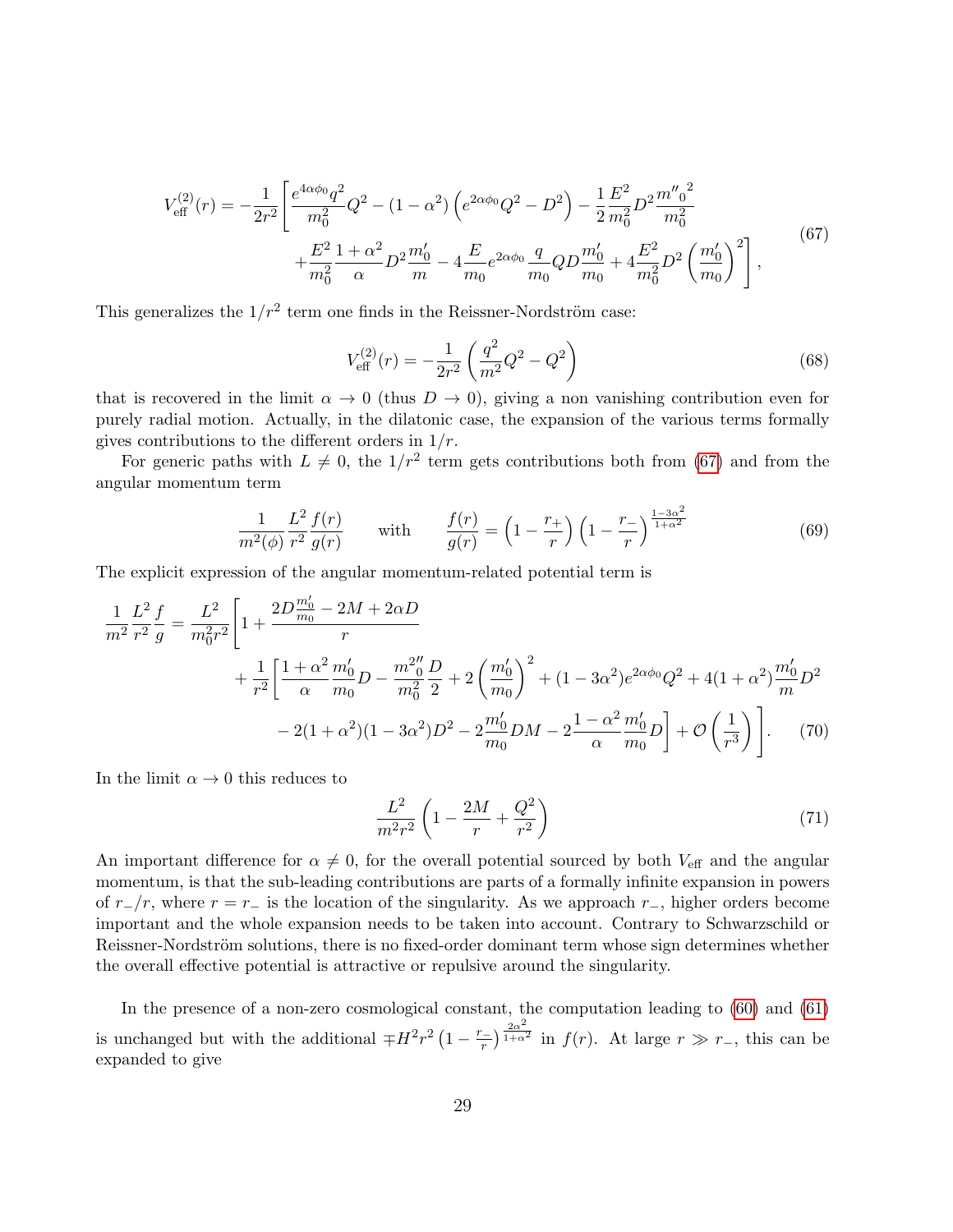$$
\begin{aligned}
V_{\text{eff}}^{(2)}(r) = -\frac{1}{2r^2}\Bigg[ & \frac{e^{4\alpha\phi_0} q^2}{m_0^2} Q^2 - (1-\alpha^2)\left(e^{2\alpha\phi_0}Q^2 - D^2\right) - \frac{1}{2}\frac{E^2}{m_0^2} D^2 \frac{{m''_0}^2}{m_0^2} \\
& + \frac{E^2}{m_0^2}\frac{1+\alpha^2}{\alpha} D^2 \frac{m'_0}{m} - 4\frac{E}{m_0} e^{2\alpha\phi_0} \frac{q}{m_0} Q D \frac{m'_0}{m_0} + 4\frac{E^2}{m_0^2} D^2 \left(\frac{m'_0}{m_0}\right)^2 \Bigg],
\end{aligned} \tag{67}
$$

This generalizes the $1/r^2$ term one finds in the Reissner-Nordström case:

$$
V_{\text{eff}}^{(2)}(r) = -\frac{1}{2r^2}\left(\frac{q^2}{m^2}Q^2 - Q^2\right) \tag{68}
$$

that is recovered in the limit $\alpha \to 0$ (thus $D \to 0$), giving a non vanishing contribution even for purely radial motion. Actually, in the dilatonic case, the expansion of the various terms formally gives contributions to the different orders in $1/r$.

For generic paths with $L \neq 0$, the $1/r^2$ term gets contributions both from (67) and from the angular momentum term

$$
\frac{1}{m^2(\phi)}\frac{L^2}{r^2}\frac{f(r)}{g(r)} \qquad \text{with} \qquad \frac{f(r)}{g(r)} = \left(1 - \frac{r_+}{r}\right)\left(1 - \frac{r_-}{r}\right)^{\frac{1-3\alpha^2}{1+\alpha^2}} \tag{69}
$$

The explicit expression of the angular momentum-related potential term is

$$
\begin{aligned}
\frac{1}{m^2}\frac{L^2}{r^2}\frac{f}{g} = \frac{L^2}{m_0^2 r^2}\Bigg[ & 1 + \frac{2D\frac{m'_0}{m_0} - 2M + 2\alpha D}{r} \\
& + \frac{1}{r^2}\Bigg[\frac{1+\alpha^2}{\alpha}\frac{m'_0}{m_0}D - \frac{{m^2_0}''}{m_0^2}\frac{D}{2} + 2\left(\frac{m'_0}{m_0}\right)^2 + (1-3\alpha^2)e^{2\alpha\phi_0}Q^2 + 4(1+\alpha^2)\frac{m'_0}{m}D^2 \\
& - 2(1+\alpha^2)(1-3\alpha^2)D^2 - 2\frac{m'_0}{m_0}DM - 2\frac{1-\alpha^2}{\alpha}\frac{m'_0}{m_0}D\Bigg] + \mathcal{O}\left(\frac{1}{r^3}\right)\Bigg].
\end{aligned} \tag{70}
$$

In the limit $\alpha \to 0$ this reduces to

$$
\frac{L^2}{m^2 r^2}\left(1 - \frac{2M}{r} + \frac{Q^2}{r^2}\right) \tag{71}
$$

An important difference for $\alpha \neq 0$, for the overall potential sourced by both $V_{\text{eff}}$ and the angular momentum, is that the sub-leading contributions are parts of a formally infinite expansion in powers of $r_-/r$, where $r = r_-$ is the location of the singularity. As we approach $r_-$, higher orders become important and the whole expansion needs to be taken into account. Contrary to Schwarzschild or Reissner-Nordström solutions, there is no fixed-order dominant term whose sign determines whether the overall effective potential is attractive or repulsive around the singularity.

In the presence of a non-zero cosmological constant, the computation leading to (60) and (61) is unchanged but with the additional $\mp H^2 r^2 \left(1 - \frac{r_-}{r}\right)^{\frac{2\alpha^2}{1+\alpha^2}}$ in $f(r)$. At large $r \gg r_-$, this can be expanded to give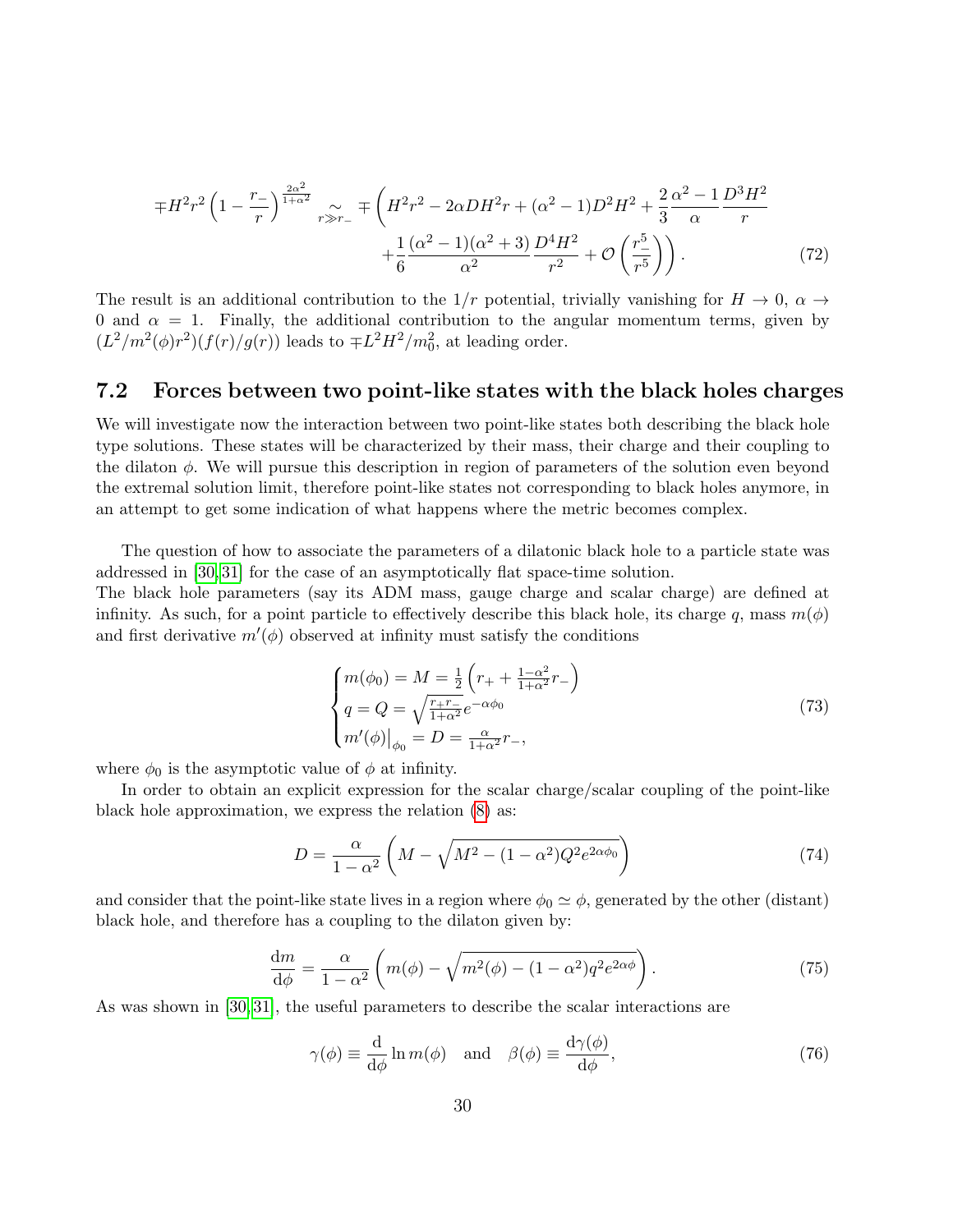$$
\mp H^2 r^2 \left(1 - \frac{r_-}{r}\right)^{\frac{2\alpha^2}{1+\alpha^2}} \underset{r \gg r_-}{\sim} \mp \left( H^2 r^2 - 2\alpha D H^2 r + (\alpha^2 - 1) D^2 H^2 + \frac{2}{3} \frac{\alpha^2 - 1}{\alpha} \frac{D^3 H^2}{r} \right.
$$
$$
\left. + \frac{1}{6} \frac{(\alpha^2 - 1)(\alpha^2 + 3)}{\alpha^2} \frac{D^4 H^2}{r^2} + \mathcal{O}\left(\frac{r_-^5}{r^5}\right) \right). \tag{72}
$$

The result is an additional contribution to the $1/r$ potential, trivially vanishing for $H \to 0$, $\alpha \to 0$ and $\alpha = 1$. Finally, the additional contribution to the angular momentum terms, given by $(L^2/m^2(\phi) r^2)(f(r)/g(r))$ leads to $\mp L^2 H^2 / m_0^2$, at leading order.

## 7.2 Forces between two point-like states with the black holes charges

We will investigate now the interaction between two point-like states both describing the black hole type solutions. These states will be characterized by their mass, their charge and their coupling to the dilaton $\phi$. We will pursue this description in region of parameters of the solution even beyond the extremal solution limit, therefore point-like states not corresponding to black holes anymore, in an attempt to get some indication of what happens where the metric becomes complex.

The question of how to associate the parameters of a dilatonic black hole to a particle state was addressed in [30,31] for the case of an asymptotically flat space-time solution.
The black hole parameters (say its ADM mass, gauge charge and scalar charge) are defined at infinity. As such, for a point particle to effectively describe this black hole, its charge $q$, mass $m(\phi)$ and first derivative $m'(\phi)$ observed at infinity must satisfy the conditions

$$
\begin{cases}
m(\phi_0) = M = \frac{1}{2}\left(r_+ + \frac{1-\alpha^2}{1+\alpha^2} r_-\right) \\
q = Q = \sqrt{\frac{r_+ r_-}{1+\alpha^2}} e^{-\alpha\phi_0} \\
m'(\phi)\big|_{\phi_0} = D = \frac{\alpha}{1+\alpha^2} r_-,
\end{cases} \tag{73}
$$

where $\phi_0$ is the asymptotic value of $\phi$ at infinity.

In order to obtain an explicit expression for the scalar charge/scalar coupling of the point-like black hole approximation, we express the relation (8) as:

$$
D = \frac{\alpha}{1-\alpha^2} \left( M - \sqrt{M^2 - (1-\alpha^2) Q^2 e^{2\alpha\phi_0}} \right) \tag{74}
$$

and consider that the point-like state lives in a region where $\phi_0 \simeq \phi$, generated by the other (distant) black hole, and therefore has a coupling to the dilaton given by:

$$
\frac{\mathrm{d}m}{\mathrm{d}\phi} = \frac{\alpha}{1-\alpha^2} \left( m(\phi) - \sqrt{m^2(\phi) - (1-\alpha^2) q^2 e^{2\alpha\phi}} \right). \tag{75}
$$

As was shown in [30,31], the useful parameters to describe the scalar interactions are

$$
\gamma(\phi) \equiv \frac{\mathrm{d}}{\mathrm{d}\phi} \ln m(\phi) \quad \text{and} \quad \beta(\phi) \equiv \frac{\mathrm{d}\gamma(\phi)}{\mathrm{d}\phi}, \tag{76}
$$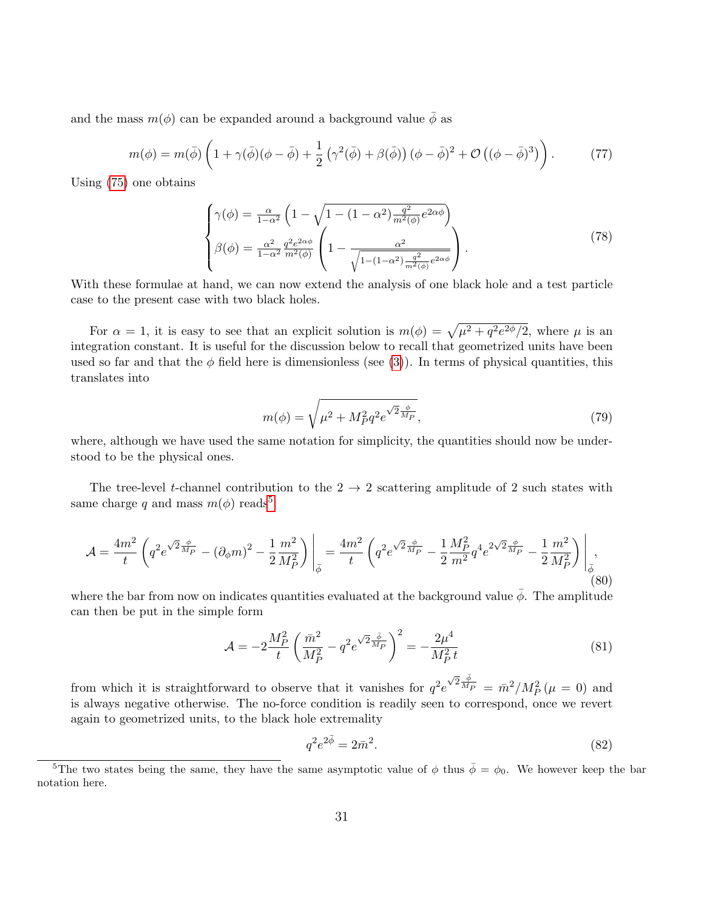and the mass $m(\phi)$ can be expanded around a background value $\bar{\phi}$ as

$$m(\phi) = m(\bar{\phi})\left(1 + \gamma(\bar{\phi})(\phi - \bar{\phi}) + \frac{1}{2}\left(\gamma^2(\bar{\phi}) + \beta(\bar{\phi})\right)(\phi - \bar{\phi})^2 + \mathcal{O}\left((\phi - \bar{\phi})^3\right)\right). \tag{77}$$

Using (75) one obtains

$$\begin{cases} \gamma(\phi) = \frac{\alpha}{1-\alpha^2}\left(1 - \sqrt{1 - (1-\alpha^2)\frac{q^2}{m^2(\phi)}e^{2\alpha\phi}}\right) \\ \beta(\phi) = \frac{\alpha^2}{1-\alpha^2}\frac{q^2 e^{2\alpha\phi}}{m^2(\phi)}\left(1 - \frac{\alpha^2}{\sqrt{1-(1-\alpha^2)\frac{q^2}{m^2(\phi)}e^{2\alpha\phi}}}\right). \end{cases} \tag{78}$$

With these formulae at hand, we can now extend the analysis of one black hole and a test particle case to the present case with two black holes.

For $\alpha = 1$, it is easy to see that an explicit solution is $m(\phi) = \sqrt{\mu^2 + q^2 e^{2\phi}/2}$, where $\mu$ is an integration constant. It is useful for the discussion below to recall that geometrized units have been used so far and that the $\phi$ field here is dimensionless (see (3)). In terms of physical quantities, this translates into

$$m(\phi) = \sqrt{\mu^2 + M_P^2 q^2 e^{\sqrt{2}\frac{\phi}{M_P}}}, \tag{79}$$

where, although we have used the same notation for simplicity, the quantities should now be understood to be the physical ones.

The tree-level $t$-channel contribution to the $2 \to 2$ scattering amplitude of 2 such states with same charge $q$ and mass $m(\phi)$ reads[5]

$$\mathcal{A} = \frac{4m^2}{t}\left(q^2 e^{\sqrt{2}\frac{\phi}{M_P}} - (\partial_\phi m)^2 - \frac{1}{2}\frac{m^2}{M_P^2}\right)\Bigg|_{\bar{\phi}} = \frac{4m^2}{t}\left(q^2 e^{\sqrt{2}\frac{\phi}{M_P}} - \frac{1}{2}\frac{M_P^2}{m^2}q^4 e^{2\sqrt{2}\frac{\phi}{M_P}} - \frac{1}{2}\frac{m^2}{M_P^2}\right)\Bigg|_{\bar{\phi}}, \tag{80}$$

where the bar from now on indicates quantities evaluated at the background value $\bar{\phi}$. The amplitude can then be put in the simple form

$$\mathcal{A} = -2\frac{M_P^2}{t}\left(\frac{\bar{m}^2}{M_P^2} - q^2 e^{\sqrt{2}\frac{\bar{\phi}}{M_P}}\right)^2 = -\frac{2\mu^4}{M_P^2\, t} \tag{81}$$

from which it is straightforward to observe that it vanishes for $q^2 e^{\sqrt{2}\frac{\bar{\phi}}{M_P}} = \bar{m}^2/M_P^2\,(\mu = 0)$ and is always negative otherwise. The no-force condition is readily seen to correspond, once we revert again to geometrized units, to the black hole extremality

$$q^2 e^{2\bar{\phi}} = 2\bar{m}^2. \tag{82}$$

[5] The two states being the same, they have the same asymptotic value of $\phi$ thus $\bar{\phi} = \phi_0$. We however keep the bar notation here.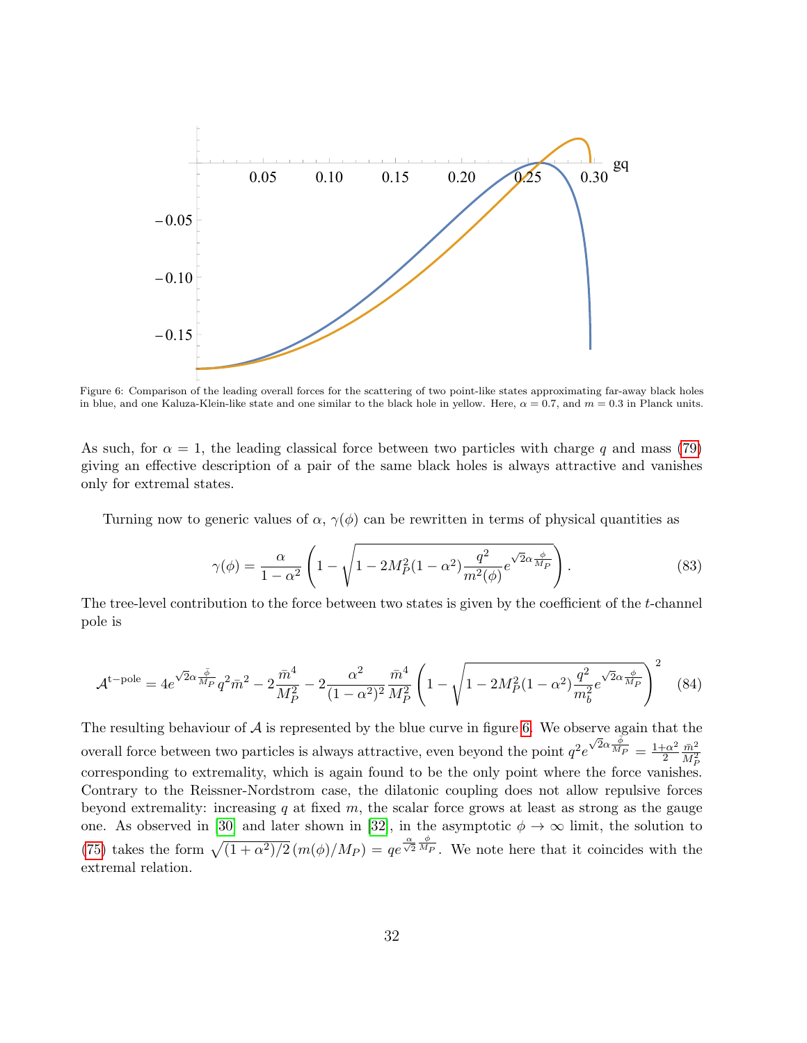Figure 6: Comparison of the leading overall forces for the scattering of two point-like states approximating far-away black holes in blue, and one Kaluza-Klein-like state and one similar to the black hole in yellow. Here, $\alpha = 0.7$, and $m = 0.3$ in Planck units.

As such, for $\alpha = 1$, the leading classical force between two particles with charge $q$ and mass (79) giving an effective description of a pair of the same black holes is always attractive and vanishes only for extremal states.

Turning now to generic values of $\alpha$, $\gamma(\phi)$ can be rewritten in terms of physical quantities as

$$\gamma(\phi) = \frac{\alpha}{1-\alpha^2}\left(1 - \sqrt{1 - 2M_P^2(1-\alpha^2)\frac{q^2}{m^2(\phi)}e^{\sqrt{2}\alpha\frac{\phi}{M_P}}}\right). \tag{83}$$

The tree-level contribution to the force between two states is given by the coefficient of the $t$-channel pole is

$$\mathcal{A}^{\text{t-pole}} = 4e^{\sqrt{2}\alpha\frac{\bar{\phi}}{M_P}}q^2\bar{m}^2 - 2\frac{\bar{m}^4}{M_P^2} - 2\frac{\alpha^2}{(1-\alpha^2)^2}\frac{\bar{m}^4}{M_P^2}\left(1 - \sqrt{1 - 2M_P^2(1-\alpha^2)\frac{q^2}{m_b^2}e^{\sqrt{2}\alpha\frac{\phi}{M_P}}}\right)^2 \tag{84}$$

The resulting behaviour of $\mathcal{A}$ is represented by the blue curve in figure 6. We observe again that the overall force between two particles is always attractive, even beyond the point $q^2 e^{\sqrt{2}\alpha\frac{\bar{\phi}}{M_P}} = \frac{1+\alpha^2}{2}\frac{\bar{m}^2}{M_P^2}$ corresponding to extremality, which is again found to be the only point where the force vanishes. Contrary to the Reissner-Nordstrom case, the dilatonic coupling does not allow repulsive forces beyond extremality: increasing $q$ at fixed $m$, the scalar force grows at least as strong as the gauge one. As observed in [30] and later shown in [32], in the asymptotic $\phi \to \infty$ limit, the solution to (75) takes the form $\sqrt{(1+\alpha^2)/2}\,(m(\phi)/M_P) = qe^{\frac{\alpha}{\sqrt{2}}\frac{\phi}{M_P}}$. We note here that it coincides with the extremal relation.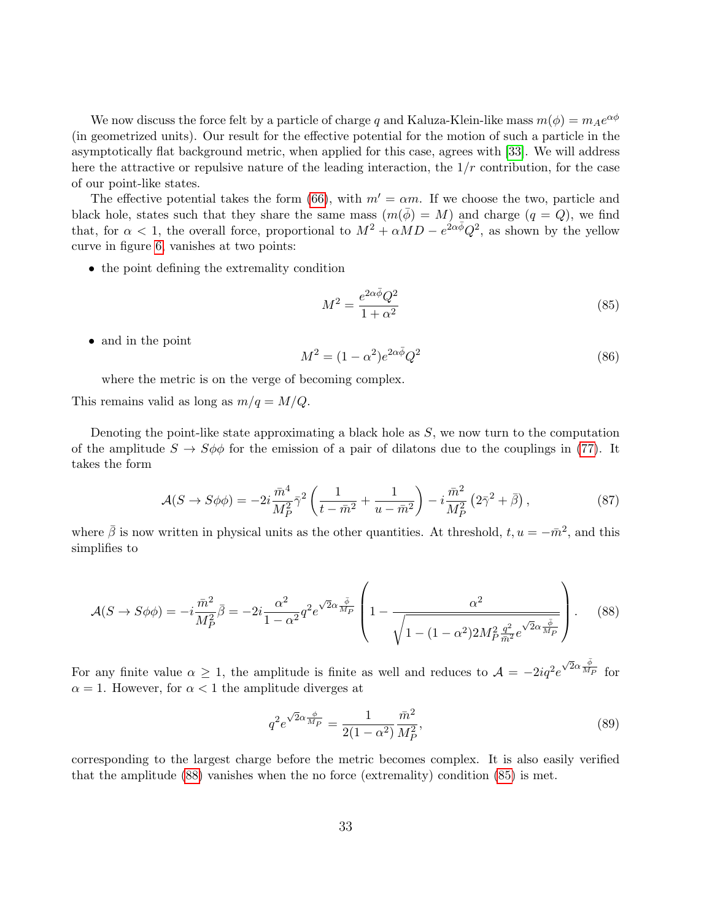We now discuss the force felt by a particle of charge $q$ and Kaluza-Klein-like mass $m(\phi) = m_A e^{\alpha\phi}$ (in geometrized units). Our result for the effective potential for the motion of such a particle in the asymptotically flat background metric, when applied for this case, agrees with [33]. We will address here the attractive or repulsive nature of the leading interaction, the $1/r$ contribution, for the case of our point-like states.

The effective potential takes the form (66), with $m' = \alpha m$. If we choose the two, particle and black hole, states such that they share the same mass ($m(\bar{\phi}) = M$) and charge ($q = Q$), we find that, for $\alpha < 1$, the overall force, proportional to $M^2 + \alpha M D - e^{2\alpha\bar{\phi}}Q^2$, as shown by the yellow curve in figure 6, vanishes at two points:

- the point defining the extremality condition

$$M^2 = \frac{e^{2\alpha\bar{\phi}}Q^2}{1+\alpha^2} \tag{85}$$

- and in the point

$$M^2 = (1-\alpha^2)e^{2\alpha\bar{\phi}}Q^2 \tag{86}$$

  where the metric is on the verge of becoming complex.

This remains valid as long as $m/q = M/Q$.

Denoting the point-like state approximating a black hole as $S$, we now turn to the computation of the amplitude $S \to S\phi\phi$ for the emission of a pair of dilatons due to the couplings in (77). It takes the form

$$\mathcal{A}(S \to S\phi\phi) = -2i\frac{\bar{m}^4}{M_P^2}\bar{\gamma}^2\left(\frac{1}{t-\bar{m}^2} + \frac{1}{u-\bar{m}^2}\right) - i\frac{\bar{m}^2}{M_P^2}\left(2\bar{\gamma}^2 + \bar{\beta}\right), \tag{87}$$

where $\bar{\beta}$ is now written in physical units as the other quantities. At threshold, $t, u = -\bar{m}^2$, and this simplifies to

$$\mathcal{A}(S \to S\phi\phi) = -i\frac{\bar{m}^2}{M_P^2}\bar{\beta} = -2i\frac{\alpha^2}{1-\alpha^2}q^2 e^{\sqrt{2}\alpha\frac{\bar{\phi}}{M_P}}\left(1 - \frac{\alpha^2}{\sqrt{1-(1-\alpha^2)2M_P^2\frac{q^2}{\bar{m}^2}e^{\sqrt{2}\alpha\frac{\bar{\phi}}{M_P}}}}\right). \tag{88}$$

For any finite value $\alpha \geq 1$, the amplitude is finite as well and reduces to $\mathcal{A} = -2iq^2 e^{\sqrt{2}\alpha\frac{\bar{\phi}}{M_P}}$ for $\alpha = 1$. However, for $\alpha < 1$ the amplitude diverges at

$$q^2 e^{\sqrt{2}\alpha\frac{\phi}{M_P}} = \frac{1}{2(1-\alpha^2)}\frac{\bar{m}^2}{M_P^2}, \tag{89}$$

corresponding to the largest charge before the metric becomes complex. It is also easily verified that the amplitude (88) vanishes when the no force (extremality) condition (85) is met.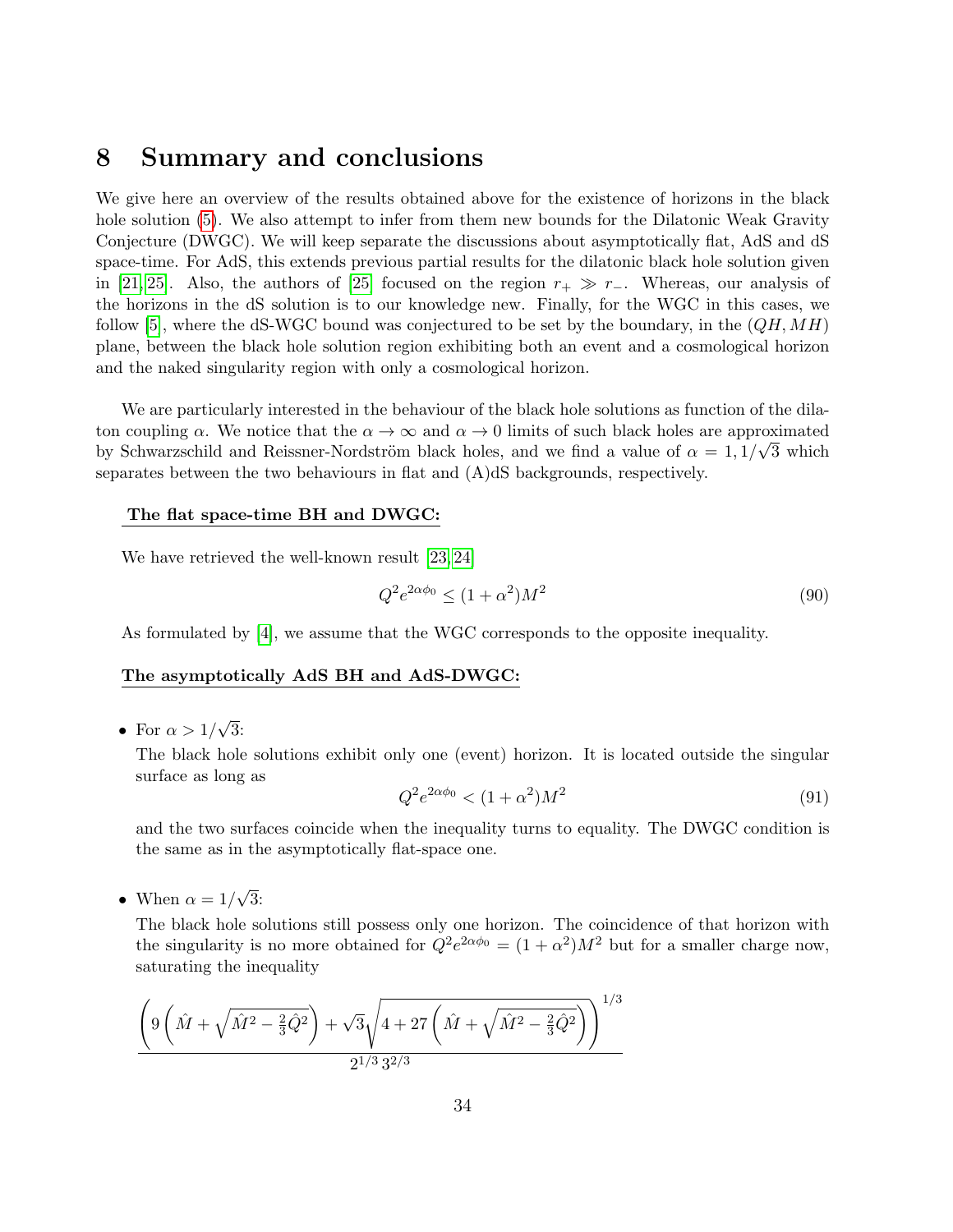# 8 Summary and conclusions

We give here an overview of the results obtained above for the existence of horizons in the black hole solution (5). We also attempt to infer from them new bounds for the Dilatonic Weak Gravity Conjecture (DWGC). We will keep separate the discussions about asymptotically flat, AdS and dS space-time. For AdS, this extends previous partial results for the dilatonic black hole solution given in [21, 25]. Also, the authors of [25] focused on the region $r_+ \gg r_-$. Whereas, our analysis of the horizons in the dS solution is to our knowledge new. Finally, for the WGC in this cases, we follow [5], where the dS-WGC bound was conjectured to be set by the boundary, in the $(QH, MH)$ plane, between the black hole solution region exhibiting both an event and a cosmological horizon and the naked singularity region with only a cosmological horizon.

We are particularly interested in the behaviour of the black hole solutions as function of the dilaton coupling $\alpha$. We notice that the $\alpha \to \infty$ and $\alpha \to 0$ limits of such black holes are approximated by Schwarzschild and Reissner-Nordström black holes, and we find a value of $\alpha = 1, 1/\sqrt{3}$ which separates between the two behaviours in flat and (A)dS backgrounds, respectively.

**The flat space-time BH and DWGC:**

We have retrieved the well-known result [23, 24]

$$Q^2 e^{2\alpha\phi_0} \leq (1+\alpha^2) M^2 \tag{90}$$

As formulated by [4], we assume that the WGC corresponds to the opposite inequality.

**The asymptotically AdS BH and AdS-DWGC:**

- For $\alpha > 1/\sqrt{3}$:

  The black hole solutions exhibit only one (event) horizon. It is located outside the singular surface as long as

  $$Q^2 e^{2\alpha\phi_0} < (1+\alpha^2) M^2 \tag{91}$$

  and the two surfaces coincide when the inequality turns to equality. The DWGC condition is the same as in the asymptotically flat-space one.

- When $\alpha = 1/\sqrt{3}$:

  The black hole solutions still possess only one horizon. The coincidence of that horizon with the singularity is no more obtained for $Q^2 e^{2\alpha\phi_0} = (1+\alpha^2) M^2$ but for a smaller charge now, saturating the inequality

  $$\frac{\left(9\left(\hat{M} + \sqrt{\hat{M}^2 - \frac{2}{3}\hat{Q}^2}\right) + \sqrt{3}\sqrt{4 + 27\left(\hat{M} + \sqrt{\hat{M}^2 - \frac{2}{3}\hat{Q}^2}\right)}\right)^{1/3}}{2^{1/3}\, 3^{2/3}}$$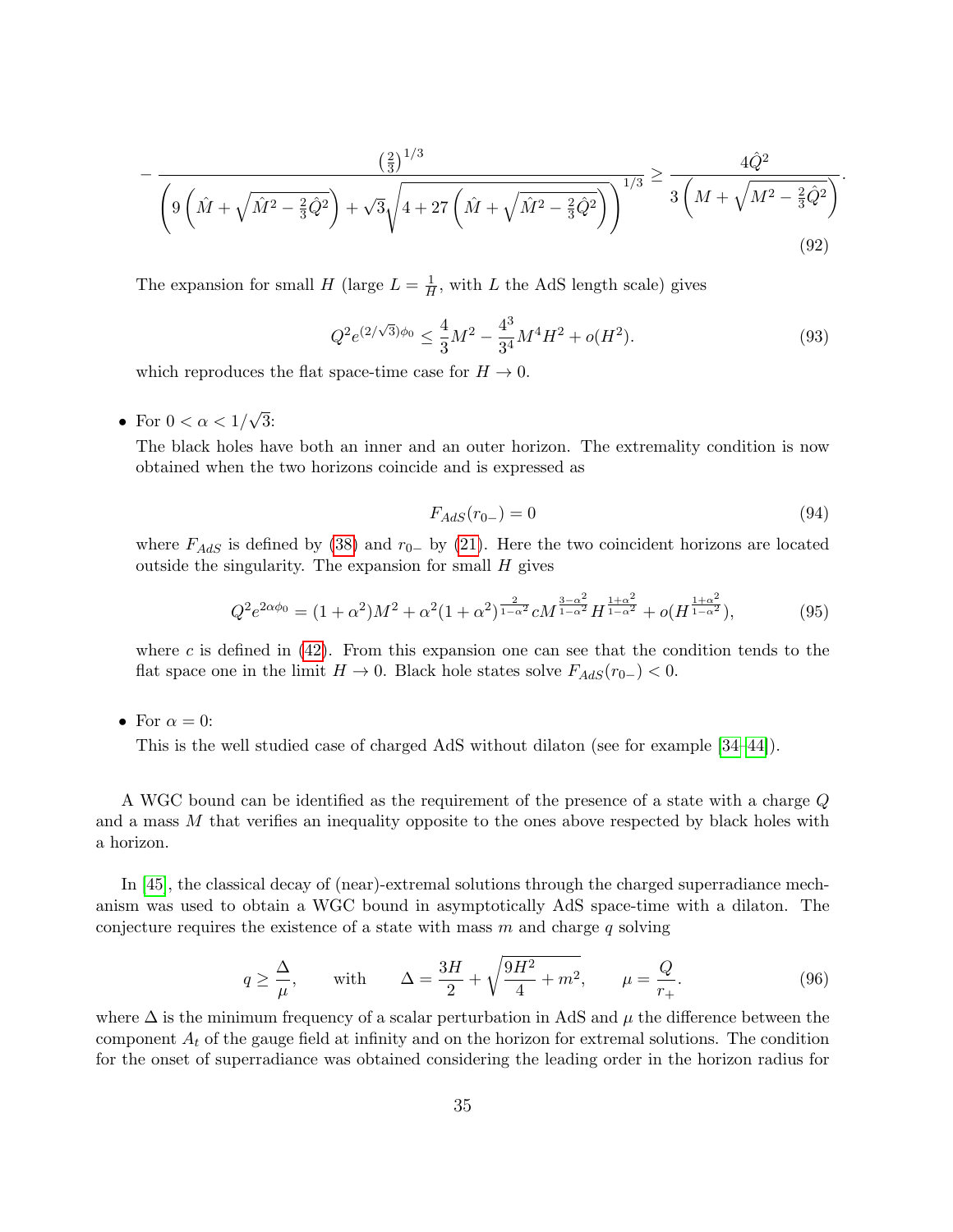$$
-\frac{\left(\frac{2}{3}\right)^{1/3}}{\left(9\left(\hat{M}+\sqrt{\hat{M}^2-\frac{2}{3}\hat{Q}^2}\right)+\sqrt{3}\sqrt{4+27\left(\hat{M}+\sqrt{\hat{M}^2-\frac{2}{3}\hat{Q}^2}\right)}\right)^{1/3}} \geq \frac{4\hat{Q}^2}{3\left(M+\sqrt{M^2-\frac{2}{3}\hat{Q}^2}\right)}. \tag{92}
$$

The expansion for small $H$ (large $L = \frac{1}{H}$, with $L$ the AdS length scale) gives

$$
Q^2 e^{(2/\sqrt{3})\phi_0} \leq \frac{4}{3}M^2 - \frac{4^3}{3^4}M^4 H^2 + o(H^2). \tag{93}
$$

which reproduces the flat space-time case for $H \to 0$.

- For $0 < \alpha < 1/\sqrt{3}$:
  The black holes have both an inner and an outer horizon. The extremality condition is now obtained when the two horizons coincide and is expressed as

$$
F_{AdS}(r_{0-}) = 0 \tag{94}
$$

  where $F_{AdS}$ is defined by (38) and $r_{0-}$ by (21). Here the two coincident horizons are located outside the singularity. The expansion for small $H$ gives

$$
Q^2 e^{2\alpha\phi_0} = (1+\alpha^2)M^2 + \alpha^2(1+\alpha^2)^{\frac{2}{1-\alpha^2}} c M^{\frac{3-\alpha^2}{1-\alpha^2}} H^{\frac{1+\alpha^2}{1-\alpha^2}} + o(H^{\frac{1+\alpha^2}{1-\alpha^2}}), \tag{95}
$$

  where $c$ is defined in (42). From this expansion one can see that the condition tends to the flat space one in the limit $H \to 0$. Black hole states solve $F_{AdS}(r_{0-}) < 0$.

- For $\alpha = 0$:
  This is the well studied case of charged AdS without dilaton (see for example [34–44]).

A WGC bound can be identified as the requirement of the presence of a state with a charge $Q$ and a mass $M$ that verifies an inequality opposite to the ones above respected by black holes with a horizon.

In [45], the classical decay of (near)-extremal solutions through the charged superradiance mechanism was used to obtain a WGC bound in asymptotically AdS space-time with a dilaton. The conjecture requires the existence of a state with mass $m$ and charge $q$ solving

$$
q \geq \frac{\Delta}{\mu}, \qquad \text{with} \qquad \Delta = \frac{3H}{2} + \sqrt{\frac{9H^2}{4} + m^2}, \qquad \mu = \frac{Q}{r_+}. \tag{96}
$$

where $\Delta$ is the minimum frequency of a scalar perturbation in AdS and $\mu$ the difference between the component $A_t$ of the gauge field at infinity and on the horizon for extremal solutions. The condition for the onset of superradiance was obtained considering the leading order in the horizon radius for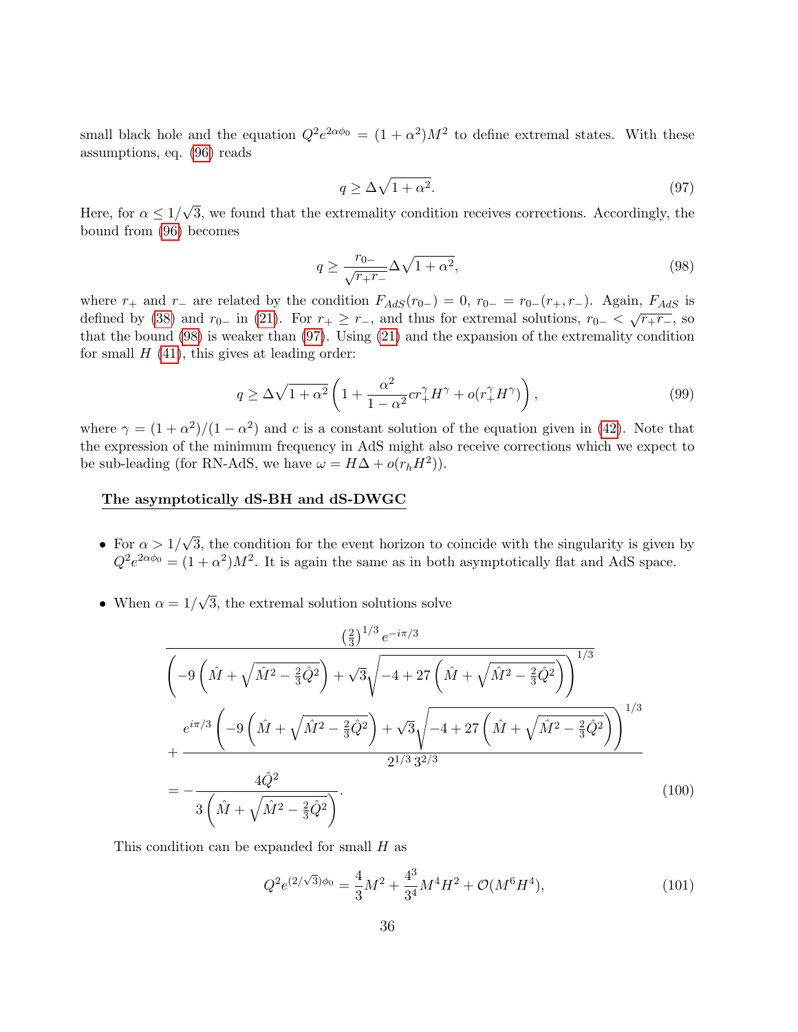small black hole and the equation $Q^2 e^{2\alpha\phi_0} = (1+\alpha^2)M^2$ to define extremal states. With these assumptions, eq. (96) reads

$$q \geq \Delta\sqrt{1+\alpha^2}. \tag{97}$$

Here, for $\alpha \leq 1/\sqrt{3}$, we found that the extremality condition receives corrections. Accordingly, the bound from (96) becomes

$$q \geq \frac{r_{0-}}{\sqrt{r_+ r_-}}\Delta\sqrt{1+\alpha^2}, \tag{98}$$

where $r_+$ and $r_-$ are related by the condition $F_{AdS}(r_{0-}) = 0$, $r_{0-} = r_{0-}(r_+, r_-)$. Again, $F_{AdS}$ is defined by (38) and $r_{0-}$ in (21). For $r_+ \geq r_-$, and thus for extremal solutions, $r_{0-} < \sqrt{r_+ r_-}$, so that the bound (98) is weaker than (97). Using (21) and the expansion of the extremality condition for small $H$ (41), this gives at leading order:

$$q \geq \Delta\sqrt{1+\alpha^2}\left(1 + \frac{\alpha^2}{1-\alpha^2} c r_+^\gamma H^\gamma + o(r_+^\gamma H^\gamma)\right), \tag{99}$$

where $\gamma = (1+\alpha^2)/(1-\alpha^2)$ and $c$ is a constant solution of the equation given in (42). Note that the expression of the minimum frequency in AdS might also receive corrections which we expect to be sub-leading (for RN-AdS, we have $\omega = H\Delta + o(r_h H^2)$).

**The asymptotically dS-BH and dS-DWGC**

- For $\alpha > 1/\sqrt{3}$, the condition for the event horizon to coincide with the singularity is given by $Q^2 e^{2\alpha\phi_0} = (1+\alpha^2)M^2$. It is again the same as in both asymptotically flat and AdS space.

- When $\alpha = 1/\sqrt{3}$, the extremal solution solutions solve

$$\begin{aligned}
&\frac{\left(\frac{2}{3}\right)^{1/3} e^{-i\pi/3}}{\left(-9\left(\hat{M} + \sqrt{\hat{M}^2 - \frac{2}{3}\hat{Q}^2}\right) + \sqrt{3}\sqrt{-4 + 27\left(\hat{M} + \sqrt{\hat{M}^2 - \frac{2}{3}\hat{Q}^2}\right)}\right)^{1/3}} \\
&+ \frac{e^{i\pi/3}\left(-9\left(\hat{M} + \sqrt{\hat{M}^2 - \frac{2}{3}\hat{Q}^2}\right) + \sqrt{3}\sqrt{-4 + 27\left(\hat{M} + \sqrt{\hat{M}^2 - \frac{2}{3}\hat{Q}^2}\right)}\right)^{1/3}}{2^{1/3}\, 3^{2/3}} \\
&= -\frac{4\hat{Q}^2}{3\left(\hat{M} + \sqrt{\hat{M}^2 - \frac{2}{3}\hat{Q}^2}\right)}.
\end{aligned} \tag{100}$$

This condition can be expanded for small $H$ as

$$Q^2 e^{(2/\sqrt{3})\phi_0} = \frac{4}{3}M^2 + \frac{4^3}{3^4}M^4 H^2 + \mathcal{O}(M^6 H^4), \tag{101}$$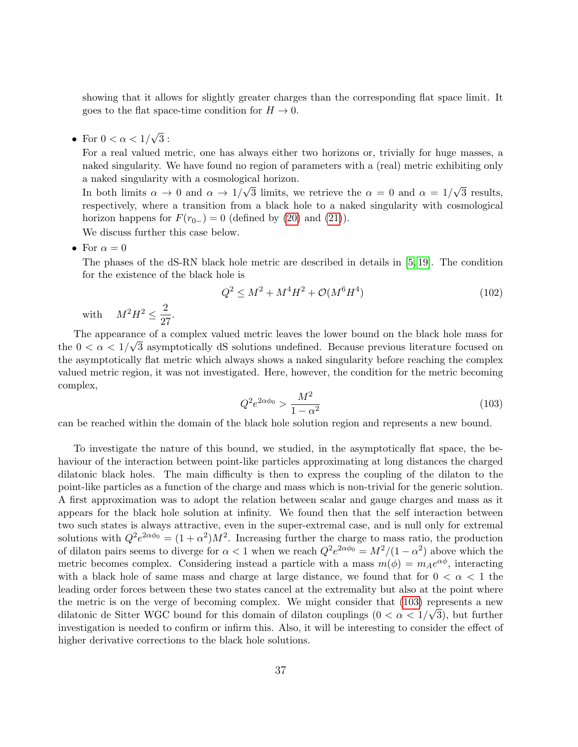showing that it allows for slightly greater charges than the corresponding flat space limit. It goes to the flat space-time condition for $H \to 0$.

- For $0 < \alpha < 1/\sqrt{3}$ :

  For a real valued metric, one has always either two horizons or, trivially for huge masses, a naked singularity. We have found no region of parameters with a (real) metric exhibiting only a naked singularity with a cosmological horizon.

  In both limits $\alpha \to 0$ and $\alpha \to 1/\sqrt{3}$ limits, we retrieve the $\alpha = 0$ and $\alpha = 1/\sqrt{3}$ results, respectively, where a transition from a black hole to a naked singularity with cosmological horizon happens for $F(r_{0-}) = 0$ (defined by (20) and (21)).

  We discuss further this case below.

- For $\alpha = 0$

  The phases of the dS-RN black hole metric are described in details in [5, 19]. The condition for the existence of the black hole is

$$Q^2 \le M^2 + M^4 H^2 + \mathcal{O}(M^6 H^4) \tag{102}$$

  with $\quad M^2 H^2 \le \dfrac{2}{27}$.

The appearance of a complex valued metric leaves the lower bound on the black hole mass for the $0 < \alpha < 1/\sqrt{3}$ asymptotically dS solutions undefined. Because previous literature focused on the asymptotically flat metric which always shows a naked singularity before reaching the complex valued metric region, it was not investigated. Here, however, the condition for the metric becoming complex,

$$Q^2 e^{2\alpha\phi_0} > \frac{M^2}{1-\alpha^2} \tag{103}$$

can be reached within the domain of the black hole solution region and represents a new bound.

To investigate the nature of this bound, we studied, in the asymptotically flat space, the behaviour of the interaction between point-like particles approximating at long distances the charged dilatonic black holes. The main difficulty is then to express the coupling of the dilaton to the point-like particles as a function of the charge and mass which is non-trivial for the generic solution. A first approximation was to adopt the relation between scalar and gauge charges and mass as it appears for the black hole solution at infinity. We found then that the self interaction between two such states is always attractive, even in the super-extremal case, and is null only for extremal solutions with $Q^2 e^{2\alpha\phi_0} = (1+\alpha^2)M^2$. Increasing further the charge to mass ratio, the production of dilaton pairs seems to diverge for $\alpha < 1$ when we reach $Q^2 e^{2\alpha\phi_0} = M^2/(1-\alpha^2)$ above which the metric becomes complex. Considering instead a particle with a mass $m(\phi) = m_A e^{\alpha\phi}$, interacting with a black hole of same mass and charge at large distance, we found that for $0 < \alpha < 1$ the leading order forces between these two states cancel at the extremality but also at the point where the metric is on the verge of becoming complex. We might consider that (103) represents a new dilatonic de Sitter WGC bound for this domain of dilaton couplings ($0 < \alpha < 1/\sqrt{3}$), but further investigation is needed to confirm or infirm this. Also, it will be interesting to consider the effect of higher derivative corrections to the black hole solutions.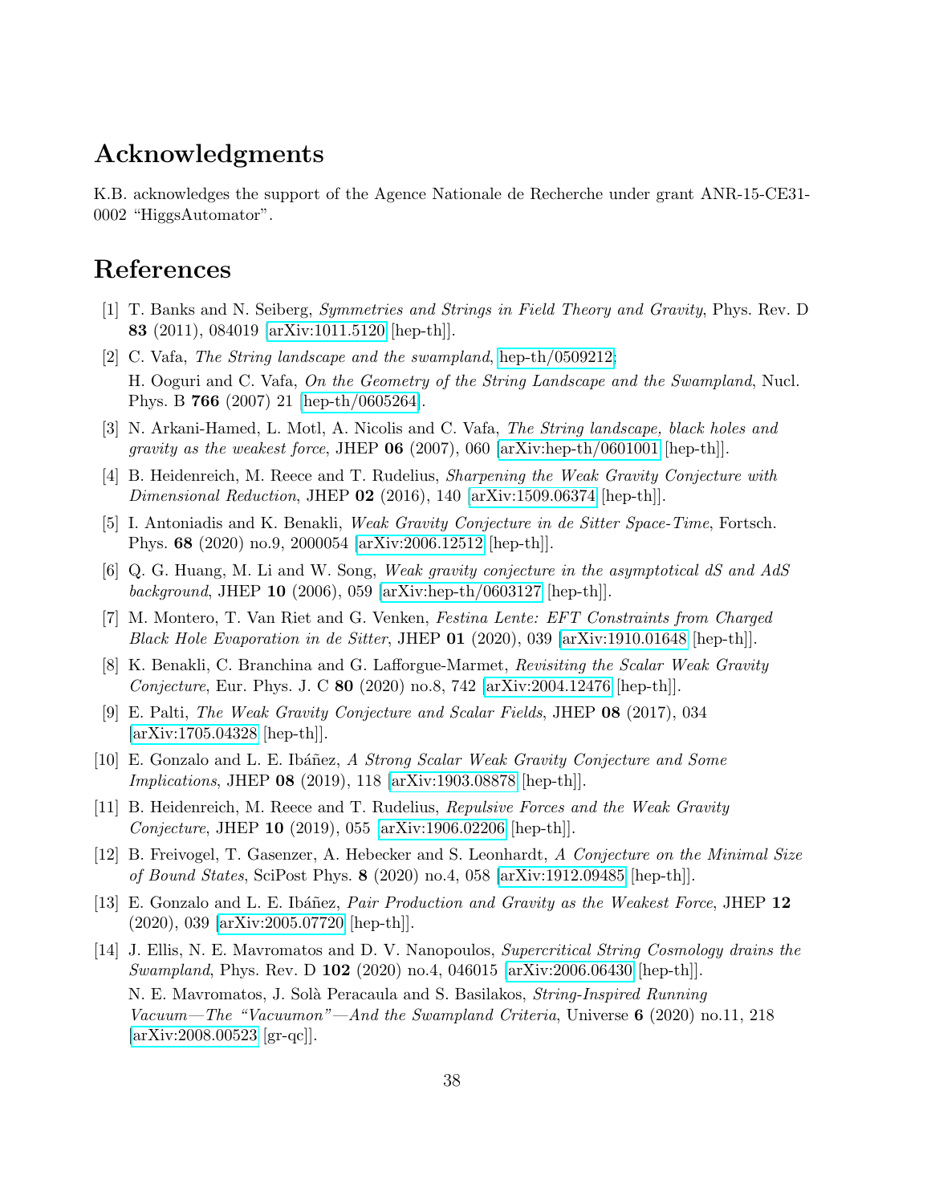# Acknowledgments

K.B. acknowledges the support of the Agence Nationale de Recherche under grant ANR-15-CE31-0002 "HiggsAutomator".

# References

[1] T. Banks and N. Seiberg, *Symmetries and Strings in Field Theory and Gravity*, Phys. Rev. D **83** (2011), 084019 [arXiv:1011.5120 [hep-th]].

[2] C. Vafa, *The String landscape and the swampland*, hep-th/0509212;
H. Ooguri and C. Vafa, *On the Geometry of the String Landscape and the Swampland*, Nucl. Phys. B **766** (2007) 21 [hep-th/0605264].

[3] N. Arkani-Hamed, L. Motl, A. Nicolis and C. Vafa, *The String landscape, black holes and gravity as the weakest force*, JHEP **06** (2007), 060 [arXiv:hep-th/0601001 [hep-th]].

[4] B. Heidenreich, M. Reece and T. Rudelius, *Sharpening the Weak Gravity Conjecture with Dimensional Reduction*, JHEP **02** (2016), 140 [arXiv:1509.06374 [hep-th]].

[5] I. Antoniadis and K. Benakli, *Weak Gravity Conjecture in de Sitter Space-Time*, Fortsch. Phys. **68** (2020) no.9, 2000054 [arXiv:2006.12512 [hep-th]].

[6] Q. G. Huang, M. Li and W. Song, *Weak gravity conjecture in the asymptotical dS and AdS background*, JHEP **10** (2006), 059 [arXiv:hep-th/0603127 [hep-th]].

[7] M. Montero, T. Van Riet and G. Venken, *Festina Lente: EFT Constraints from Charged Black Hole Evaporation in de Sitter*, JHEP **01** (2020), 039 [arXiv:1910.01648 [hep-th]].

[8] K. Benakli, C. Branchina and G. Lafforgue-Marmet, *Revisiting the Scalar Weak Gravity Conjecture*, Eur. Phys. J. C **80** (2020) no.8, 742 [arXiv:2004.12476 [hep-th]].

[9] E. Palti, *The Weak Gravity Conjecture and Scalar Fields*, JHEP **08** (2017), 034 [arXiv:1705.04328 [hep-th]].

[10] E. Gonzalo and L. E. Ibáñez, *A Strong Scalar Weak Gravity Conjecture and Some Implications*, JHEP **08** (2019), 118 [arXiv:1903.08878 [hep-th]].

[11] B. Heidenreich, M. Reece and T. Rudelius, *Repulsive Forces and the Weak Gravity Conjecture*, JHEP **10** (2019), 055 [arXiv:1906.02206 [hep-th]].

[12] B. Freivogel, T. Gasenzer, A. Hebecker and S. Leonhardt, *A Conjecture on the Minimal Size of Bound States*, SciPost Phys. **8** (2020) no.4, 058 [arXiv:1912.09485 [hep-th]].

[13] E. Gonzalo and L. E. Ibáñez, *Pair Production and Gravity as the Weakest Force*, JHEP **12** (2020), 039 [arXiv:2005.07720 [hep-th]].

[14] J. Ellis, N. E. Mavromatos and D. V. Nanopoulos, *Supercritical String Cosmology drains the Swampland*, Phys. Rev. D **102** (2020) no.4, 046015 [arXiv:2006.06430 [hep-th]].
N. E. Mavromatos, J. Solà Peracaula and S. Basilakos, *String-Inspired Running Vacuum—The "Vacuumon"—And the Swampland Criteria*, Universe **6** (2020) no.11, 218 [arXiv:2008.00523 [gr-qc]].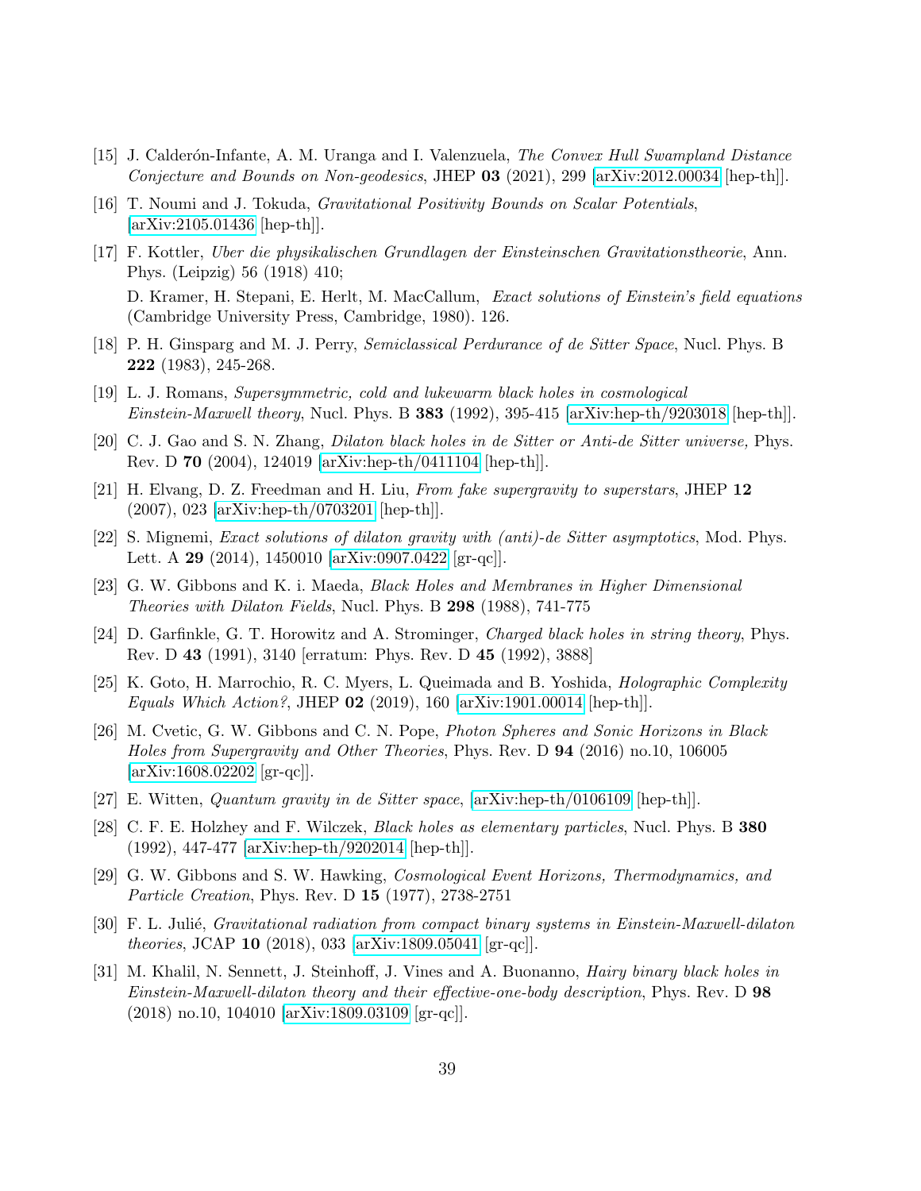[15] J. Calderón-Infante, A. M. Uranga and I. Valenzuela, *The Convex Hull Swampland Distance Conjecture and Bounds on Non-geodesics*, JHEP **03** (2021), 299 [arXiv:2012.00034 [hep-th]].

[16] T. Noumi and J. Tokuda, *Gravitational Positivity Bounds on Scalar Potentials*, [arXiv:2105.01436 [hep-th]].

[17] F. Kottler, *Uber die physikalischen Grundlagen der Einsteinschen Gravitationstheorie*, Ann. Phys. (Leipzig) 56 (1918) 410;
D. Kramer, H. Stepani, E. Herlt, M. MacCallum, *Exact solutions of Einstein's field equations* (Cambridge University Press, Cambridge, 1980). 126.

[18] P. H. Ginsparg and M. J. Perry, *Semiclassical Perdurance of de Sitter Space*, Nucl. Phys. B **222** (1983), 245-268.

[19] L. J. Romans, *Supersymmetric, cold and lukewarm black holes in cosmological Einstein-Maxwell theory*, Nucl. Phys. B **383** (1992), 395-415 [arXiv:hep-th/9203018 [hep-th]].

[20] C. J. Gao and S. N. Zhang, *Dilaton black holes in de Sitter or Anti-de Sitter universe,* Phys. Rev. D **70** (2004), 124019 [arXiv:hep-th/0411104 [hep-th]].

[21] H. Elvang, D. Z. Freedman and H. Liu, *From fake supergravity to superstars*, JHEP **12** (2007), 023 [arXiv:hep-th/0703201 [hep-th]].

[22] S. Mignemi, *Exact solutions of dilaton gravity with (anti)-de Sitter asymptotics*, Mod. Phys. Lett. A **29** (2014), 1450010 [arXiv:0907.0422 [gr-qc]].

[23] G. W. Gibbons and K. i. Maeda, *Black Holes and Membranes in Higher Dimensional Theories with Dilaton Fields*, Nucl. Phys. B **298** (1988), 741-775

[24] D. Garfinkle, G. T. Horowitz and A. Strominger, *Charged black holes in string theory*, Phys. Rev. D **43** (1991), 3140 [erratum: Phys. Rev. D **45** (1992), 3888]

[25] K. Goto, H. Marrochio, R. C. Myers, L. Queimada and B. Yoshida, *Holographic Complexity Equals Which Action?*, JHEP **02** (2019), 160 [arXiv:1901.00014 [hep-th]].

[26] M. Cvetic, G. W. Gibbons and C. N. Pope, *Photon Spheres and Sonic Horizons in Black Holes from Supergravity and Other Theories*, Phys. Rev. D **94** (2016) no.10, 106005 [arXiv:1608.02202 [gr-qc]].

[27] E. Witten, *Quantum gravity in de Sitter space*, [arXiv:hep-th/0106109 [hep-th]].

[28] C. F. E. Holzhey and F. Wilczek, *Black holes as elementary particles*, Nucl. Phys. B **380** (1992), 447-477 [arXiv:hep-th/9202014 [hep-th]].

[29] G. W. Gibbons and S. W. Hawking, *Cosmological Event Horizons, Thermodynamics, and Particle Creation*, Phys. Rev. D **15** (1977), 2738-2751

[30] F. L. Julié, *Gravitational radiation from compact binary systems in Einstein-Maxwell-dilaton theories*, JCAP **10** (2018), 033 [arXiv:1809.05041 [gr-qc]].

[31] M. Khalil, N. Sennett, J. Steinhoff, J. Vines and A. Buonanno, *Hairy binary black holes in Einstein-Maxwell-dilaton theory and their effective-one-body description*, Phys. Rev. D **98** (2018) no.10, 104010 [arXiv:1809.03109 [gr-qc]].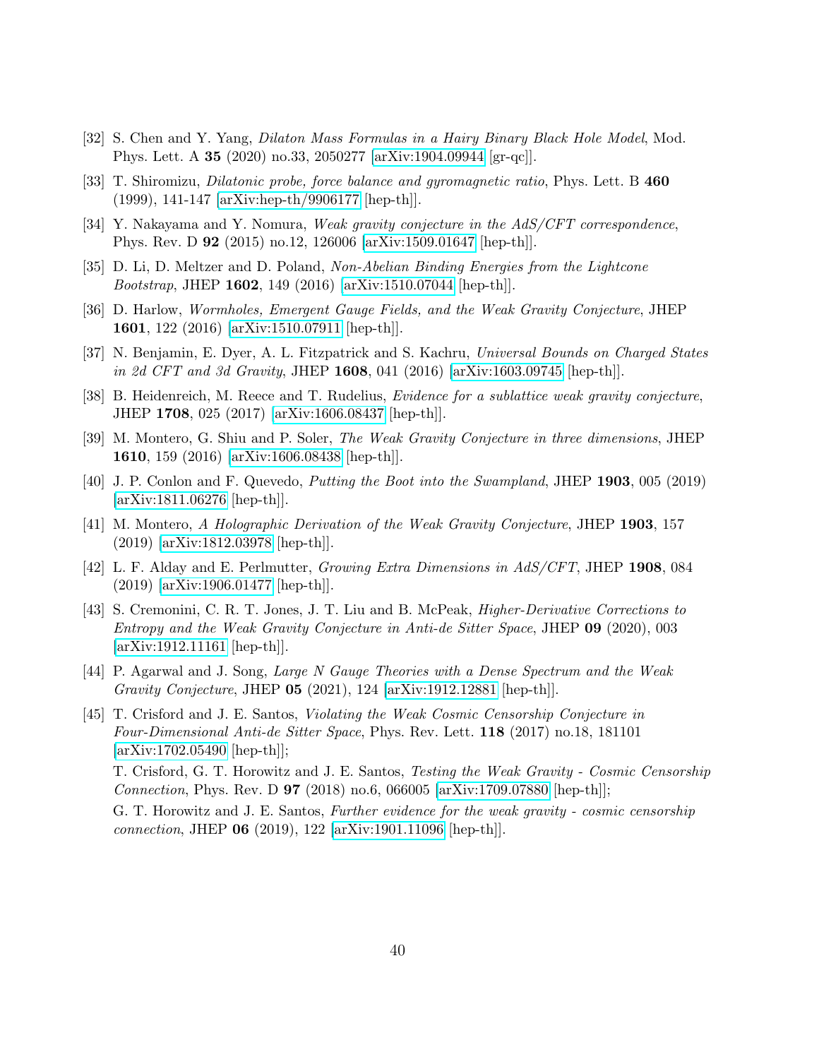[32] S. Chen and Y. Yang, *Dilaton Mass Formulas in a Hairy Binary Black Hole Model*, Mod. Phys. Lett. A **35** (2020) no.33, 2050277 [arXiv:1904.09944 [gr-qc]].

[33] T. Shiromizu, *Dilatonic probe, force balance and gyromagnetic ratio*, Phys. Lett. B **460** (1999), 141-147 [arXiv:hep-th/9906177 [hep-th]].

[34] Y. Nakayama and Y. Nomura, *Weak gravity conjecture in the AdS/CFT correspondence*, Phys. Rev. D **92** (2015) no.12, 126006 [arXiv:1509.01647 [hep-th]].

[35] D. Li, D. Meltzer and D. Poland, *Non-Abelian Binding Energies from the Lightcone Bootstrap*, JHEP **1602**, 149 (2016) [arXiv:1510.07044 [hep-th]].

[36] D. Harlow, *Wormholes, Emergent Gauge Fields, and the Weak Gravity Conjecture*, JHEP **1601**, 122 (2016) [arXiv:1510.07911 [hep-th]].

[37] N. Benjamin, E. Dyer, A. L. Fitzpatrick and S. Kachru, *Universal Bounds on Charged States in 2d CFT and 3d Gravity*, JHEP **1608**, 041 (2016) [arXiv:1603.09745 [hep-th]].

[38] B. Heidenreich, M. Reece and T. Rudelius, *Evidence for a sublattice weak gravity conjecture*, JHEP **1708**, 025 (2017) [arXiv:1606.08437 [hep-th]].

[39] M. Montero, G. Shiu and P. Soler, *The Weak Gravity Conjecture in three dimensions*, JHEP **1610**, 159 (2016) [arXiv:1606.08438 [hep-th]].

[40] J. P. Conlon and F. Quevedo, *Putting the Boot into the Swampland*, JHEP **1903**, 005 (2019) [arXiv:1811.06276 [hep-th]].

[41] M. Montero, *A Holographic Derivation of the Weak Gravity Conjecture*, JHEP **1903**, 157 (2019) [arXiv:1812.03978 [hep-th]].

[42] L. F. Alday and E. Perlmutter, *Growing Extra Dimensions in AdS/CFT*, JHEP **1908**, 084 (2019) [arXiv:1906.01477 [hep-th]].

[43] S. Cremonini, C. R. T. Jones, J. T. Liu and B. McPeak, *Higher-Derivative Corrections to Entropy and the Weak Gravity Conjecture in Anti-de Sitter Space*, JHEP **09** (2020), 003 [arXiv:1912.11161 [hep-th]].

[44] P. Agarwal and J. Song, *Large N Gauge Theories with a Dense Spectrum and the Weak Gravity Conjecture*, JHEP **05** (2021), 124 [arXiv:1912.12881 [hep-th]].

[45] T. Crisford and J. E. Santos, *Violating the Weak Cosmic Censorship Conjecture in Four-Dimensional Anti-de Sitter Space*, Phys. Rev. Lett. **118** (2017) no.18, 181101 [arXiv:1702.05490 [hep-th]];

T. Crisford, G. T. Horowitz and J. E. Santos, *Testing the Weak Gravity - Cosmic Censorship Connection*, Phys. Rev. D **97** (2018) no.6, 066005 [arXiv:1709.07880 [hep-th]];

G. T. Horowitz and J. E. Santos, *Further evidence for the weak gravity - cosmic censorship connection*, JHEP **06** (2019), 122 [arXiv:1901.11096 [hep-th]].